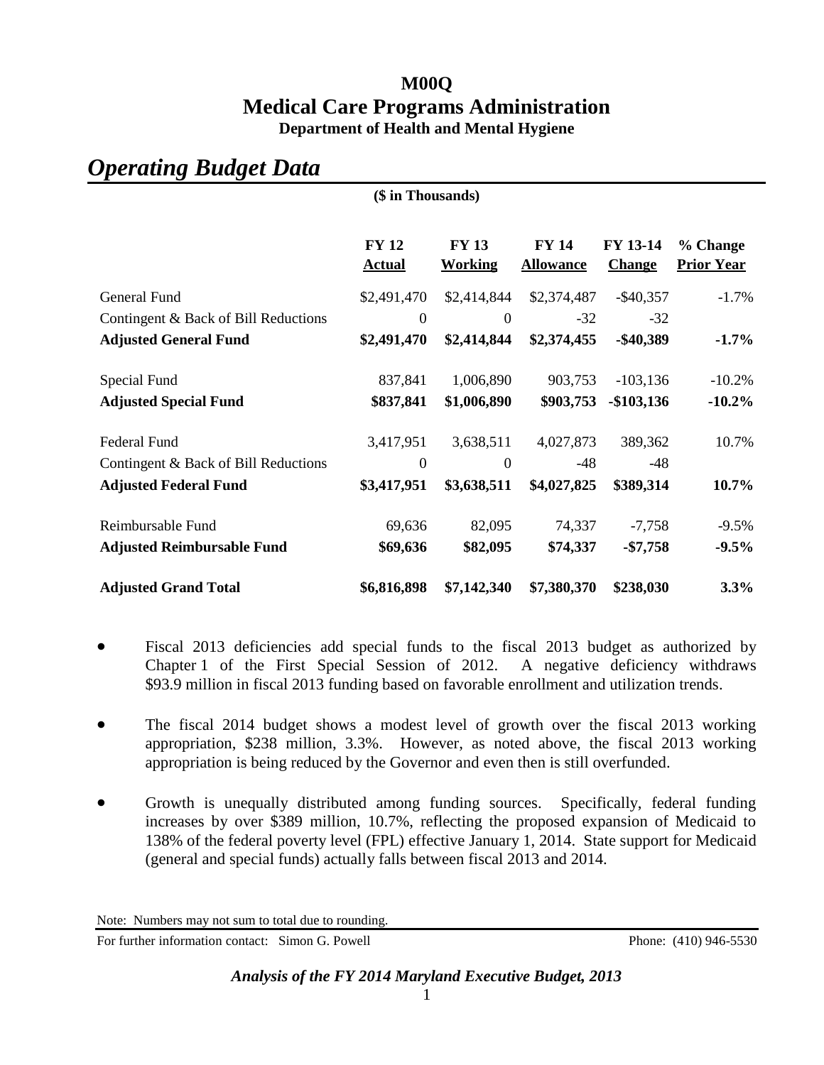# M00Q
# Medical Care Programs Administration
### Department of Health and Mental Hygiene

## *Operating Budget Data*

**($ in Thousands)**

| | FY 12 Actual | FY 13 Working | FY 14 Allowance | FY 13-14 Change | % Change Prior Year |
|---|---|---|---|---|---|
| General Fund | $2,491,470 | $2,414,844 | $2,374,487 | -$40,357 | -1.7% |
| Contingent & Back of Bill Reductions | 0 | 0 | -32 | -32 | |
| **Adjusted General Fund** | **$2,491,470** | **$2,414,844** | **$2,374,455** | **-$40,389** | **-1.7%** |
| Special Fund | 837,841 | 1,006,890 | 903,753 | -103,136 | -10.2% |
| **Adjusted Special Fund** | **$837,841** | **$1,006,890** | **$903,753** | **-$103,136** | **-10.2%** |
| Federal Fund | 3,417,951 | 3,638,511 | 4,027,873 | 389,362 | 10.7% |
| Contingent & Back of Bill Reductions | 0 | 0 | -48 | -48 | |
| **Adjusted Federal Fund** | **$3,417,951** | **$3,638,511** | **$4,027,825** | **$389,314** | **10.7%** |
| Reimbursable Fund | 69,636 | 82,095 | 74,337 | -7,758 | -9.5% |
| **Adjusted Reimbursable Fund** | **$69,636** | **$82,095** | **$74,337** | **-$7,758** | **-9.5%** |
| **Adjusted Grand Total** | **$6,816,898** | **$7,142,340** | **$7,380,370** | **$238,030** | **3.3%** |

- Fiscal 2013 deficiencies add special funds to the fiscal 2013 budget as authorized by Chapter 1 of the First Special Session of 2012. A negative deficiency withdraws $93.9 million in fiscal 2013 funding based on favorable enrollment and utilization trends.
- The fiscal 2014 budget shows a modest level of growth over the fiscal 2013 working appropriation, $238 million, 3.3%. However, as noted above, the fiscal 2013 working appropriation is being reduced by the Governor and even then is still overfunded.
- Growth is unequally distributed among funding sources. Specifically, federal funding increases by over $389 million, 10.7%, reflecting the proposed expansion of Medicaid to 138% of the federal poverty level (FPL) effective January 1, 2014. State support for Medicaid (general and special funds) actually falls between fiscal 2013 and 2014.

Note: Numbers may not sum to total due to rounding.

For further information contact: Simon G. Powell Phone: (410) 946-5530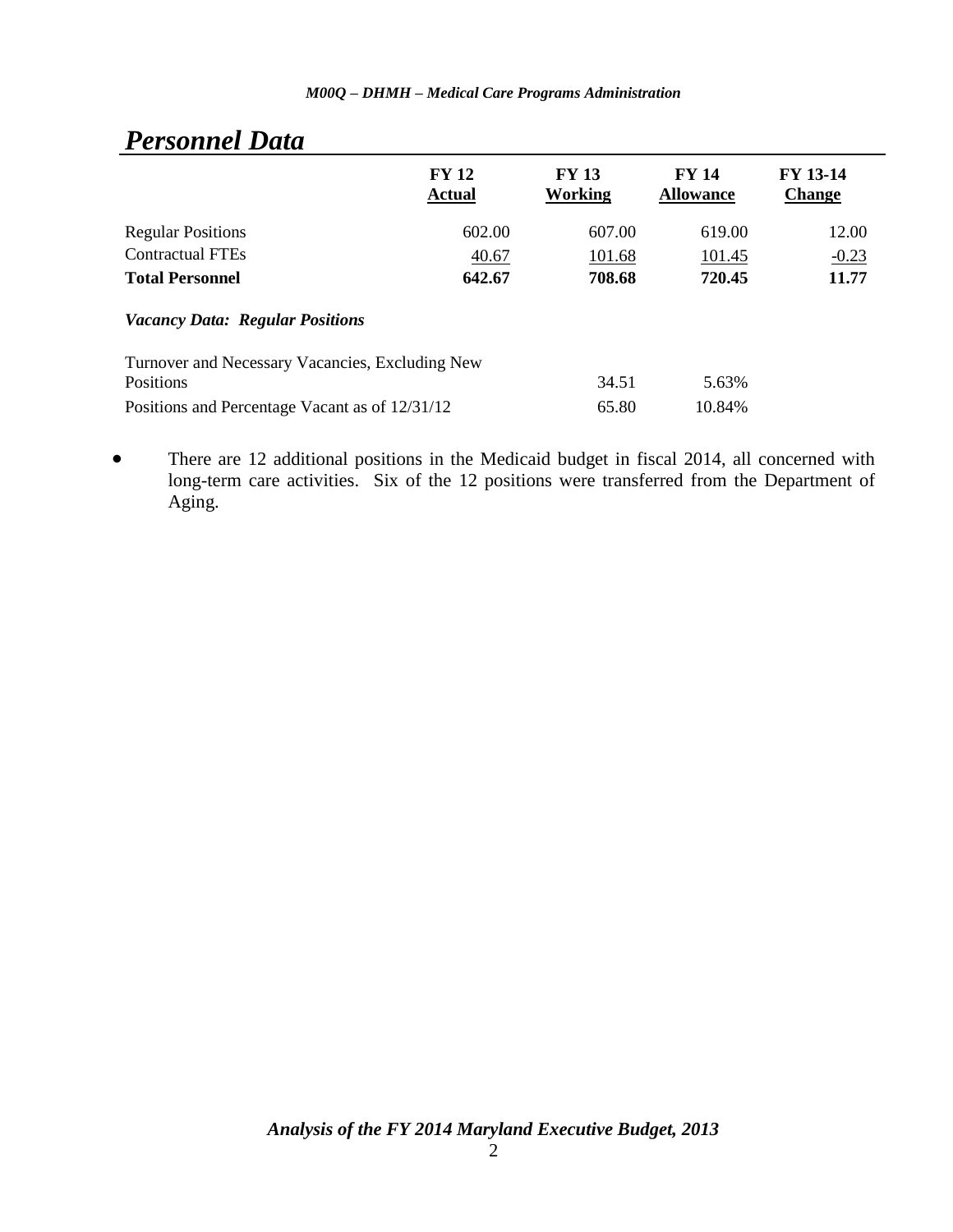## *Personnel Data*

| | FY 12 Actual | FY 13 Working | FY 14 Allowance | FY 13-14 Change |
|---|---|---|---|---|
| Regular Positions | 602.00 | 607.00 | 619.00 | 12.00 |
| Contractual FTEs | 40.67 | 101.68 | 101.45 | -0.23 |
| **Total Personnel** | **642.67** | **708.68** | **720.45** | **11.77** |

***Vacancy Data: Regular Positions***

| | | |
|---|---|---|
| Turnover and Necessary Vacancies, Excluding New Positions | 34.51 | 5.63% |
| Positions and Percentage Vacant as of 12/31/12 | 65.80 | 10.84% |

- There are 12 additional positions in the Medicaid budget in fiscal 2014, all concerned with long-term care activities. Six of the 12 positions were transferred from the Department of Aging.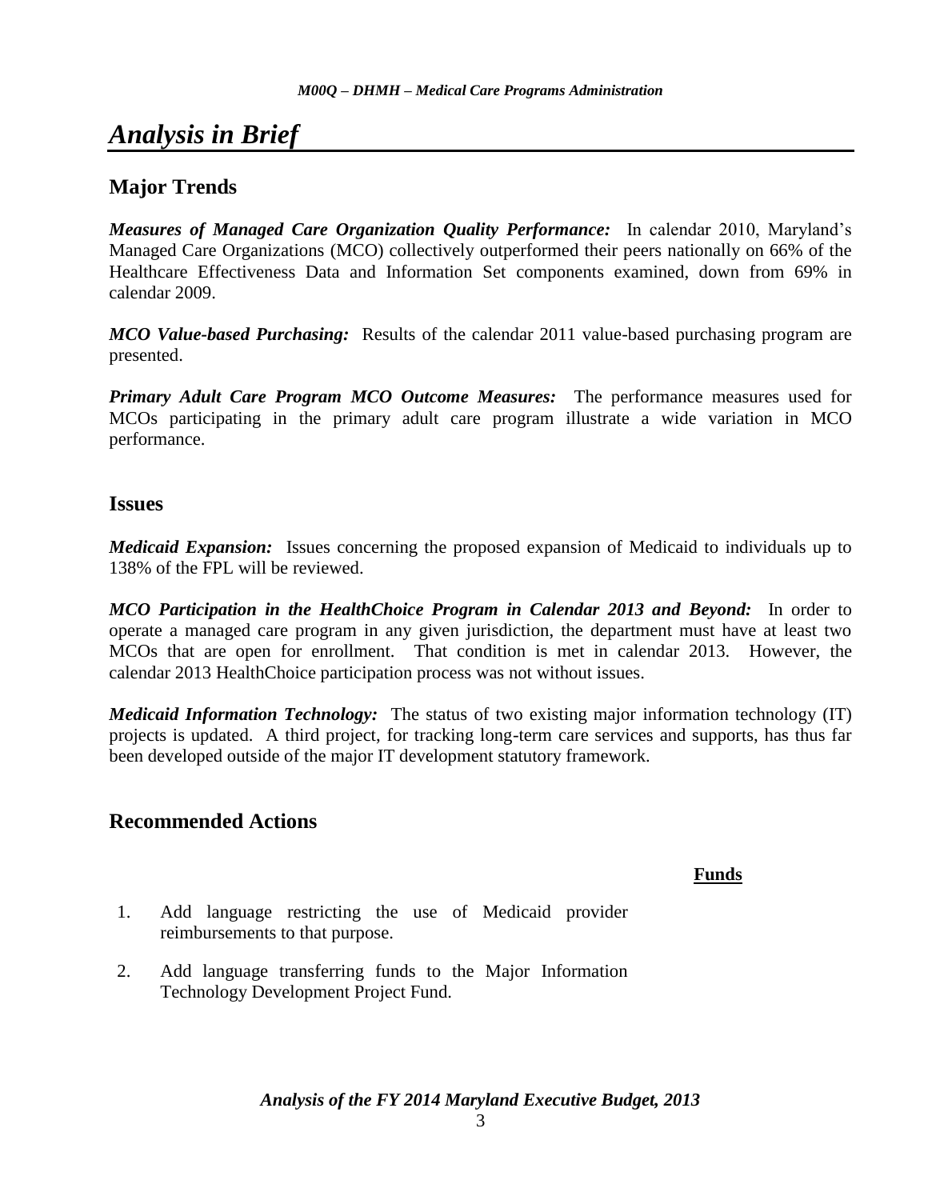# *Analysis in Brief*

## Major Trends

***Measures of Managed Care Organization Quality Performance:*** In calendar 2010, Maryland's Managed Care Organizations (MCO) collectively outperformed their peers nationally on 66% of the Healthcare Effectiveness Data and Information Set components examined, down from 69% in calendar 2009.

***MCO Value-based Purchasing:*** Results of the calendar 2011 value-based purchasing program are presented.

***Primary Adult Care Program MCO Outcome Measures:*** The performance measures used for MCOs participating in the primary adult care program illustrate a wide variation in MCO performance.

## Issues

***Medicaid Expansion:*** Issues concerning the proposed expansion of Medicaid to individuals up to 138% of the FPL will be reviewed.

***MCO Participation in the HealthChoice Program in Calendar 2013 and Beyond:*** In order to operate a managed care program in any given jurisdiction, the department must have at least two MCOs that are open for enrollment. That condition is met in calendar 2013. However, the calendar 2013 HealthChoice participation process was not without issues.

***Medicaid Information Technology:*** The status of two existing major information technology (IT) projects is updated. A third project, for tracking long-term care services and supports, has thus far been developed outside of the major IT development statutory framework.

## Recommended Actions

| | | Funds |
|---|---|---|
| 1. | Add language restricting the use of Medicaid provider reimbursements to that purpose. | |
| 2. | Add language transferring funds to the Major Information Technology Development Project Fund. | |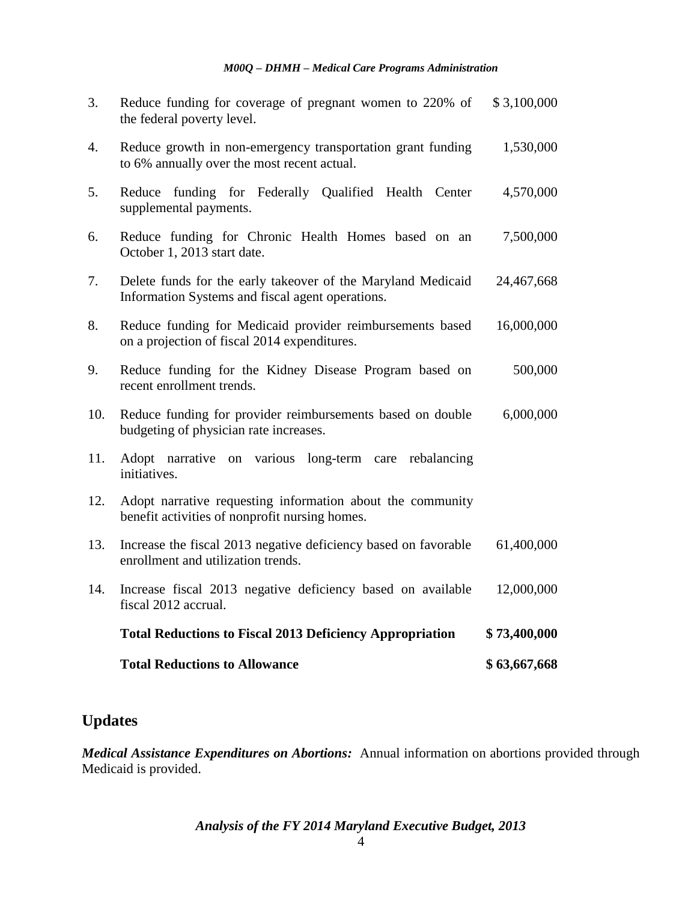| | | |
|---|---|---|
| 3. | Reduce funding for coverage of pregnant women to 220% of the federal poverty level. | $ 3,100,000 |
| 4. | Reduce growth in non-emergency transportation grant funding to 6% annually over the most recent actual. | 1,530,000 |
| 5. | Reduce funding for Federally Qualified Health Center supplemental payments. | 4,570,000 |
| 6. | Reduce funding for Chronic Health Homes based on an October 1, 2013 start date. | 7,500,000 |
| 7. | Delete funds for the early takeover of the Maryland Medicaid Information Systems and fiscal agent operations. | 24,467,668 |
| 8. | Reduce funding for Medicaid provider reimbursements based on a projection of fiscal 2014 expenditures. | 16,000,000 |
| 9. | Reduce funding for the Kidney Disease Program based on recent enrollment trends. | 500,000 |
| 10. | Reduce funding for provider reimbursements based on double budgeting of physician rate increases. | 6,000,000 |
| 11. | Adopt narrative on various long-term care rebalancing initiatives. | |
| 12. | Adopt narrative requesting information about the community benefit activities of nonprofit nursing homes. | |
| 13. | Increase the fiscal 2013 negative deficiency based on favorable enrollment and utilization trends. | 61,400,000 |
| 14. | Increase fiscal 2013 negative deficiency based on available fiscal 2012 accrual. | 12,000,000 |
| | **Total Reductions to Fiscal 2013 Deficiency Appropriation** | **$ 73,400,000** |
| | **Total Reductions to Allowance** | **$ 63,667,668** |

## Updates

***Medical Assistance Expenditures on Abortions:*** Annual information on abortions provided through Medicaid is provided.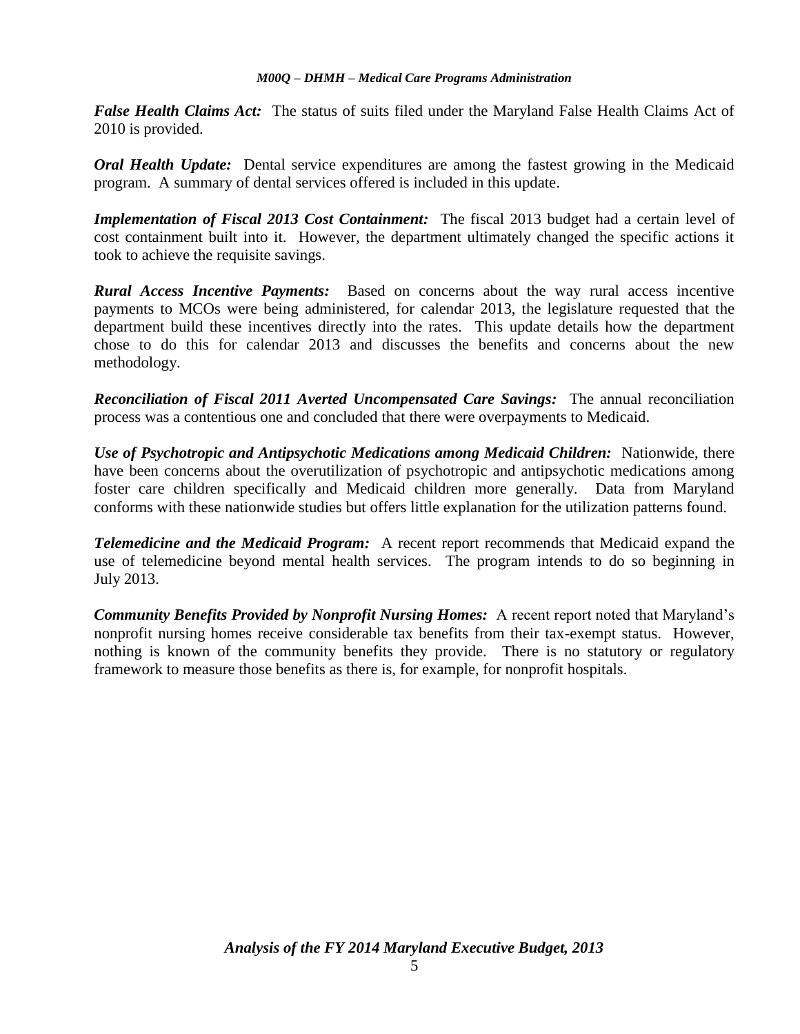***False Health Claims Act:*** The status of suits filed under the Maryland False Health Claims Act of 2010 is provided.

***Oral Health Update:*** Dental service expenditures are among the fastest growing in the Medicaid program. A summary of dental services offered is included in this update.

***Implementation of Fiscal 2013 Cost Containment:*** The fiscal 2013 budget had a certain level of cost containment built into it. However, the department ultimately changed the specific actions it took to achieve the requisite savings.

***Rural Access Incentive Payments:*** Based on concerns about the way rural access incentive payments to MCOs were being administered, for calendar 2013, the legislature requested that the department build these incentives directly into the rates. This update details how the department chose to do this for calendar 2013 and discusses the benefits and concerns about the new methodology.

***Reconciliation of Fiscal 2011 Averted Uncompensated Care Savings:*** The annual reconciliation process was a contentious one and concluded that there were overpayments to Medicaid.

***Use of Psychotropic and Antipsychotic Medications among Medicaid Children:*** Nationwide, there have been concerns about the overutilization of psychotropic and antipsychotic medications among foster care children specifically and Medicaid children more generally. Data from Maryland conforms with these nationwide studies but offers little explanation for the utilization patterns found.

***Telemedicine and the Medicaid Program:*** A recent report recommends that Medicaid expand the use of telemedicine beyond mental health services. The program intends to do so beginning in July 2013.

***Community Benefits Provided by Nonprofit Nursing Homes:*** A recent report noted that Maryland's nonprofit nursing homes receive considerable tax benefits from their tax-exempt status. However, nothing is known of the community benefits they provide. There is no statutory or regulatory framework to measure those benefits as there is, for example, for nonprofit hospitals.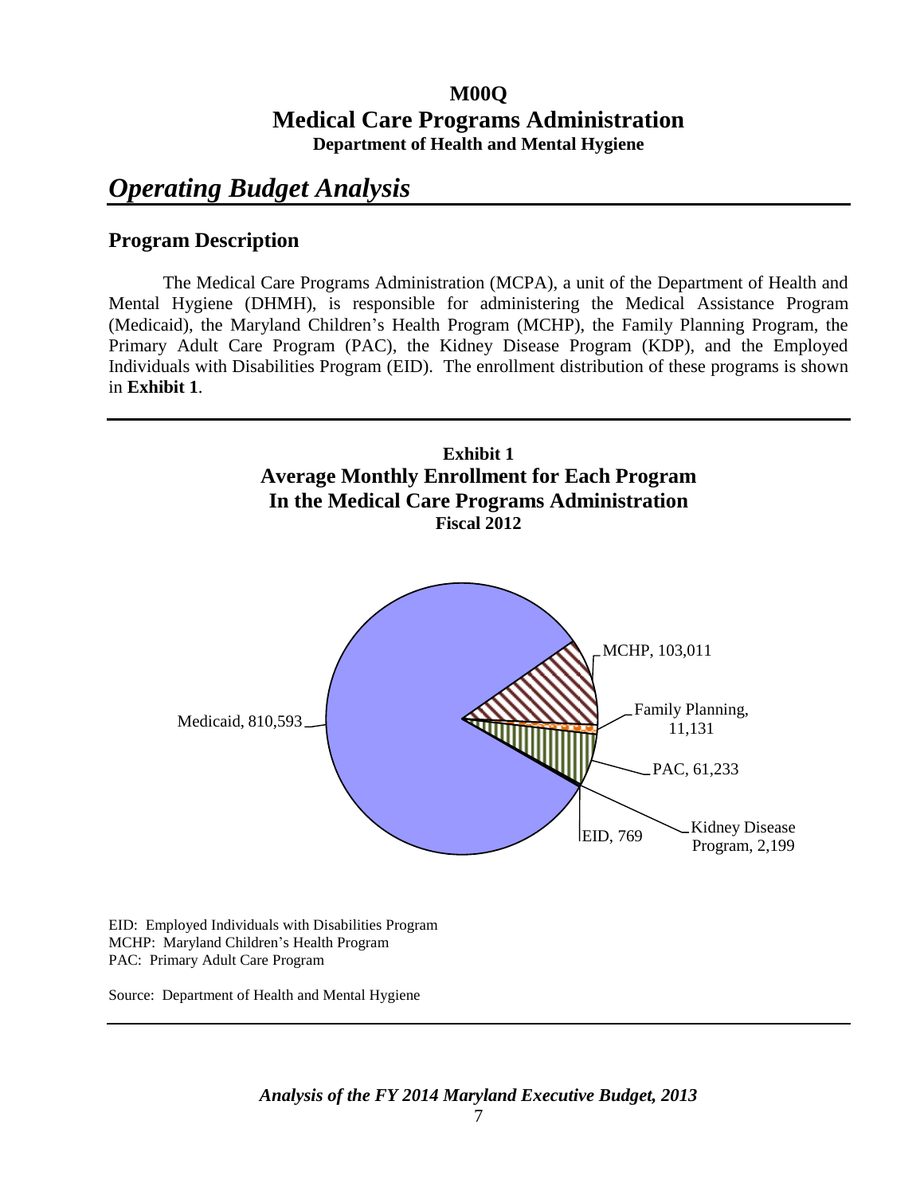# M00Q
# Medical Care Programs Administration
**Department of Health and Mental Hygiene**

# *Operating Budget Analysis*

## Program Description

The Medical Care Programs Administration (MCPA), a unit of the Department of Health and Mental Hygiene (DHMH), is responsible for administering the Medical Assistance Program (Medicaid), the Maryland Children's Health Program (MCHP), the Family Planning Program, the Primary Adult Care Program (PAC), the Kidney Disease Program (KDP), and the Employed Individuals with Disabilities Program (EID). The enrollment distribution of these programs is shown in **Exhibit 1**.

**Exhibit 1**
**Average Monthly Enrollment for Each Program**
**In the Medical Care Programs Administration**
**Fiscal 2012**

| Program | Enrollment |
|---|---|
| Medicaid | 810,593 |
| MCHP | 103,011 |
| Family Planning | 11,131 |
| PAC | 61,233 |
| Kidney Disease Program | 2,199 |
| EID | 769 |

EID: Employed Individuals with Disabilities Program
MCHP: Maryland Children's Health Program
PAC: Primary Adult Care Program

Source: Department of Health and Mental Hygiene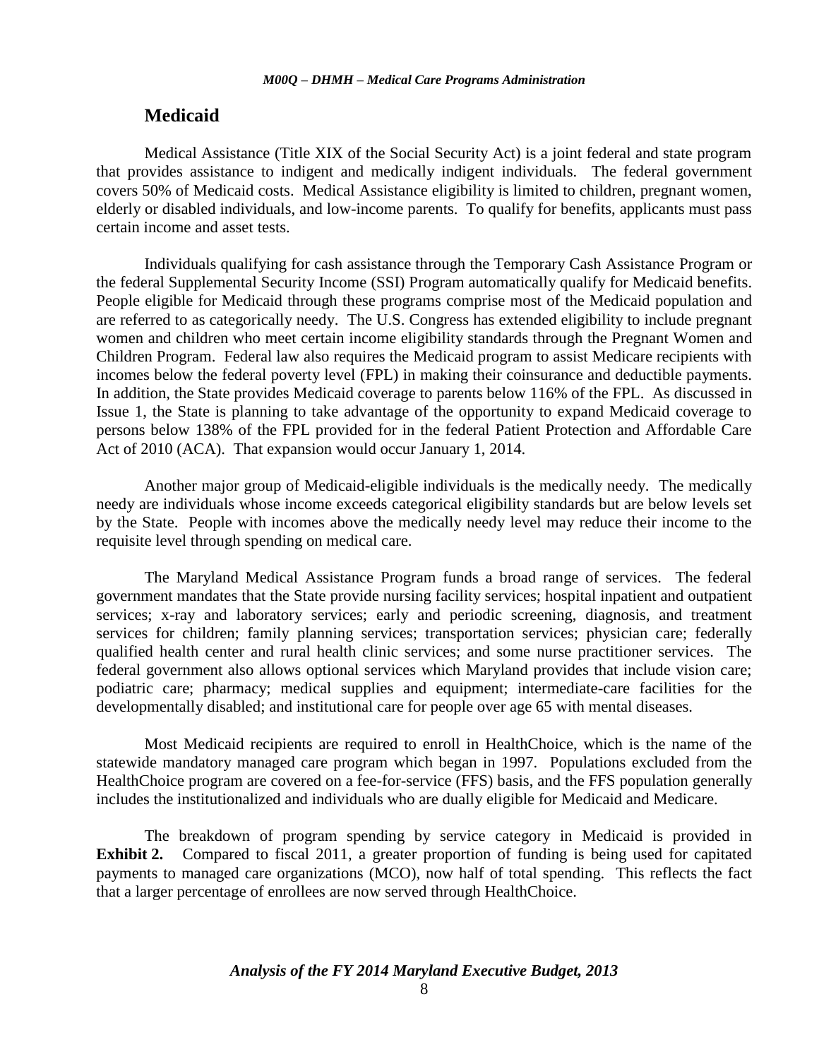## Medicaid

Medical Assistance (Title XIX of the Social Security Act) is a joint federal and state program that provides assistance to indigent and medically indigent individuals. The federal government covers 50% of Medicaid costs. Medical Assistance eligibility is limited to children, pregnant women, elderly or disabled individuals, and low-income parents. To qualify for benefits, applicants must pass certain income and asset tests.

Individuals qualifying for cash assistance through the Temporary Cash Assistance Program or the federal Supplemental Security Income (SSI) Program automatically qualify for Medicaid benefits. People eligible for Medicaid through these programs comprise most of the Medicaid population and are referred to as categorically needy. The U.S. Congress has extended eligibility to include pregnant women and children who meet certain income eligibility standards through the Pregnant Women and Children Program. Federal law also requires the Medicaid program to assist Medicare recipients with incomes below the federal poverty level (FPL) in making their coinsurance and deductible payments. In addition, the State provides Medicaid coverage to parents below 116% of the FPL. As discussed in Issue 1, the State is planning to take advantage of the opportunity to expand Medicaid coverage to persons below 138% of the FPL provided for in the federal Patient Protection and Affordable Care Act of 2010 (ACA). That expansion would occur January 1, 2014.

Another major group of Medicaid-eligible individuals is the medically needy. The medically needy are individuals whose income exceeds categorical eligibility standards but are below levels set by the State. People with incomes above the medically needy level may reduce their income to the requisite level through spending on medical care.

The Maryland Medical Assistance Program funds a broad range of services. The federal government mandates that the State provide nursing facility services; hospital inpatient and outpatient services; x-ray and laboratory services; early and periodic screening, diagnosis, and treatment services for children; family planning services; transportation services; physician care; federally qualified health center and rural health clinic services; and some nurse practitioner services. The federal government also allows optional services which Maryland provides that include vision care; podiatric care; pharmacy; medical supplies and equipment; intermediate-care facilities for the developmentally disabled; and institutional care for people over age 65 with mental diseases.

Most Medicaid recipients are required to enroll in HealthChoice, which is the name of the statewide mandatory managed care program which began in 1997. Populations excluded from the HealthChoice program are covered on a fee-for-service (FFS) basis, and the FFS population generally includes the institutionalized and individuals who are dually eligible for Medicaid and Medicare.

The breakdown of program spending by service category in Medicaid is provided in **Exhibit 2.** Compared to fiscal 2011, a greater proportion of funding is being used for capitated payments to managed care organizations (MCO), now half of total spending. This reflects the fact that a larger percentage of enrollees are now served through HealthChoice.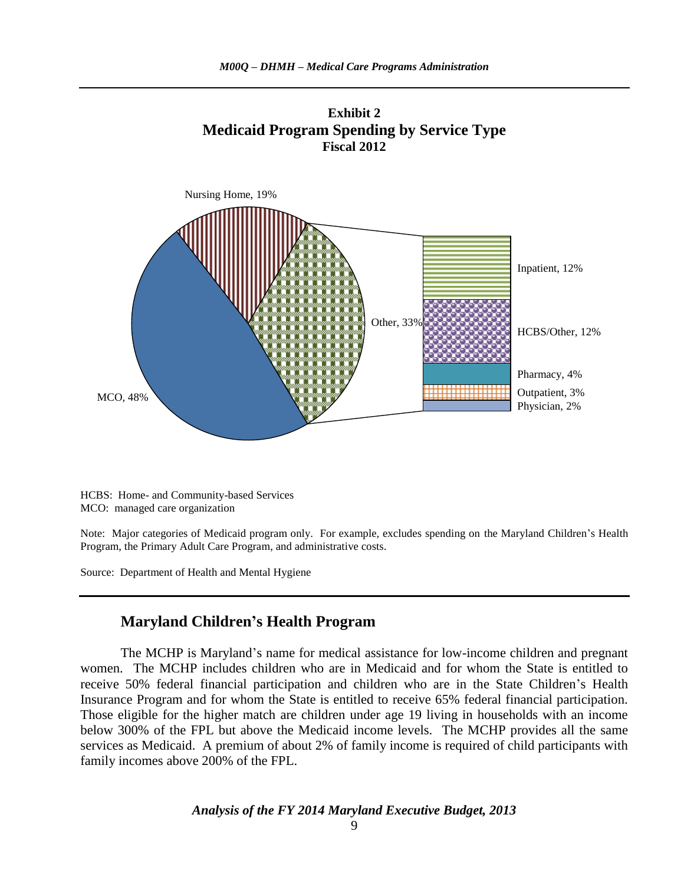**Exhibit 2**
**Medicaid Program Spending by Service Type**
**Fiscal 2012**

Nursing Home, 19%

MCO, 48%

Other, 33%

Inpatient, 12%

HCBS/Other, 12%

Pharmacy, 4%

Outpatient, 3%

Physician, 2%

HCBS: Home- and Community-based Services
MCO: managed care organization

Note: Major categories of Medicaid program only. For example, excludes spending on the Maryland Children's Health Program, the Primary Adult Care Program, and administrative costs.

Source: Department of Health and Mental Hygiene

## Maryland Children's Health Program

The MCHP is Maryland's name for medical assistance for low-income children and pregnant women. The MCHP includes children who are in Medicaid and for whom the State is entitled to receive 50% federal financial participation and children who are in the State Children's Health Insurance Program and for whom the State is entitled to receive 65% federal financial participation. Those eligible for the higher match are children under age 19 living in households with an income below 300% of the FPL but above the Medicaid income levels. The MCHP provides all the same services as Medicaid. A premium of about 2% of family income is required of child participants with family incomes above 200% of the FPL.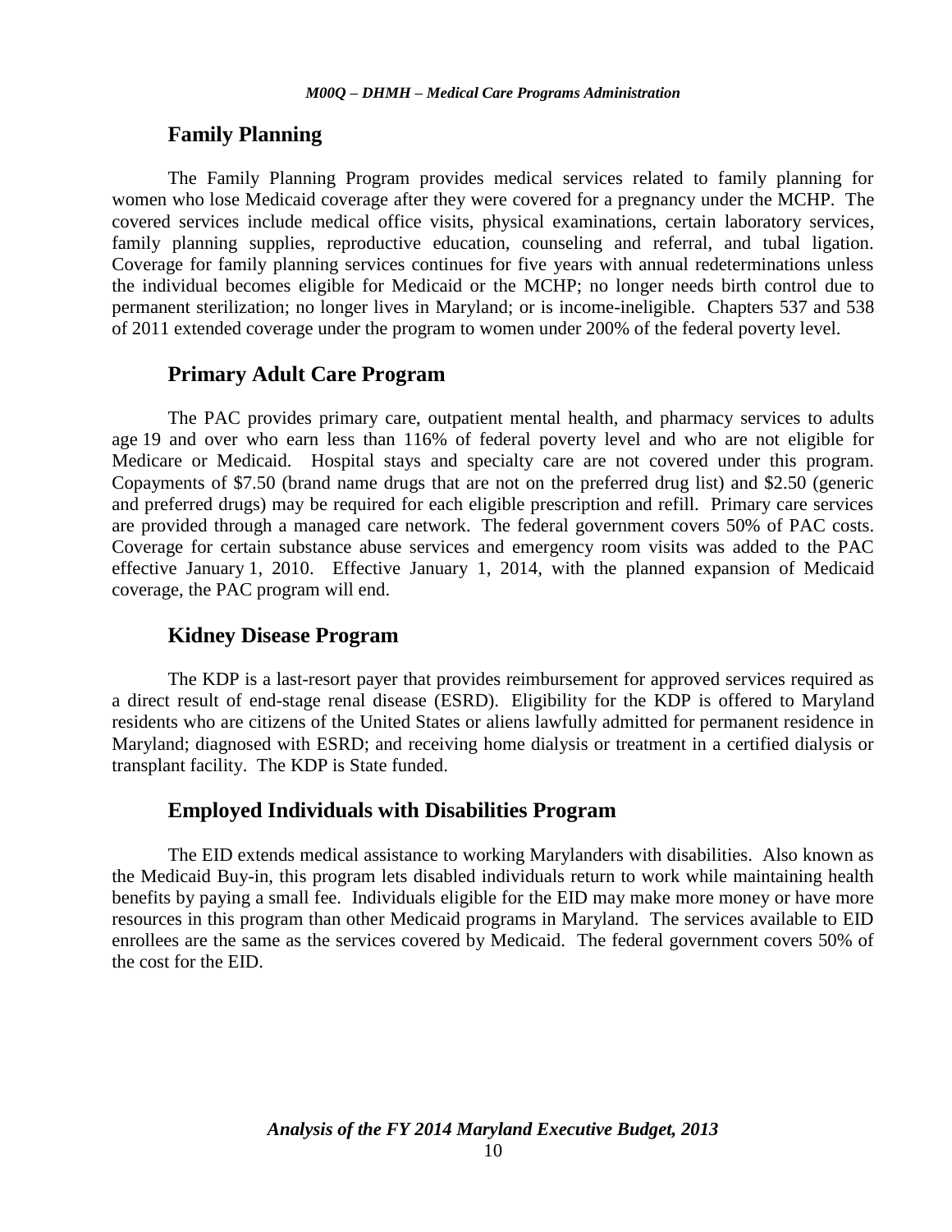## Family Planning

The Family Planning Program provides medical services related to family planning for women who lose Medicaid coverage after they were covered for a pregnancy under the MCHP. The covered services include medical office visits, physical examinations, certain laboratory services, family planning supplies, reproductive education, counseling and referral, and tubal ligation. Coverage for family planning services continues for five years with annual redeterminations unless the individual becomes eligible for Medicaid or the MCHP; no longer needs birth control due to permanent sterilization; no longer lives in Maryland; or is income-ineligible. Chapters 537 and 538 of 2011 extended coverage under the program to women under 200% of the federal poverty level.

## Primary Adult Care Program

The PAC provides primary care, outpatient mental health, and pharmacy services to adults age 19 and over who earn less than 116% of federal poverty level and who are not eligible for Medicare or Medicaid. Hospital stays and specialty care are not covered under this program. Copayments of $7.50 (brand name drugs that are not on the preferred drug list) and $2.50 (generic and preferred drugs) may be required for each eligible prescription and refill. Primary care services are provided through a managed care network. The federal government covers 50% of PAC costs. Coverage for certain substance abuse services and emergency room visits was added to the PAC effective January 1, 2010. Effective January 1, 2014, with the planned expansion of Medicaid coverage, the PAC program will end.

## Kidney Disease Program

The KDP is a last-resort payer that provides reimbursement for approved services required as a direct result of end-stage renal disease (ESRD). Eligibility for the KDP is offered to Maryland residents who are citizens of the United States or aliens lawfully admitted for permanent residence in Maryland; diagnosed with ESRD; and receiving home dialysis or treatment in a certified dialysis or transplant facility. The KDP is State funded.

## Employed Individuals with Disabilities Program

The EID extends medical assistance to working Marylanders with disabilities. Also known as the Medicaid Buy-in, this program lets disabled individuals return to work while maintaining health benefits by paying a small fee. Individuals eligible for the EID may make more money or have more resources in this program than other Medicaid programs in Maryland. The services available to EID enrollees are the same as the services covered by Medicaid. The federal government covers 50% of the cost for the EID.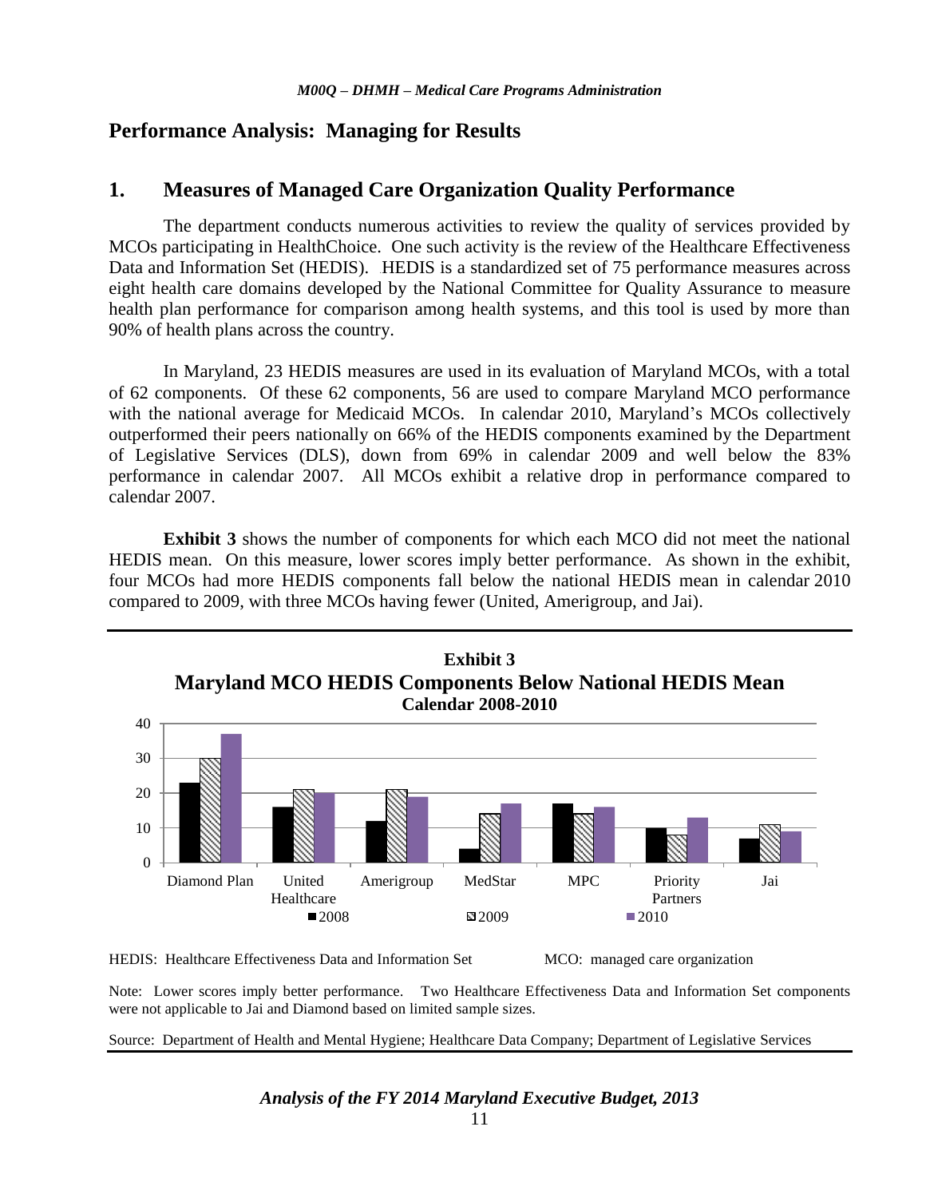## Performance Analysis: Managing for Results

### 1. Measures of Managed Care Organization Quality Performance

The department conducts numerous activities to review the quality of services provided by MCOs participating in HealthChoice. One such activity is the review of the Healthcare Effectiveness Data and Information Set (HEDIS). HEDIS is a standardized set of 75 performance measures across eight health care domains developed by the National Committee for Quality Assurance to measure health plan performance for comparison among health systems, and this tool is used by more than 90% of health plans across the country.

In Maryland, 23 HEDIS measures are used in its evaluation of Maryland MCOs, with a total of 62 components. Of these 62 components, 56 are used to compare Maryland MCO performance with the national average for Medicaid MCOs. In calendar 2010, Maryland's MCOs collectively outperformed their peers nationally on 66% of the HEDIS components examined by the Department of Legislative Services (DLS), down from 69% in calendar 2009 and well below the 83% performance in calendar 2007. All MCOs exhibit a relative drop in performance compared to calendar 2007.

**Exhibit 3** shows the number of components for which each MCO did not meet the national HEDIS mean. On this measure, lower scores imply better performance. As shown in the exhibit, four MCOs had more HEDIS components fall below the national HEDIS mean in calendar 2010 compared to 2009, with three MCOs having fewer (United, Amerigroup, and Jai).

**Exhibit 3**
**Maryland MCO HEDIS Components Below National HEDIS Mean**
**Calendar 2008-2010**

| MCO | 2008 | 2009 | 2010 |
|---|---|---|---|
| Diamond Plan | 23 | 30 | 37 |
| United Healthcare | 16 | 21 | 20 |
| Amerigroup | 12 | 21 | 19 |
| MedStar | 4 | 14 | 17 |
| MPC | 17 | 14 | 16 |
| Priority Partners | 10 | 8 | 13 |
| Jai | 7 | 11 | 9 |

HEDIS: Healthcare Effectiveness Data and Information Set

MCO: managed care organization

Note: Lower scores imply better performance. Two Healthcare Effectiveness Data and Information Set components were not applicable to Jai and Diamond based on limited sample sizes.

Source: Department of Health and Mental Hygiene; Healthcare Data Company; Department of Legislative Services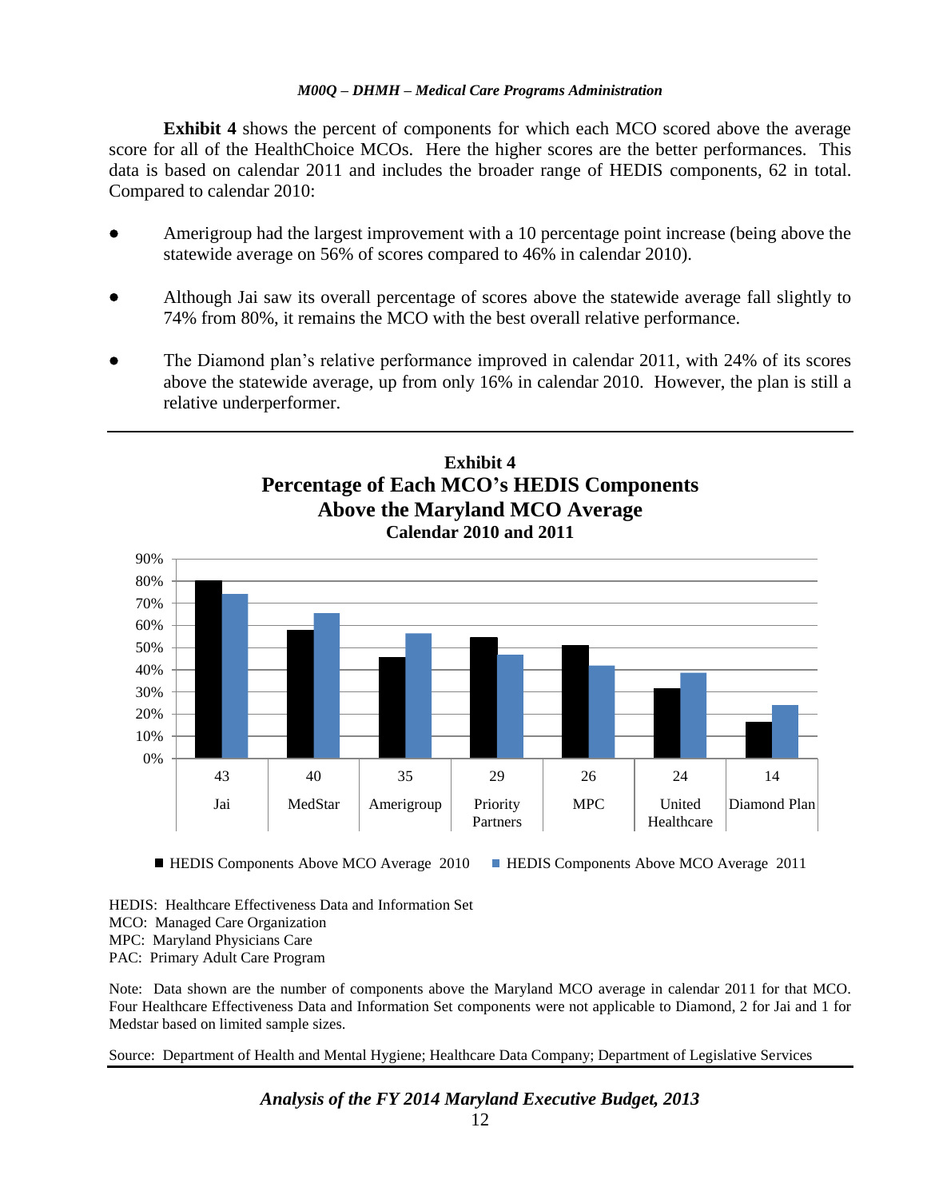**Exhibit 4** shows the percent of components for which each MCO scored above the average score for all of the HealthChoice MCOs. Here the higher scores are the better performances. This data is based on calendar 2011 and includes the broader range of HEDIS components, 62 in total. Compared to calendar 2010:

- Amerigroup had the largest improvement with a 10 percentage point increase (being above the statewide average on 56% of scores compared to 46% in calendar 2010).
- Although Jai saw its overall percentage of scores above the statewide average fall slightly to 74% from 80%, it remains the MCO with the best overall relative performance.
- The Diamond plan's relative performance improved in calendar 2011, with 24% of its scores above the statewide average, up from only 16% in calendar 2010. However, the plan is still a relative underperformer.

---

**Exhibit 4**
**Percentage of Each MCO's HEDIS Components Above the Maryland MCO Average**
**Calendar 2010 and 2011**

| | Jai | MedStar | Amerigroup | Priority Partners | MPC | United Healthcare | Diamond Plan |
|---|---|---|---|---|---|---|---|
| Components above MCO average (2011) | 43 | 40 | 35 | 29 | 26 | 24 | 14 |

Legend: ■ HEDIS Components Above MCO Average 2010 ■ HEDIS Components Above MCO Average 2011

HEDIS: Healthcare Effectiveness Data and Information Set
MCO: Managed Care Organization
MPC: Maryland Physicians Care
PAC: Primary Adult Care Program

Note: Data shown are the number of components above the Maryland MCO average in calendar 2011 for that MCO. Four Healthcare Effectiveness Data and Information Set components were not applicable to Diamond, 2 for Jai and 1 for Medstar based on limited sample sizes.

Source: Department of Health and Mental Hygiene; Healthcare Data Company; Department of Legislative Services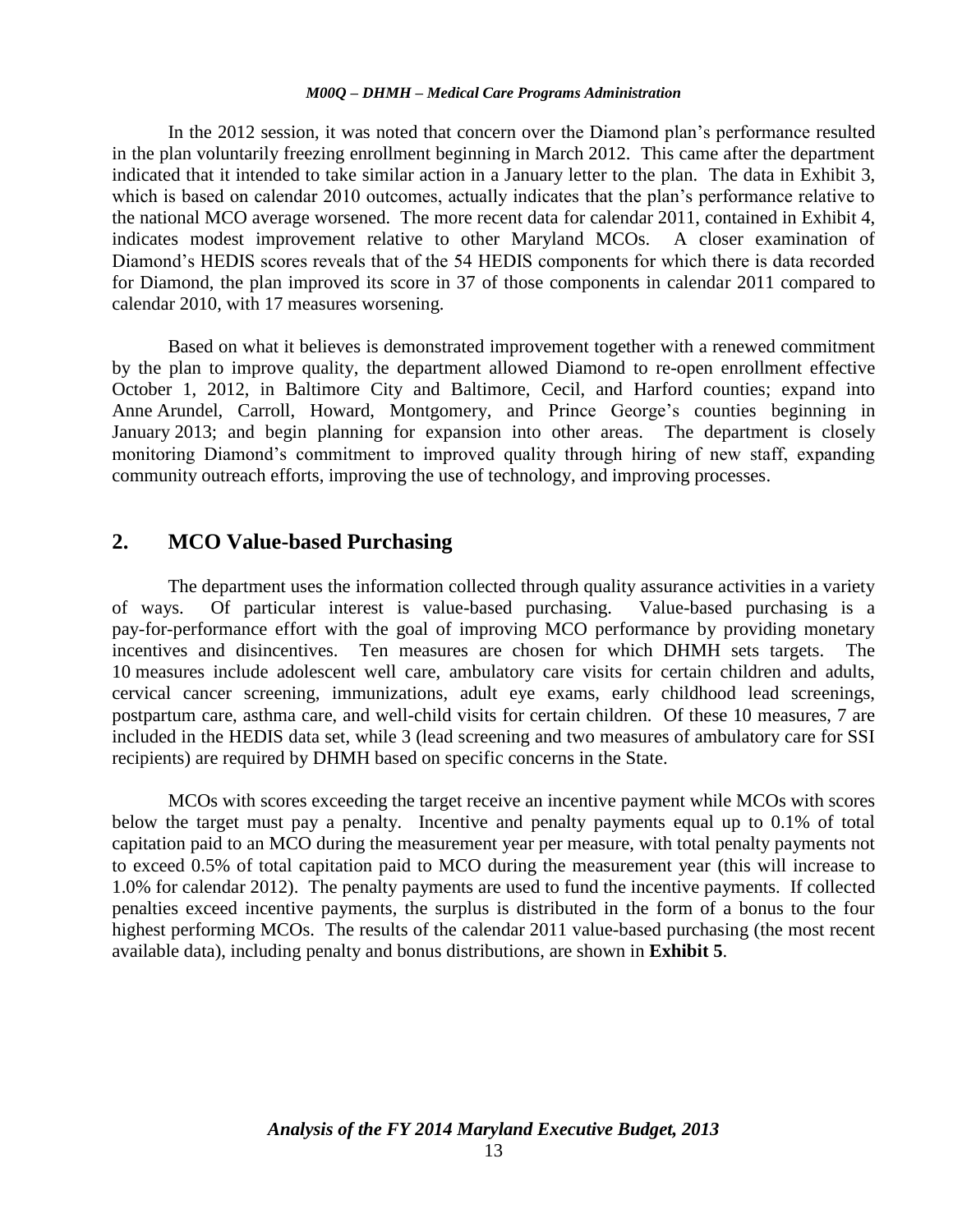In the 2012 session, it was noted that concern over the Diamond plan's performance resulted in the plan voluntarily freezing enrollment beginning in March 2012. This came after the department indicated that it intended to take similar action in a January letter to the plan. The data in Exhibit 3, which is based on calendar 2010 outcomes, actually indicates that the plan's performance relative to the national MCO average worsened. The more recent data for calendar 2011, contained in Exhibit 4, indicates modest improvement relative to other Maryland MCOs. A closer examination of Diamond's HEDIS scores reveals that of the 54 HEDIS components for which there is data recorded for Diamond, the plan improved its score in 37 of those components in calendar 2011 compared to calendar 2010, with 17 measures worsening.

Based on what it believes is demonstrated improvement together with a renewed commitment by the plan to improve quality, the department allowed Diamond to re-open enrollment effective October 1, 2012, in Baltimore City and Baltimore, Cecil, and Harford counties; expand into Anne Arundel, Carroll, Howard, Montgomery, and Prince George's counties beginning in January 2013; and begin planning for expansion into other areas. The department is closely monitoring Diamond's commitment to improved quality through hiring of new staff, expanding community outreach efforts, improving the use of technology, and improving processes.

## 2. MCO Value-based Purchasing

The department uses the information collected through quality assurance activities in a variety of ways. Of particular interest is value-based purchasing. Value-based purchasing is a pay-for-performance effort with the goal of improving MCO performance by providing monetary incentives and disincentives. Ten measures are chosen for which DHMH sets targets. The 10 measures include adolescent well care, ambulatory care visits for certain children and adults, cervical cancer screening, immunizations, adult eye exams, early childhood lead screenings, postpartum care, asthma care, and well-child visits for certain children. Of these 10 measures, 7 are included in the HEDIS data set, while 3 (lead screening and two measures of ambulatory care for SSI recipients) are required by DHMH based on specific concerns in the State.

MCOs with scores exceeding the target receive an incentive payment while MCOs with scores below the target must pay a penalty. Incentive and penalty payments equal up to 0.1% of total capitation paid to an MCO during the measurement year per measure, with total penalty payments not to exceed 0.5% of total capitation paid to MCO during the measurement year (this will increase to 1.0% for calendar 2012). The penalty payments are used to fund the incentive payments. If collected penalties exceed incentive payments, the surplus is distributed in the form of a bonus to the four highest performing MCOs. The results of the calendar 2011 value-based purchasing (the most recent available data), including penalty and bonus distributions, are shown in **Exhibit 5**.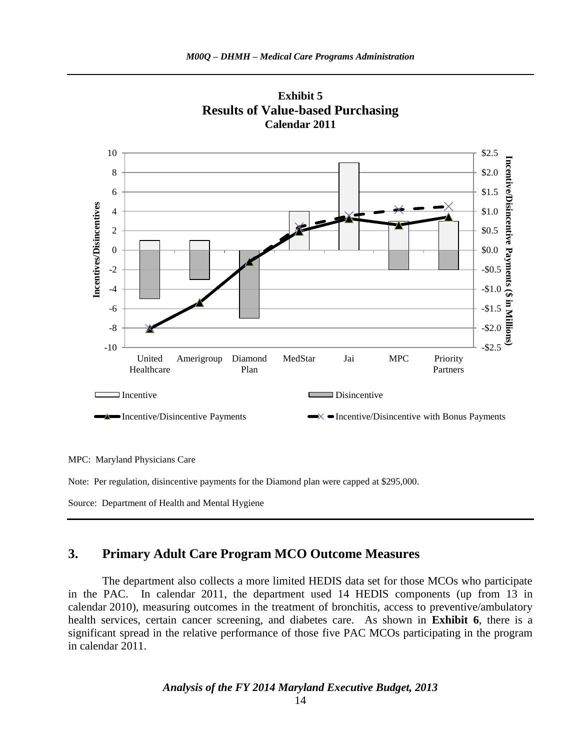**Exhibit 5**
**Results of Value-based Purchasing**
**Calendar 2011**

MPC: Maryland Physicians Care

Note: Per regulation, disincentive payments for the Diamond plan were capped at $295,000.

Source: Department of Health and Mental Hygiene

## 3. Primary Adult Care Program MCO Outcome Measures

The department also collects a more limited HEDIS data set for those MCOs who participate in the PAC. In calendar 2011, the department used 14 HEDIS components (up from 13 in calendar 2010), measuring outcomes in the treatment of bronchitis, access to preventive/ambulatory health services, certain cancer screening, and diabetes care. As shown in **Exhibit 6**, there is a significant spread in the relative performance of those five PAC MCOs participating in the program in calendar 2011.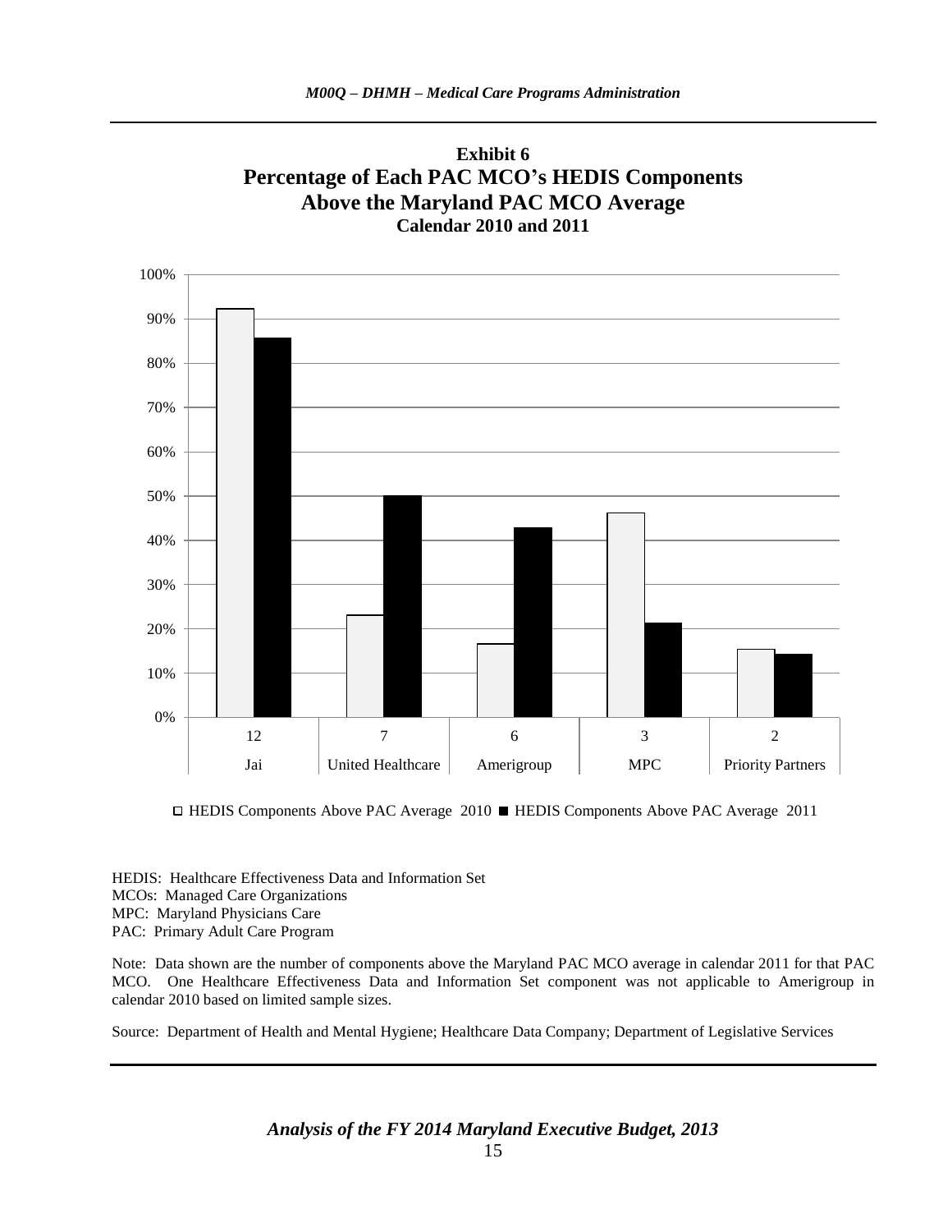**Exhibit 6**
**Percentage of Each PAC MCO's HEDIS Components Above the Maryland PAC MCO Average**
**Calendar 2010 and 2011**

| | 12 | 7 | 6 | 3 | 2 |
|---|---|---|---|---|---|
| | Jai | United Healthcare | Amerigroup | MPC | Priority Partners |

☐ HEDIS Components Above PAC Average 2010 ■ HEDIS Components Above PAC Average 2011

HEDIS: Healthcare Effectiveness Data and Information Set
MCOs: Managed Care Organizations
MPC: Maryland Physicians Care
PAC: Primary Adult Care Program

Note: Data shown are the number of components above the Maryland PAC MCO average in calendar 2011 for that PAC MCO. One Healthcare Effectiveness Data and Information Set component was not applicable to Amerigroup in calendar 2010 based on limited sample sizes.

Source: Department of Health and Mental Hygiene; Healthcare Data Company; Department of Legislative Services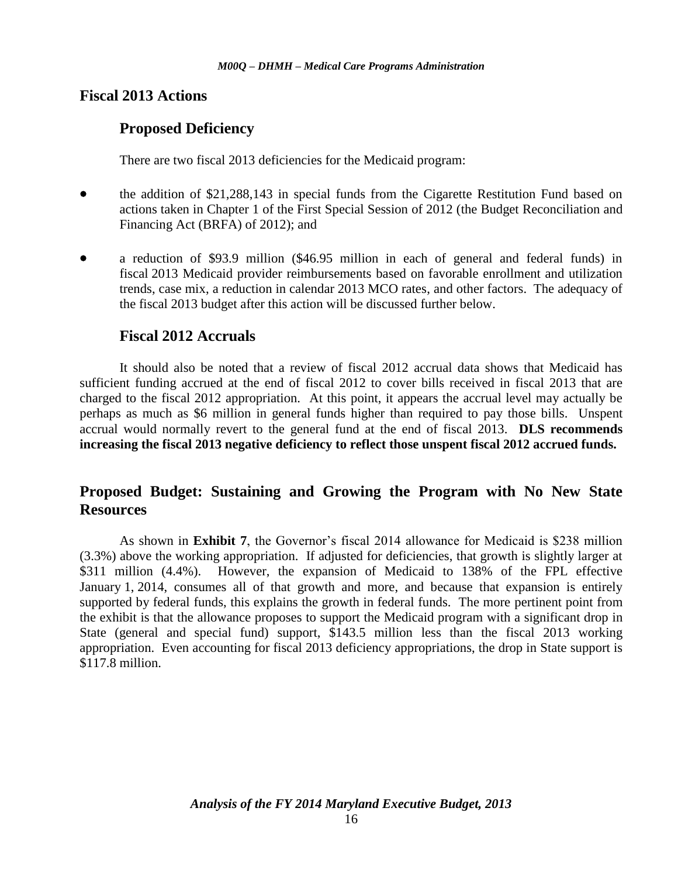## Fiscal 2013 Actions

### Proposed Deficiency

There are two fiscal 2013 deficiencies for the Medicaid program:

- the addition of $21,288,143 in special funds from the Cigarette Restitution Fund based on actions taken in Chapter 1 of the First Special Session of 2012 (the Budget Reconciliation and Financing Act (BRFA) of 2012); and
- a reduction of $93.9 million ($46.95 million in each of general and federal funds) in fiscal 2013 Medicaid provider reimbursements based on favorable enrollment and utilization trends, case mix, a reduction in calendar 2013 MCO rates, and other factors. The adequacy of the fiscal 2013 budget after this action will be discussed further below.

### Fiscal 2012 Accruals

It should also be noted that a review of fiscal 2012 accrual data shows that Medicaid has sufficient funding accrued at the end of fiscal 2012 to cover bills received in fiscal 2013 that are charged to the fiscal 2012 appropriation. At this point, it appears the accrual level may actually be perhaps as much as $6 million in general funds higher than required to pay those bills. Unspent accrual would normally revert to the general fund at the end of fiscal 2013. **DLS recommends increasing the fiscal 2013 negative deficiency to reflect those unspent fiscal 2012 accrued funds.**

## Proposed Budget: Sustaining and Growing the Program with No New State Resources

As shown in **Exhibit 7**, the Governor's fiscal 2014 allowance for Medicaid is $238 million (3.3%) above the working appropriation. If adjusted for deficiencies, that growth is slightly larger at $311 million (4.4%). However, the expansion of Medicaid to 138% of the FPL effective January 1, 2014, consumes all of that growth and more, and because that expansion is entirely supported by federal funds, this explains the growth in federal funds. The more pertinent point from the exhibit is that the allowance proposes to support the Medicaid program with a significant drop in State (general and special fund) support, $143.5 million less than the fiscal 2013 working appropriation. Even accounting for fiscal 2013 deficiency appropriations, the drop in State support is $117.8 million.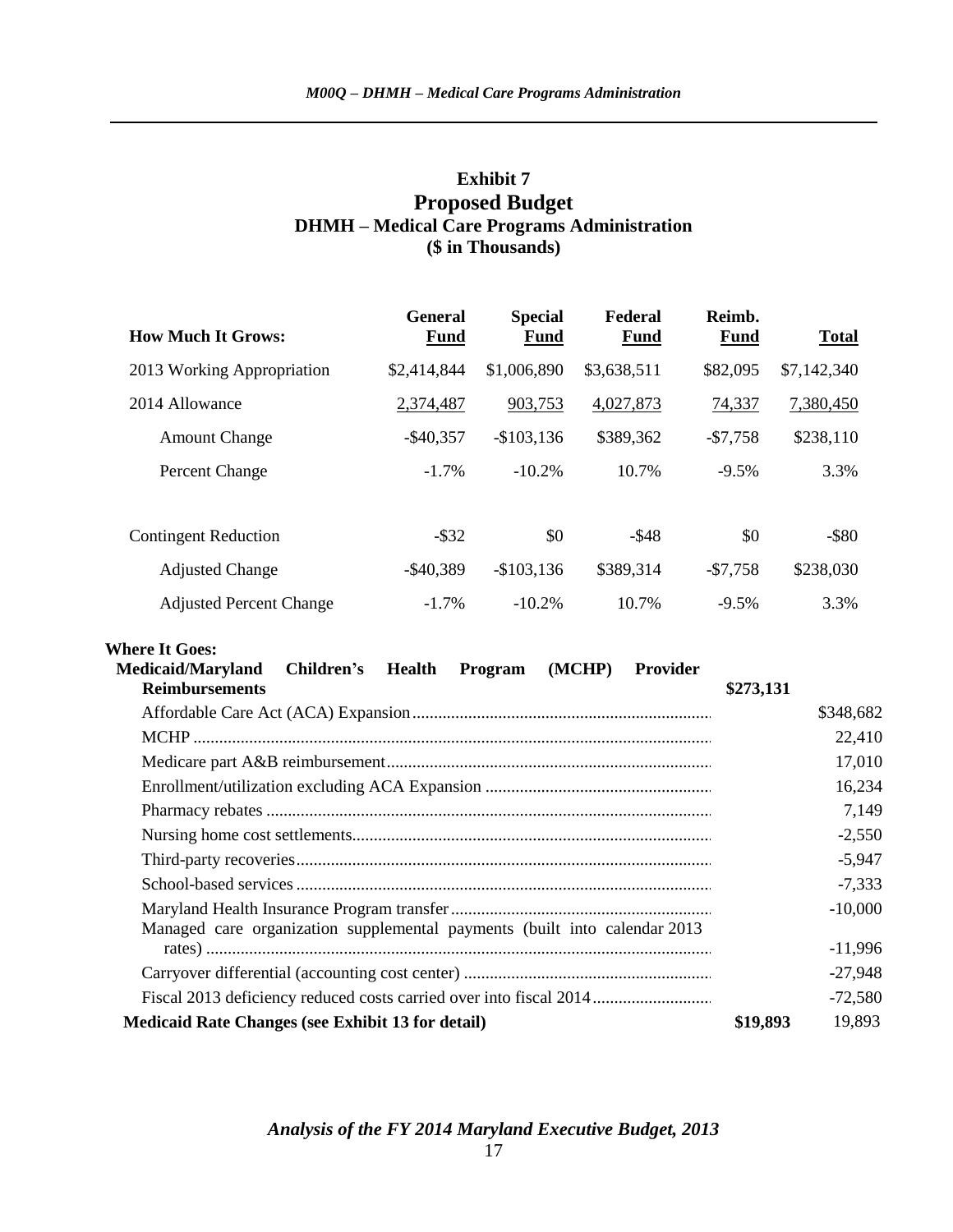**Exhibit 7**
**Proposed Budget**
**DHMH – Medical Care Programs Administration**
**($ in Thousands)**

| How Much It Grows: | General Fund | Special Fund | Federal Fund | Reimb. Fund | Total |
|---|---|---|---|---|---|
| 2013 Working Appropriation | $2,414,844 | $1,006,890 | $3,638,511 | $82,095 | $7,142,340 |
| 2014 Allowance | 2,374,487 | 903,753 | 4,027,873 | 74,337 | 7,380,450 |
| Amount Change | -$40,357 | -$103,136 | $389,362 | -$7,758 | $238,110 |
| Percent Change | -1.7% | -10.2% | 10.7% | -9.5% | 3.3% |
| | | | | | |
| Contingent Reduction | -$32 | $0 | -$48 | $0 | -$80 |
| Adjusted Change | -$40,389 | -$103,136 | $389,314 | -$7,758 | $238,030 |
| Adjusted Percent Change | -1.7% | -10.2% | 10.7% | -9.5% | 3.3% |

**Where It Goes:**

| | | |
|---|---|---|
| **Medicaid/Maryland Children's Health Program (MCHP) Provider Reimbursements** | **$273,131** | |
| Affordable Care Act (ACA) Expansion | | $348,682 |
| MCHP | | 22,410 |
| Medicare part A&B reimbursement | | 17,010 |
| Enrollment/utilization excluding ACA Expansion | | 16,234 |
| Pharmacy rebates | | 7,149 |
| Nursing home cost settlements | | -2,550 |
| Third-party recoveries | | -5,947 |
| School-based services | | -7,333 |
| Maryland Health Insurance Program transfer | | -10,000 |
| Managed care organization supplemental payments (built into calendar 2013 rates) | | -11,996 |
| Carryover differential (accounting cost center) | | -27,948 |
| Fiscal 2013 deficiency reduced costs carried over into fiscal 2014 | | -72,580 |
| **Medicaid Rate Changes (see Exhibit 13 for detail)** | **$19,893** | 19,893 |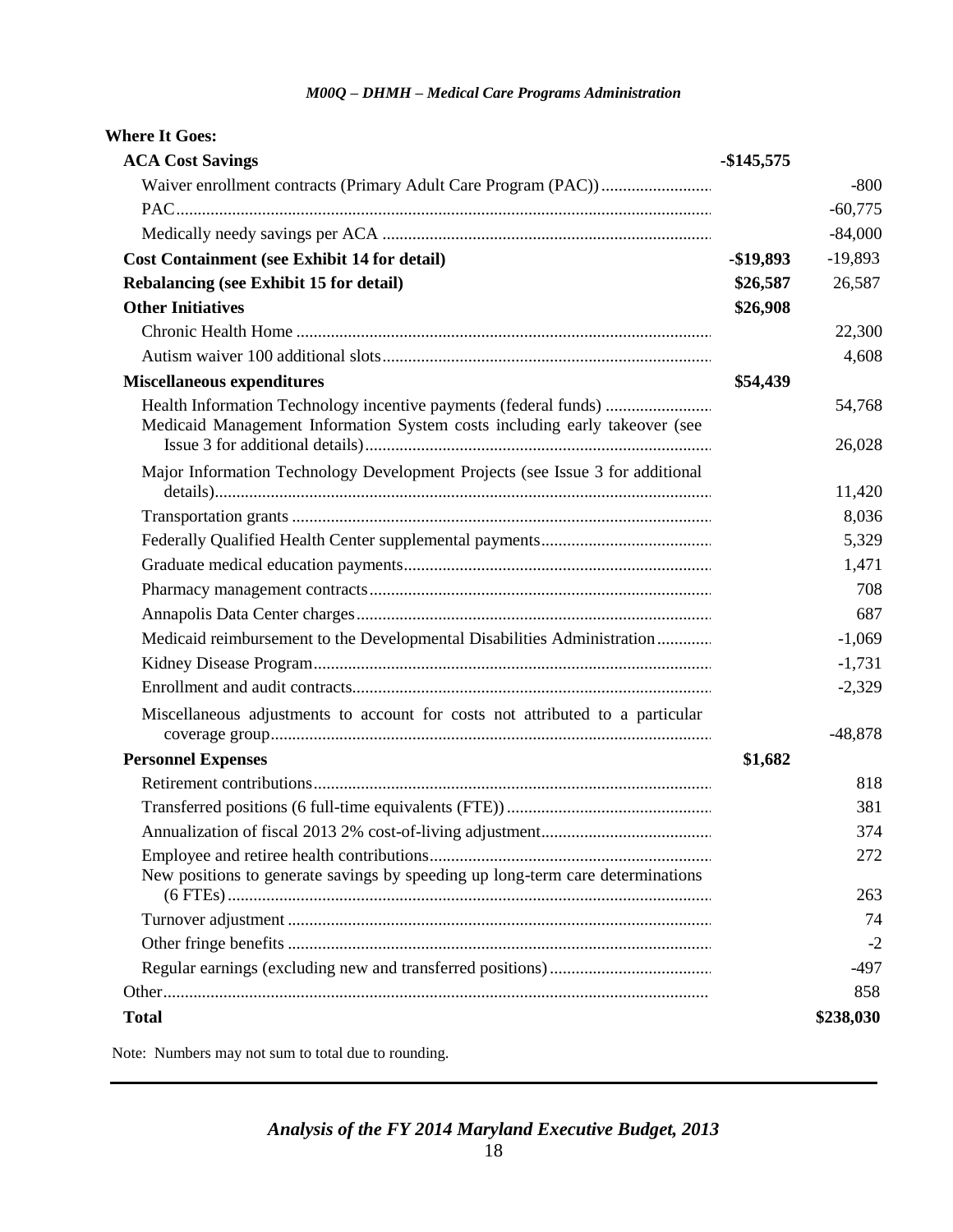**Where It Goes:**

| | | |
|---|---|---|
| **ACA Cost Savings** | **-$145,575** | |
| Waiver enrollment contracts (Primary Adult Care Program (PAC)) | | -800 |
| PAC | | -60,775 |
| Medically needy savings per ACA | | -84,000 |
| **Cost Containment (see Exhibit 14 for detail)** | **-$19,893** | -19,893 |
| **Rebalancing (see Exhibit 15 for detail)** | **$26,587** | 26,587 |
| **Other Initiatives** | **$26,908** | |
| Chronic Health Home | | 22,300 |
| Autism waiver 100 additional slots | | 4,608 |
| **Miscellaneous expenditures** | **$54,439** | |
| Health Information Technology incentive payments (federal funds) | | 54,768 |
| Medicaid Management Information System costs including early takeover (see Issue 3 for additional details) | | 26,028 |
| Major Information Technology Development Projects (see Issue 3 for additional details) | | 11,420 |
| Transportation grants | | 8,036 |
| Federally Qualified Health Center supplemental payments | | 5,329 |
| Graduate medical education payments | | 1,471 |
| Pharmacy management contracts | | 708 |
| Annapolis Data Center charges | | 687 |
| Medicaid reimbursement to the Developmental Disabilities Administration | | -1,069 |
| Kidney Disease Program | | -1,731 |
| Enrollment and audit contracts | | -2,329 |
| Miscellaneous adjustments to account for costs not attributed to a particular coverage group | | -48,878 |
| **Personnel Expenses** | **$1,682** | |
| Retirement contributions | | 818 |
| Transferred positions (6 full-time equivalents (FTE)) | | 381 |
| Annualization of fiscal 2013 2% cost-of-living adjustment | | 374 |
| Employee and retiree health contributions | | 272 |
| New positions to generate savings by speeding up long-term care determinations (6 FTEs) | | 263 |
| Turnover adjustment | | 74 |
| Other fringe benefits | | -2 |
| Regular earnings (excluding new and transferred positions) | | -497 |
| Other | | 858 |
| **Total** | | **$238,030** |

Note: Numbers may not sum to total due to rounding.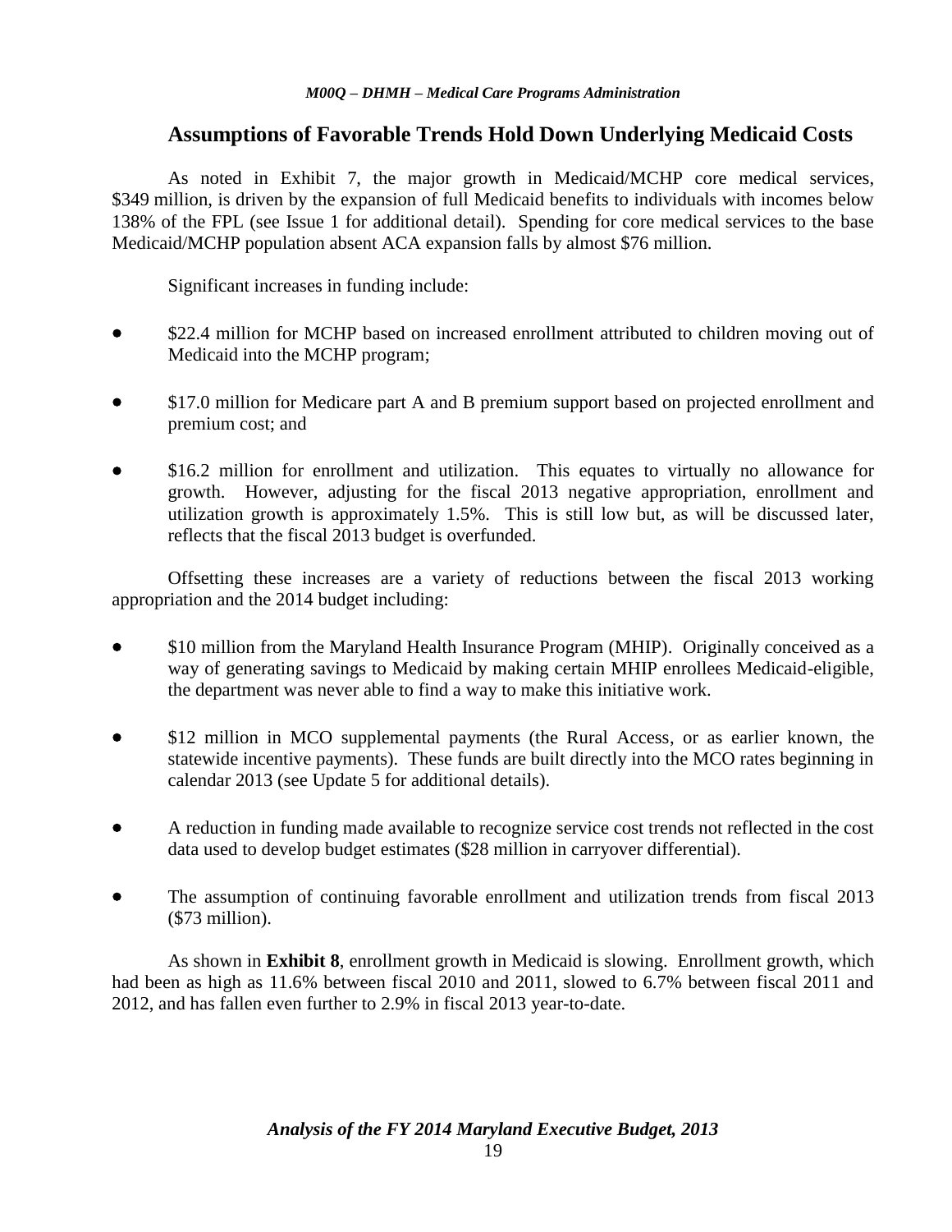## Assumptions of Favorable Trends Hold Down Underlying Medicaid Costs

As noted in Exhibit 7, the major growth in Medicaid/MCHP core medical services, $349 million, is driven by the expansion of full Medicaid benefits to individuals with incomes below 138% of the FPL (see Issue 1 for additional detail). Spending for core medical services to the base Medicaid/MCHP population absent ACA expansion falls by almost $76 million.

Significant increases in funding include:

- $22.4 million for MCHP based on increased enrollment attributed to children moving out of Medicaid into the MCHP program;
- $17.0 million for Medicare part A and B premium support based on projected enrollment and premium cost; and
- $16.2 million for enrollment and utilization. This equates to virtually no allowance for growth. However, adjusting for the fiscal 2013 negative appropriation, enrollment and utilization growth is approximately 1.5%. This is still low but, as will be discussed later, reflects that the fiscal 2013 budget is overfunded.

Offsetting these increases are a variety of reductions between the fiscal 2013 working appropriation and the 2014 budget including:

- $10 million from the Maryland Health Insurance Program (MHIP). Originally conceived as a way of generating savings to Medicaid by making certain MHIP enrollees Medicaid-eligible, the department was never able to find a way to make this initiative work.
- $12 million in MCO supplemental payments (the Rural Access, or as earlier known, the statewide incentive payments). These funds are built directly into the MCO rates beginning in calendar 2013 (see Update 5 for additional details).
- A reduction in funding made available to recognize service cost trends not reflected in the cost data used to develop budget estimates ($28 million in carryover differential).
- The assumption of continuing favorable enrollment and utilization trends from fiscal 2013 ($73 million).

As shown in **Exhibit 8**, enrollment growth in Medicaid is slowing. Enrollment growth, which had been as high as 11.6% between fiscal 2010 and 2011, slowed to 6.7% between fiscal 2011 and 2012, and has fallen even further to 2.9% in fiscal 2013 year-to-date.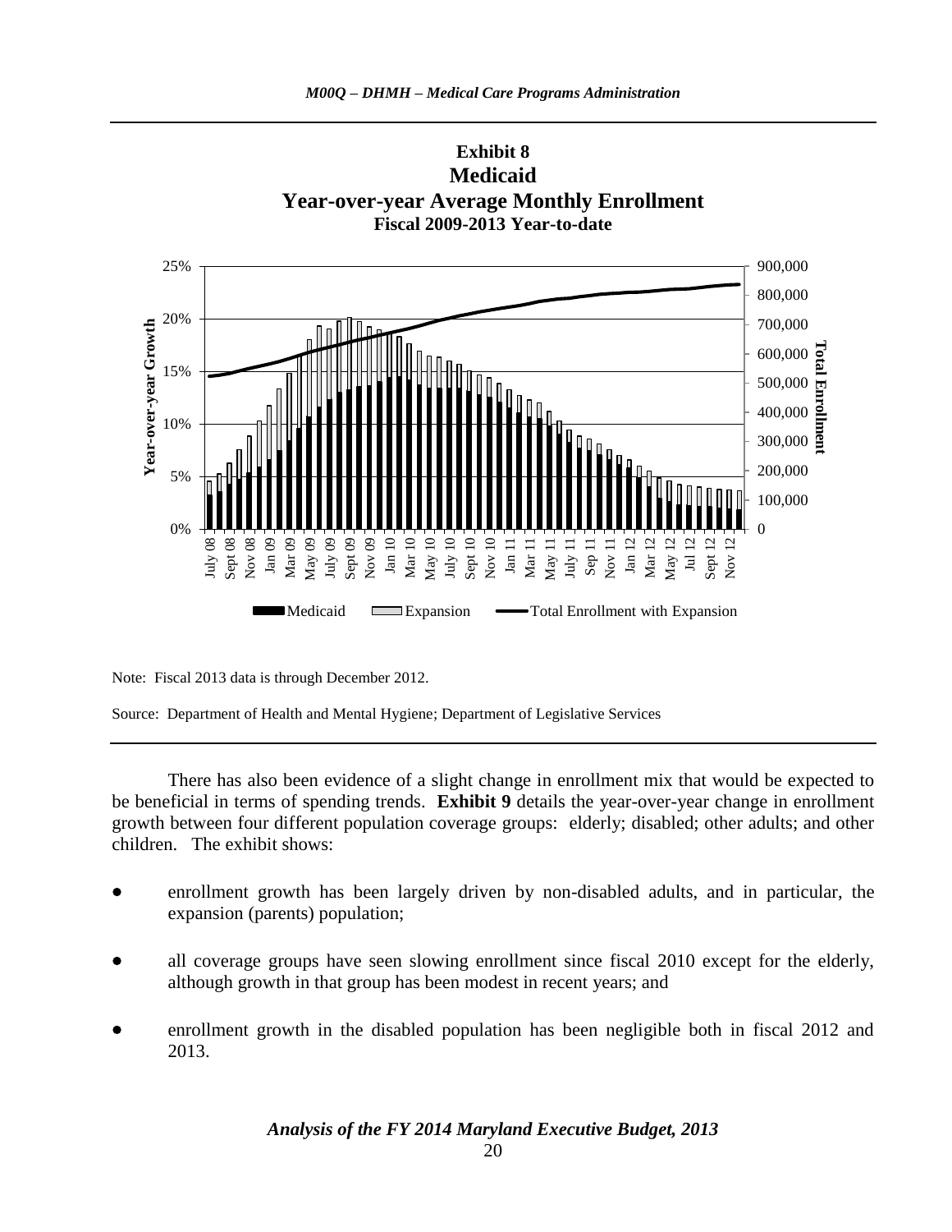### Exhibit 8
### Medicaid
### Year-over-year Average Monthly Enrollment
### Fiscal 2009-2013 Year-to-date

Note: Fiscal 2013 data is through December 2012.

Source: Department of Health and Mental Hygiene; Department of Legislative Services

There has also been evidence of a slight change in enrollment mix that would be expected to be beneficial in terms of spending trends. **Exhibit 9** details the year-over-year change in enrollment growth between four different population coverage groups: elderly; disabled; other adults; and other children. The exhibit shows:

- enrollment growth has been largely driven by non-disabled adults, and in particular, the expansion (parents) population;
- all coverage groups have seen slowing enrollment since fiscal 2010 except for the elderly, although growth in that group has been modest in recent years; and
- enrollment growth in the disabled population has been negligible both in fiscal 2012 and 2013.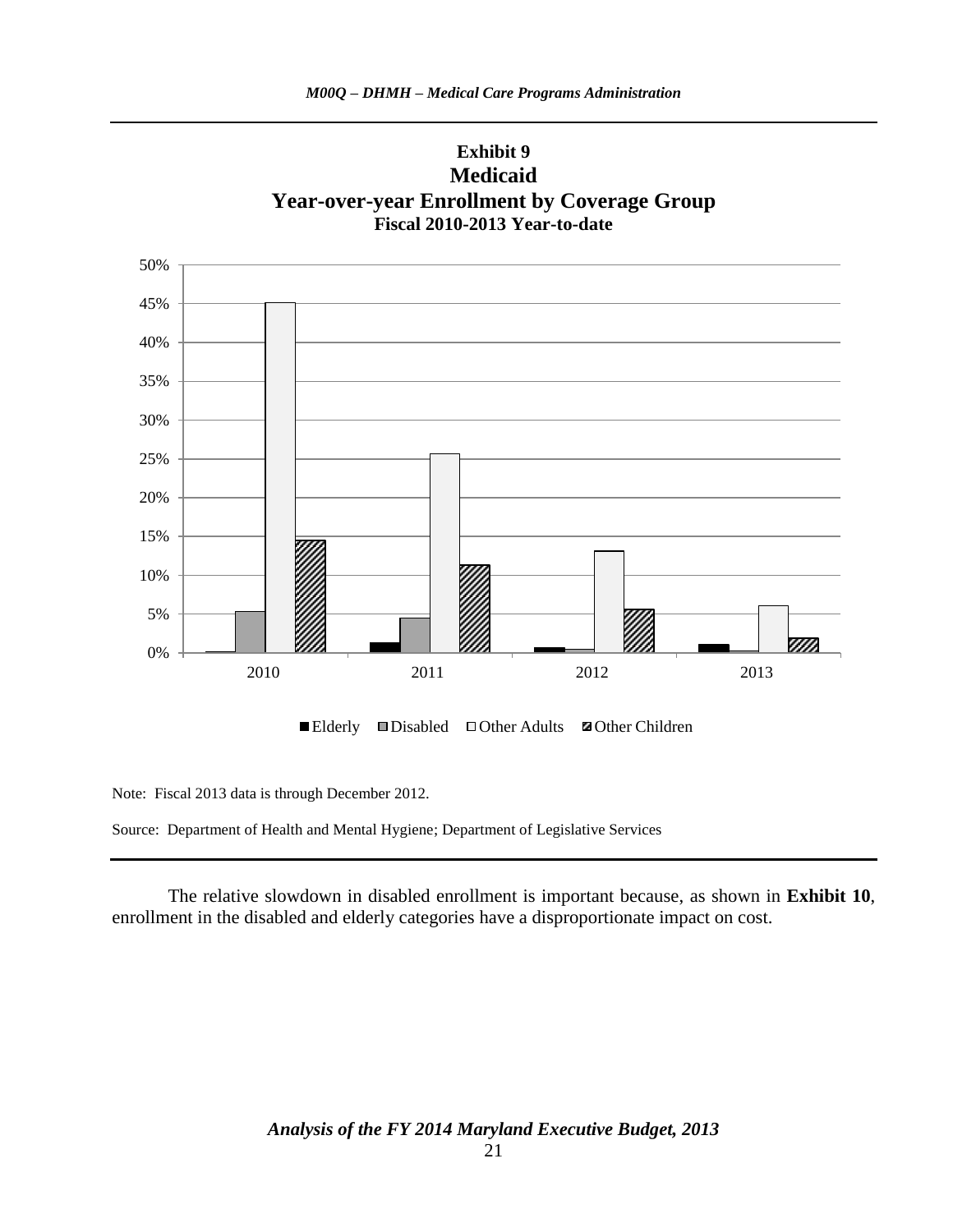**Exhibit 9**
**Medicaid**
**Year-over-year Enrollment by Coverage Group**
**Fiscal 2010-2013 Year-to-date**

Note: Fiscal 2013 data is through December 2012.

Source: Department of Health and Mental Hygiene; Department of Legislative Services

The relative slowdown in disabled enrollment is important because, as shown in **Exhibit 10**, enrollment in the disabled and elderly categories have a disproportionate impact on cost.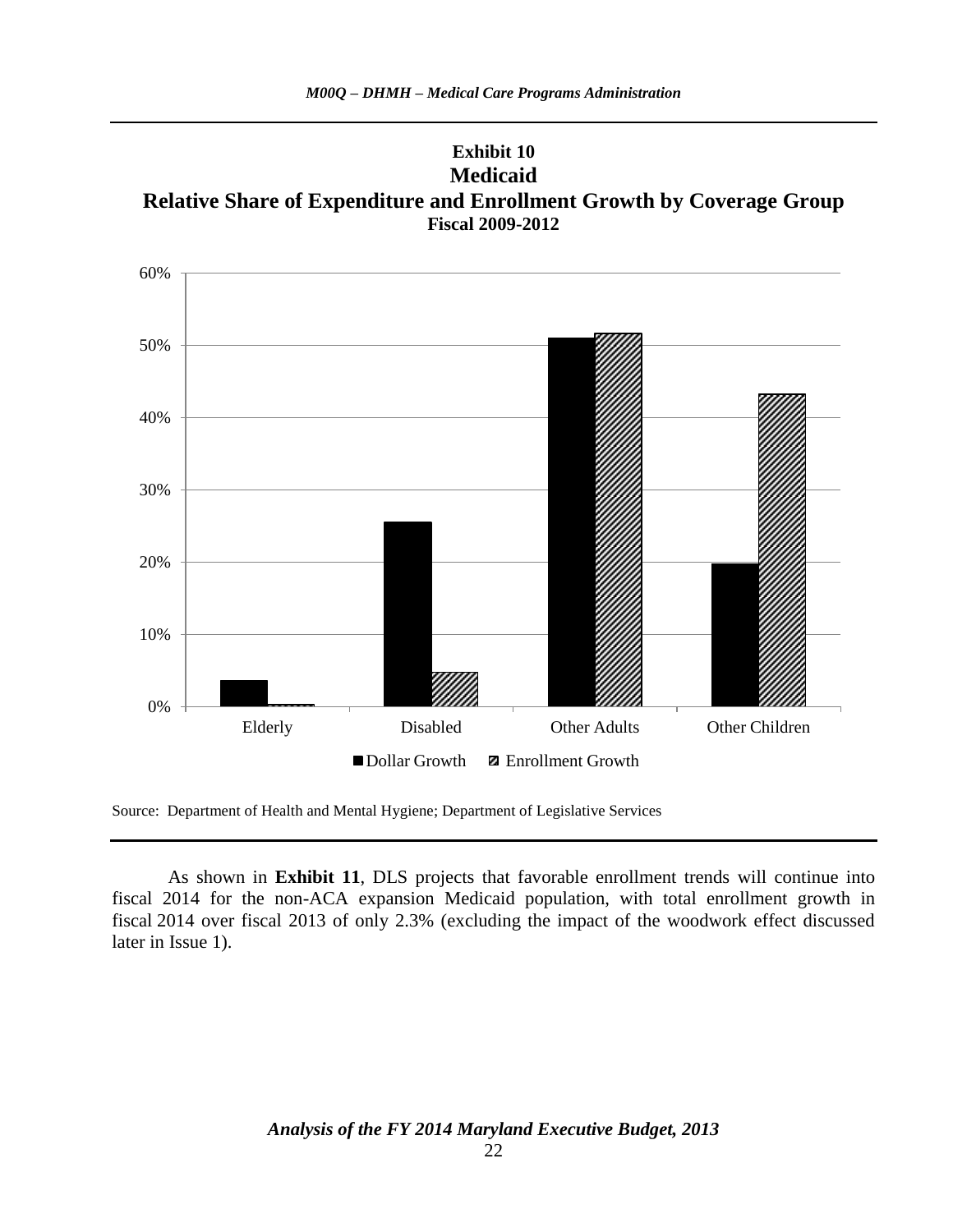**Exhibit 10**
**Medicaid**
**Relative Share of Expenditure and Enrollment Growth by Coverage Group**
**Fiscal 2009-2012**

| | Dollar Growth | Enrollment Growth |
|---|---|---|
| Elderly | 3.6% | 0.3% |
| Disabled | 25.5% | 4.7% |
| Other Adults | 51.0% | 51.6% |
| Other Children | 19.8% | 43.2% |

Source: Department of Health and Mental Hygiene; Department of Legislative Services

As shown in **Exhibit 11**, DLS projects that favorable enrollment trends will continue into fiscal 2014 for the non-ACA expansion Medicaid population, with total enrollment growth in fiscal 2014 over fiscal 2013 of only 2.3% (excluding the impact of the woodwork effect discussed later in Issue 1).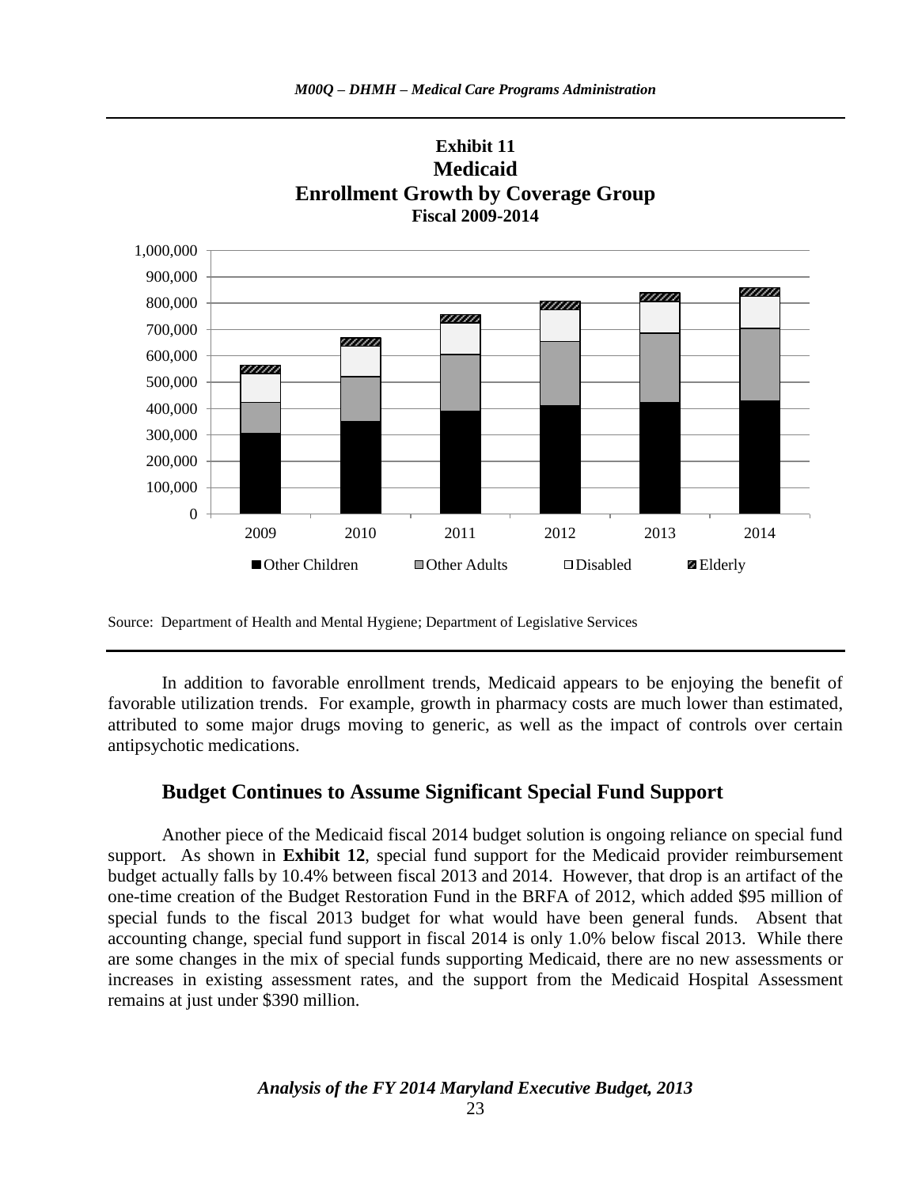**Exhibit 11**
**Medicaid**
**Enrollment Growth by Coverage Group**
**Fiscal 2009-2014**

Source: Department of Health and Mental Hygiene; Department of Legislative Services

In addition to favorable enrollment trends, Medicaid appears to be enjoying the benefit of favorable utilization trends. For example, growth in pharmacy costs are much lower than estimated, attributed to some major drugs moving to generic, as well as the impact of controls over certain antipsychotic medications.

## Budget Continues to Assume Significant Special Fund Support

Another piece of the Medicaid fiscal 2014 budget solution is ongoing reliance on special fund support. As shown in **Exhibit 12**, special fund support for the Medicaid provider reimbursement budget actually falls by 10.4% between fiscal 2013 and 2014. However, that drop is an artifact of the one-time creation of the Budget Restoration Fund in the BRFA of 2012, which added $95 million of special funds to the fiscal 2013 budget for what would have been general funds. Absent that accounting change, special fund support in fiscal 2014 is only 1.0% below fiscal 2013. While there are some changes in the mix of special funds supporting Medicaid, there are no new assessments or increases in existing assessment rates, and the support from the Medicaid Hospital Assessment remains at just under $390 million.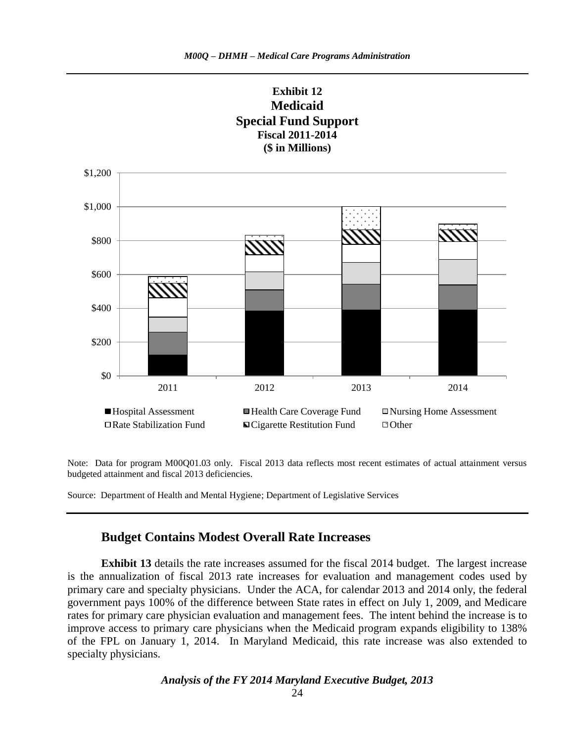**Exhibit 12**
**Medicaid**
**Special Fund Support**
**Fiscal 2011-2014**
**($ in Millions)**

Note: Data for program M00Q01.03 only. Fiscal 2013 data reflects most recent estimates of actual attainment versus budgeted attainment and fiscal 2013 deficiencies.

Source: Department of Health and Mental Hygiene; Department of Legislative Services

## Budget Contains Modest Overall Rate Increases

**Exhibit 13** details the rate increases assumed for the fiscal 2014 budget. The largest increase is the annualization of fiscal 2013 rate increases for evaluation and management codes used by primary care and specialty physicians. Under the ACA, for calendar 2013 and 2014 only, the federal government pays 100% of the difference between State rates in effect on July 1, 2009, and Medicare rates for primary care physician evaluation and management fees. The intent behind the increase is to improve access to primary care physicians when the Medicaid program expands eligibility to 138% of the FPL on January 1, 2014. In Maryland Medicaid, this rate increase was also extended to specialty physicians.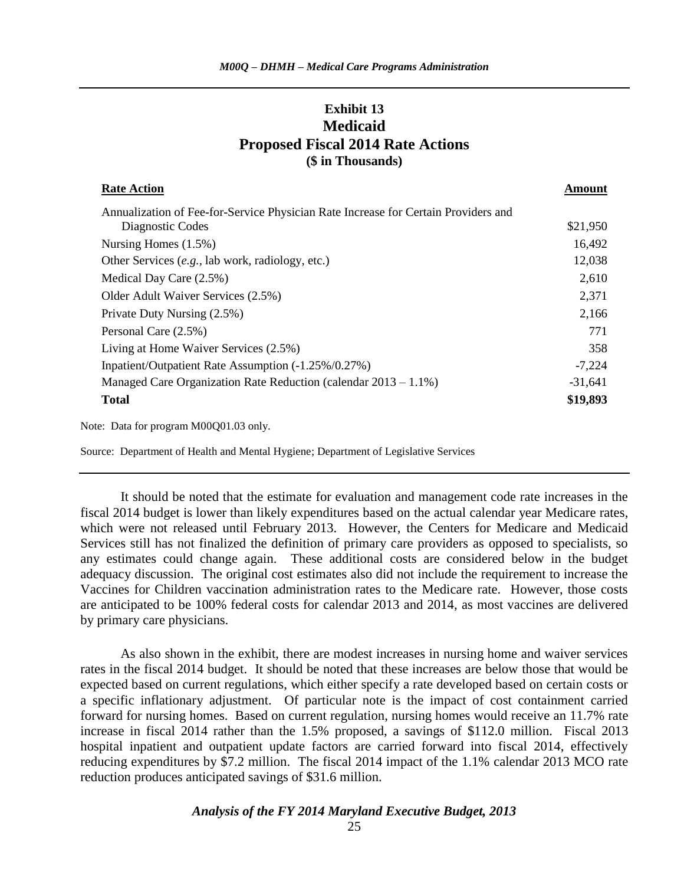**Exhibit 13**
**Medicaid**
**Proposed Fiscal 2014 Rate Actions**
**($ in Thousands)**

| Rate Action | Amount |
|---|---|
| Annualization of Fee-for-Service Physician Rate Increase for Certain Providers and Diagnostic Codes | $21,950 |
| Nursing Homes (1.5%) | 16,492 |
| Other Services (*e.g.*, lab work, radiology, etc.) | 12,038 |
| Medical Day Care (2.5%) | 2,610 |
| Older Adult Waiver Services (2.5%) | 2,371 |
| Private Duty Nursing (2.5%) | 2,166 |
| Personal Care (2.5%) | 771 |
| Living at Home Waiver Services (2.5%) | 358 |
| Inpatient/Outpatient Rate Assumption (-1.25%/0.27%) | -7,224 |
| Managed Care Organization Rate Reduction (calendar 2013 – 1.1%) | -31,641 |
| **Total** | **$19,893** |

Note: Data for program M00Q01.03 only.

Source: Department of Health and Mental Hygiene; Department of Legislative Services

It should be noted that the estimate for evaluation and management code rate increases in the fiscal 2014 budget is lower than likely expenditures based on the actual calendar year Medicare rates, which were not released until February 2013. However, the Centers for Medicare and Medicaid Services still has not finalized the definition of primary care providers as opposed to specialists, so any estimates could change again. These additional costs are considered below in the budget adequacy discussion. The original cost estimates also did not include the requirement to increase the Vaccines for Children vaccination administration rates to the Medicare rate. However, those costs are anticipated to be 100% federal costs for calendar 2013 and 2014, as most vaccines are delivered by primary care physicians.

As also shown in the exhibit, there are modest increases in nursing home and waiver services rates in the fiscal 2014 budget. It should be noted that these increases are below those that would be expected based on current regulations, which either specify a rate developed based on certain costs or a specific inflationary adjustment. Of particular note is the impact of cost containment carried forward for nursing homes. Based on current regulation, nursing homes would receive an 11.7% rate increase in fiscal 2014 rather than the 1.5% proposed, a savings of $112.0 million. Fiscal 2013 hospital inpatient and outpatient update factors are carried forward into fiscal 2014, effectively reducing expenditures by $7.2 million. The fiscal 2014 impact of the 1.1% calendar 2013 MCO rate reduction produces anticipated savings of $31.6 million.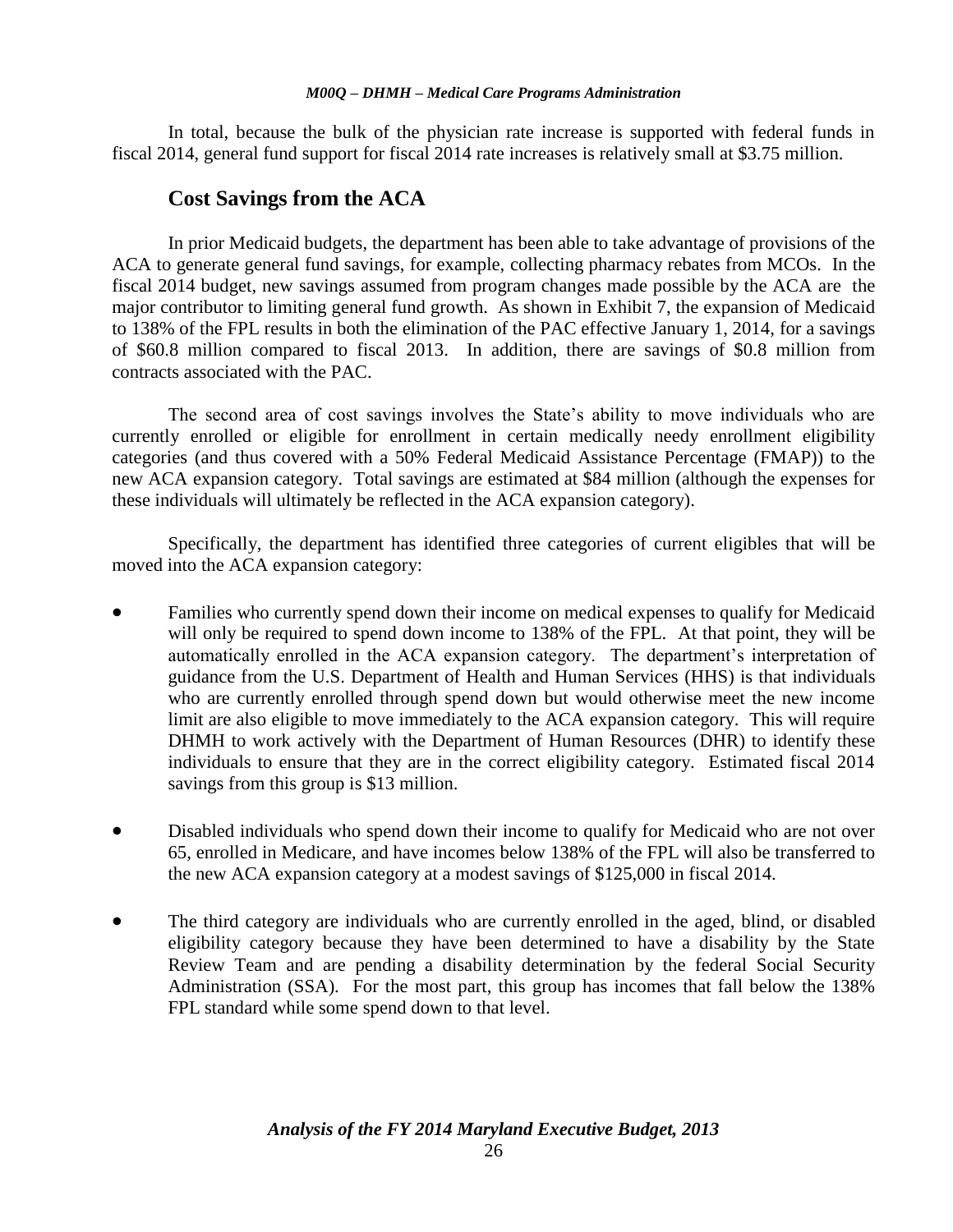In total, because the bulk of the physician rate increase is supported with federal funds in fiscal 2014, general fund support for fiscal 2014 rate increases is relatively small at $3.75 million.

### Cost Savings from the ACA

In prior Medicaid budgets, the department has been able to take advantage of provisions of the ACA to generate general fund savings, for example, collecting pharmacy rebates from MCOs. In the fiscal 2014 budget, new savings assumed from program changes made possible by the ACA are the major contributor to limiting general fund growth. As shown in Exhibit 7, the expansion of Medicaid to 138% of the FPL results in both the elimination of the PAC effective January 1, 2014, for a savings of $60.8 million compared to fiscal 2013. In addition, there are savings of $0.8 million from contracts associated with the PAC.

The second area of cost savings involves the State's ability to move individuals who are currently enrolled or eligible for enrollment in certain medically needy enrollment eligibility categories (and thus covered with a 50% Federal Medicaid Assistance Percentage (FMAP)) to the new ACA expansion category. Total savings are estimated at $84 million (although the expenses for these individuals will ultimately be reflected in the ACA expansion category).

Specifically, the department has identified three categories of current eligibles that will be moved into the ACA expansion category:

- Families who currently spend down their income on medical expenses to qualify for Medicaid will only be required to spend down income to 138% of the FPL. At that point, they will be automatically enrolled in the ACA expansion category. The department's interpretation of guidance from the U.S. Department of Health and Human Services (HHS) is that individuals who are currently enrolled through spend down but would otherwise meet the new income limit are also eligible to move immediately to the ACA expansion category. This will require DHMH to work actively with the Department of Human Resources (DHR) to identify these individuals to ensure that they are in the correct eligibility category. Estimated fiscal 2014 savings from this group is $13 million.

- Disabled individuals who spend down their income to qualify for Medicaid who are not over 65, enrolled in Medicare, and have incomes below 138% of the FPL will also be transferred to the new ACA expansion category at a modest savings of $125,000 in fiscal 2014.

- The third category are individuals who are currently enrolled in the aged, blind, or disabled eligibility category because they have been determined to have a disability by the State Review Team and are pending a disability determination by the federal Social Security Administration (SSA). For the most part, this group has incomes that fall below the 138% FPL standard while some spend down to that level.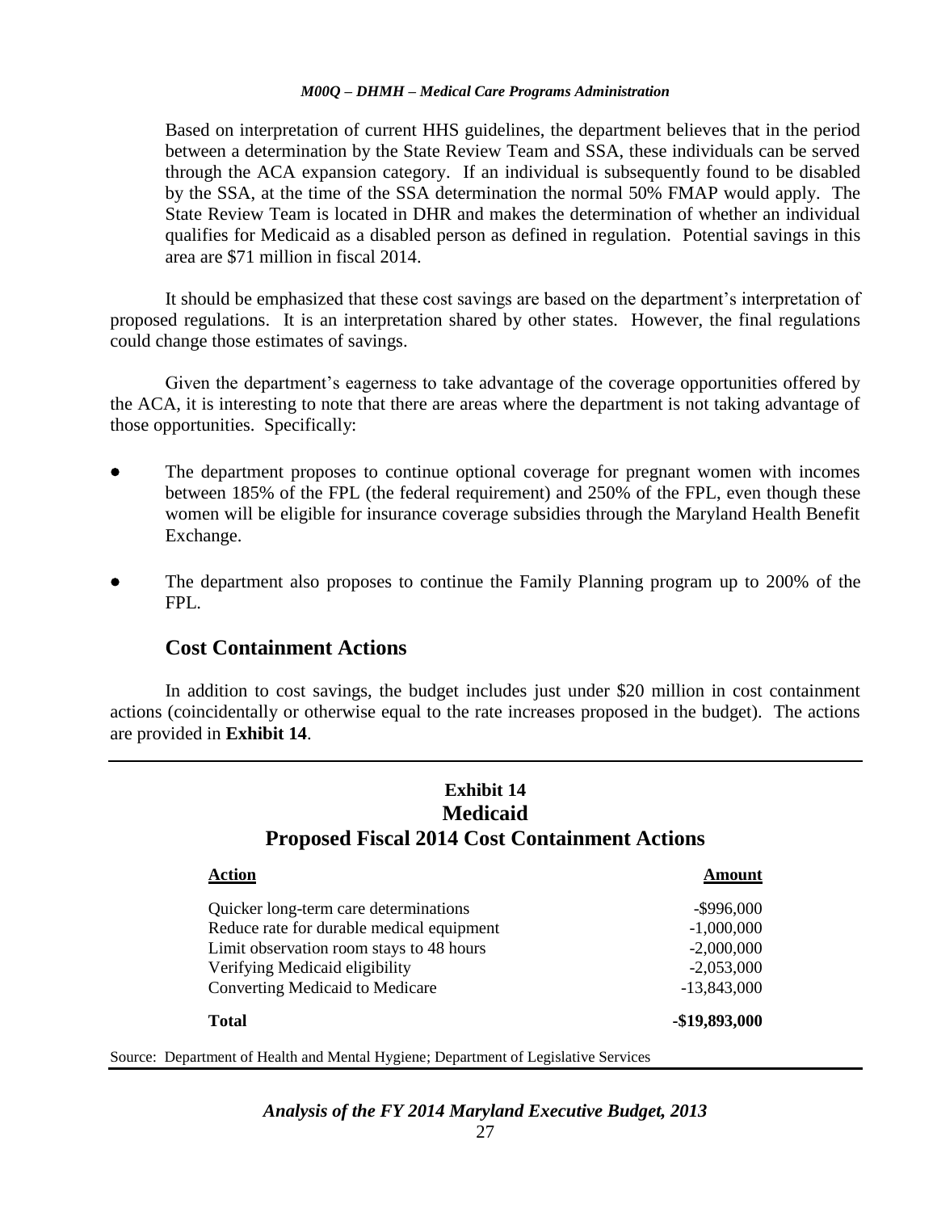Based on interpretation of current HHS guidelines, the department believes that in the period between a determination by the State Review Team and SSA, these individuals can be served through the ACA expansion category. If an individual is subsequently found to be disabled by the SSA, at the time of the SSA determination the normal 50% FMAP would apply. The State Review Team is located in DHR and makes the determination of whether an individual qualifies for Medicaid as a disabled person as defined in regulation. Potential savings in this area are $71 million in fiscal 2014.

It should be emphasized that these cost savings are based on the department's interpretation of proposed regulations. It is an interpretation shared by other states. However, the final regulations could change those estimates of savings.

Given the department's eagerness to take advantage of the coverage opportunities offered by the ACA, it is interesting to note that there are areas where the department is not taking advantage of those opportunities. Specifically:

- The department proposes to continue optional coverage for pregnant women with incomes between 185% of the FPL (the federal requirement) and 250% of the FPL, even though these women will be eligible for insurance coverage subsidies through the Maryland Health Benefit Exchange.
- The department also proposes to continue the Family Planning program up to 200% of the FPL.

## Cost Containment Actions

In addition to cost savings, the budget includes just under $20 million in cost containment actions (coincidentally or otherwise equal to the rate increases proposed in the budget). The actions are provided in **Exhibit 14**.

**Exhibit 14**
**Medicaid**
**Proposed Fiscal 2014 Cost Containment Actions**

| Action | Amount |
|---|---|
| Quicker long-term care determinations | -$996,000 |
| Reduce rate for durable medical equipment | -1,000,000 |
| Limit observation room stays to 48 hours | -2,000,000 |
| Verifying Medicaid eligibility | -2,053,000 |
| Converting Medicaid to Medicare | -13,843,000 |
| **Total** | **-$19,893,000** |

Source: Department of Health and Mental Hygiene; Department of Legislative Services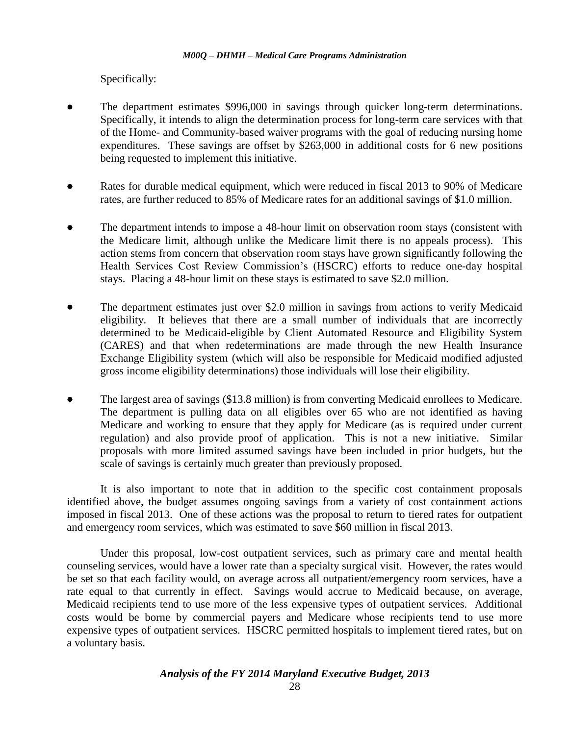Specifically:

- The department estimates $996,000 in savings through quicker long-term determinations. Specifically, it intends to align the determination process for long-term care services with that of the Home- and Community-based waiver programs with the goal of reducing nursing home expenditures. These savings are offset by $263,000 in additional costs for 6 new positions being requested to implement this initiative.

- Rates for durable medical equipment, which were reduced in fiscal 2013 to 90% of Medicare rates, are further reduced to 85% of Medicare rates for an additional savings of $1.0 million.

- The department intends to impose a 48-hour limit on observation room stays (consistent with the Medicare limit, although unlike the Medicare limit there is no appeals process). This action stems from concern that observation room stays have grown significantly following the Health Services Cost Review Commission's (HSCRC) efforts to reduce one-day hospital stays. Placing a 48-hour limit on these stays is estimated to save $2.0 million.

- The department estimates just over $2.0 million in savings from actions to verify Medicaid eligibility. It believes that there are a small number of individuals that are incorrectly determined to be Medicaid-eligible by Client Automated Resource and Eligibility System (CARES) and that when redeterminations are made through the new Health Insurance Exchange Eligibility system (which will also be responsible for Medicaid modified adjusted gross income eligibility determinations) those individuals will lose their eligibility.

- The largest area of savings ($13.8 million) is from converting Medicaid enrollees to Medicare. The department is pulling data on all eligibles over 65 who are not identified as having Medicare and working to ensure that they apply for Medicare (as is required under current regulation) and also provide proof of application. This is not a new initiative. Similar proposals with more limited assumed savings have been included in prior budgets, but the scale of savings is certainly much greater than previously proposed.

It is also important to note that in addition to the specific cost containment proposals identified above, the budget assumes ongoing savings from a variety of cost containment actions imposed in fiscal 2013. One of these actions was the proposal to return to tiered rates for outpatient and emergency room services, which was estimated to save $60 million in fiscal 2013.

Under this proposal, low-cost outpatient services, such as primary care and mental health counseling services, would have a lower rate than a specialty surgical visit. However, the rates would be set so that each facility would, on average across all outpatient/emergency room services, have a rate equal to that currently in effect. Savings would accrue to Medicaid because, on average, Medicaid recipients tend to use more of the less expensive types of outpatient services. Additional costs would be borne by commercial payers and Medicare whose recipients tend to use more expensive types of outpatient services. HSCRC permitted hospitals to implement tiered rates, but on a voluntary basis.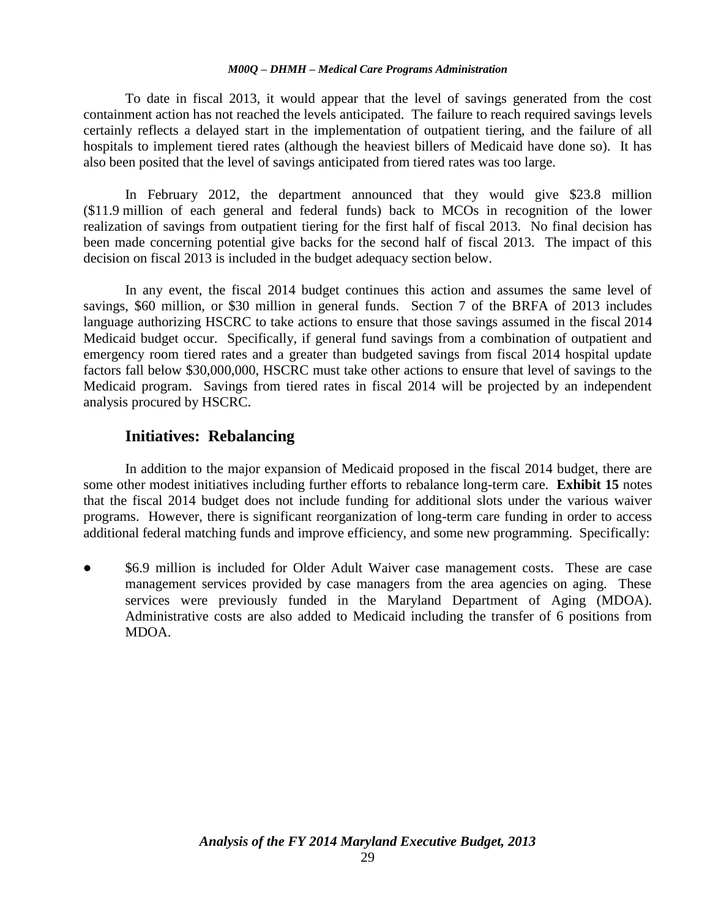To date in fiscal 2013, it would appear that the level of savings generated from the cost containment action has not reached the levels anticipated. The failure to reach required savings levels certainly reflects a delayed start in the implementation of outpatient tiering, and the failure of all hospitals to implement tiered rates (although the heaviest billers of Medicaid have done so). It has also been posited that the level of savings anticipated from tiered rates was too large.

In February 2012, the department announced that they would give $23.8 million ($11.9 million of each general and federal funds) back to MCOs in recognition of the lower realization of savings from outpatient tiering for the first half of fiscal 2013. No final decision has been made concerning potential give backs for the second half of fiscal 2013. The impact of this decision on fiscal 2013 is included in the budget adequacy section below.

In any event, the fiscal 2014 budget continues this action and assumes the same level of savings, $60 million, or $30 million in general funds. Section 7 of the BRFA of 2013 includes language authorizing HSCRC to take actions to ensure that those savings assumed in the fiscal 2014 Medicaid budget occur. Specifically, if general fund savings from a combination of outpatient and emergency room tiered rates and a greater than budgeted savings from fiscal 2014 hospital update factors fall below $30,000,000, HSCRC must take other actions to ensure that level of savings to the Medicaid program. Savings from tiered rates in fiscal 2014 will be projected by an independent analysis procured by HSCRC.

## Initiatives: Rebalancing

In addition to the major expansion of Medicaid proposed in the fiscal 2014 budget, there are some other modest initiatives including further efforts to rebalance long-term care. **Exhibit 15** notes that the fiscal 2014 budget does not include funding for additional slots under the various waiver programs. However, there is significant reorganization of long-term care funding in order to access additional federal matching funds and improve efficiency, and some new programming. Specifically:

- $6.9 million is included for Older Adult Waiver case management costs. These are case management services provided by case managers from the area agencies on aging. These services were previously funded in the Maryland Department of Aging (MDOA). Administrative costs are also added to Medicaid including the transfer of 6 positions from MDOA.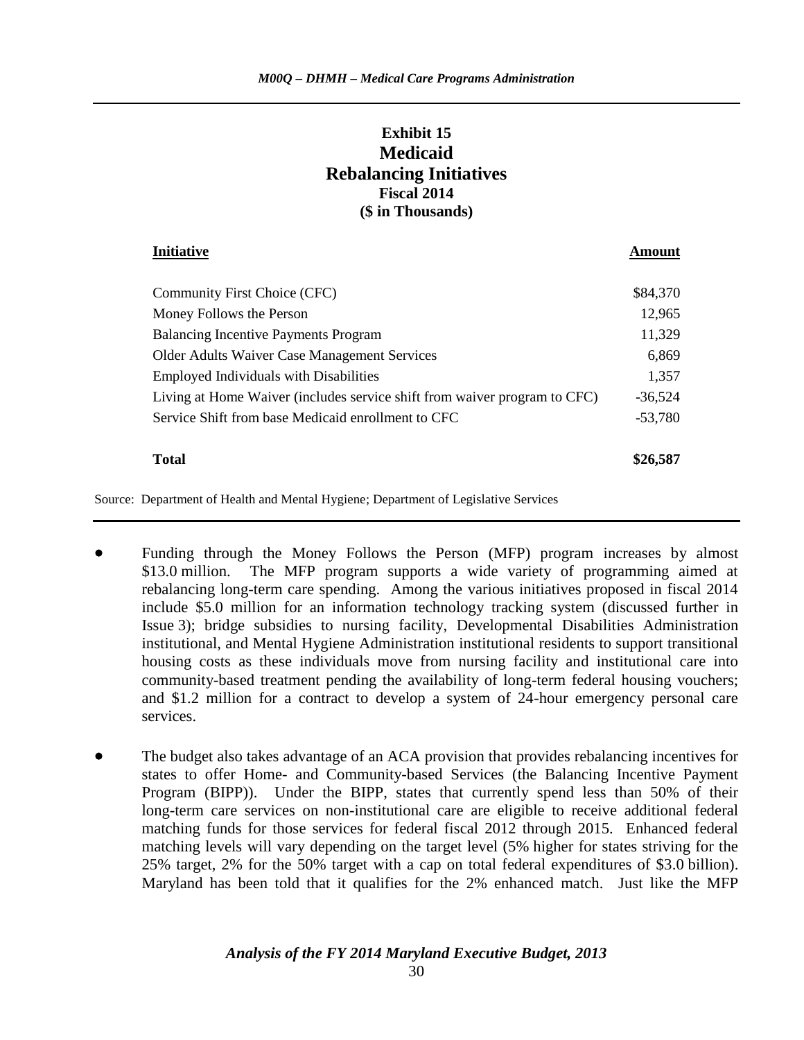## Exhibit 15
## Medicaid
## Rebalancing Initiatives
### Fiscal 2014
### ($ in Thousands)

| Initiative | Amount |
|---|---|
| Community First Choice (CFC) | $84,370 |
| Money Follows the Person | 12,965 |
| Balancing Incentive Payments Program | 11,329 |
| Older Adults Waiver Case Management Services | 6,869 |
| Employed Individuals with Disabilities | 1,357 |
| Living at Home Waiver (includes service shift from waiver program to CFC) | -36,524 |
| Service Shift from base Medicaid enrollment to CFC | -53,780 |
| **Total** | **$26,587** |

Source: Department of Health and Mental Hygiene; Department of Legislative Services

- Funding through the Money Follows the Person (MFP) program increases by almost $13.0 million. The MFP program supports a wide variety of programming aimed at rebalancing long-term care spending. Among the various initiatives proposed in fiscal 2014 include $5.0 million for an information technology tracking system (discussed further in Issue 3); bridge subsidies to nursing facility, Developmental Disabilities Administration institutional, and Mental Hygiene Administration institutional residents to support transitional housing costs as these individuals move from nursing facility and institutional care into community-based treatment pending the availability of long-term federal housing vouchers; and $1.2 million for a contract to develop a system of 24-hour emergency personal care services.

- The budget also takes advantage of an ACA provision that provides rebalancing incentives for states to offer Home- and Community-based Services (the Balancing Incentive Payment Program (BIPP)). Under the BIPP, states that currently spend less than 50% of their long-term care services on non-institutional care are eligible to receive additional federal matching funds for those services for federal fiscal 2012 through 2015. Enhanced federal matching levels will vary depending on the target level (5% higher for states striving for the 25% target, 2% for the 50% target with a cap on total federal expenditures of $3.0 billion). Maryland has been told that it qualifies for the 2% enhanced match. Just like the MFP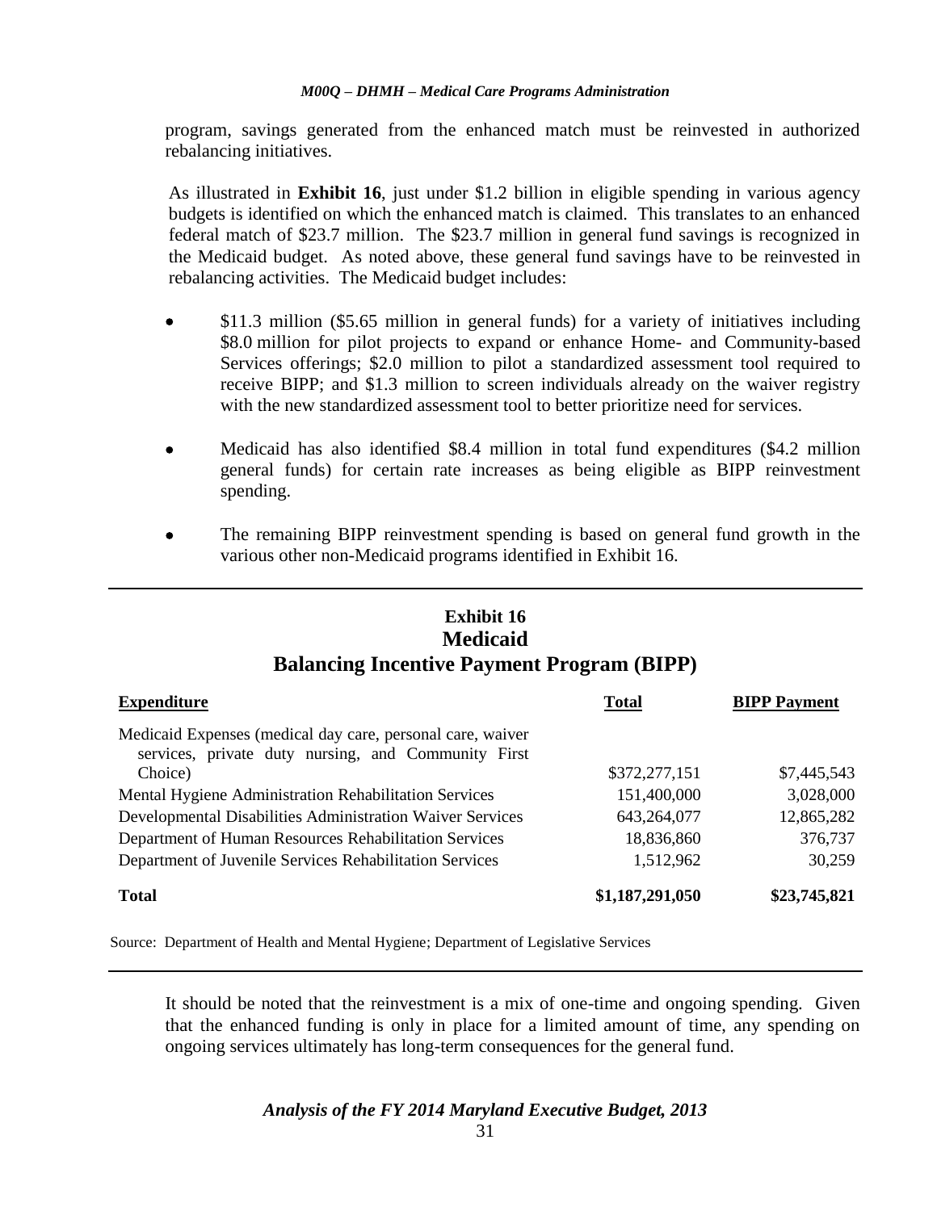program, savings generated from the enhanced match must be reinvested in authorized rebalancing initiatives.

As illustrated in **Exhibit 16**, just under $1.2 billion in eligible spending in various agency budgets is identified on which the enhanced match is claimed. This translates to an enhanced federal match of $23.7 million. The $23.7 million in general fund savings is recognized in the Medicaid budget. As noted above, these general fund savings have to be reinvested in rebalancing activities. The Medicaid budget includes:

- $11.3 million ($5.65 million in general funds) for a variety of initiatives including $8.0 million for pilot projects to expand or enhance Home- and Community-based Services offerings; $2.0 million to pilot a standardized assessment tool required to receive BIPP; and $1.3 million to screen individuals already on the waiver registry with the new standardized assessment tool to better prioritize need for services.

- Medicaid has also identified $8.4 million in total fund expenditures ($4.2 million general funds) for certain rate increases as being eligible as BIPP reinvestment spending.

- The remaining BIPP reinvestment spending is based on general fund growth in the various other non-Medicaid programs identified in Exhibit 16.

**Exhibit 16**
**Medicaid**
**Balancing Incentive Payment Program (BIPP)**

| Expenditure | Total | BIPP Payment |
|---|---|---|
| Medicaid Expenses (medical day care, personal care, waiver services, private duty nursing, and Community First Choice) | $372,277,151 | $7,445,543 |
| Mental Hygiene Administration Rehabilitation Services | 151,400,000 | 3,028,000 |
| Developmental Disabilities Administration Waiver Services | 643,264,077 | 12,865,282 |
| Department of Human Resources Rehabilitation Services | 18,836,860 | 376,737 |
| Department of Juvenile Services Rehabilitation Services | 1,512,962 | 30,259 |
| **Total** | **$1,187,291,050** | **$23,745,821** |

Source: Department of Health and Mental Hygiene; Department of Legislative Services

It should be noted that the reinvestment is a mix of one-time and ongoing spending. Given that the enhanced funding is only in place for a limited amount of time, any spending on ongoing services ultimately has long-term consequences for the general fund.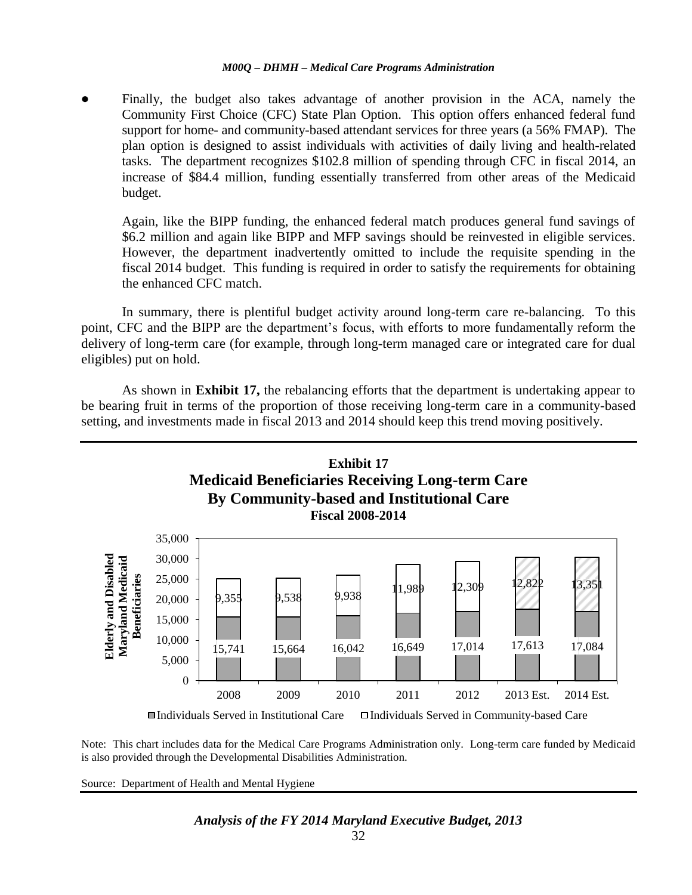- Finally, the budget also takes advantage of another provision in the ACA, namely the Community First Choice (CFC) State Plan Option. This option offers enhanced federal fund support for home- and community-based attendant services for three years (a 56% FMAP). The plan option is designed to assist individuals with activities of daily living and health-related tasks. The department recognizes $102.8 million of spending through CFC in fiscal 2014, an increase of $84.4 million, funding essentially transferred from other areas of the Medicaid budget.

  Again, like the BIPP funding, the enhanced federal match produces general fund savings of $6.2 million and again like BIPP and MFP savings should be reinvested in eligible services. However, the department inadvertently omitted to include the requisite spending in the fiscal 2014 budget. This funding is required in order to satisfy the requirements for obtaining the enhanced CFC match.

In summary, there is plentiful budget activity around long-term care re-balancing. To this point, CFC and the BIPP are the department's focus, with efforts to more fundamentally reform the delivery of long-term care (for example, through long-term managed care or integrated care for dual eligibles) put on hold.

As shown in **Exhibit 17,** the rebalancing efforts that the department is undertaking appear to be bearing fruit in terms of the proportion of those receiving long-term care in a community-based setting, and investments made in fiscal 2013 and 2014 should keep this trend moving positively.

**Exhibit 17**
**Medicaid Beneficiaries Receiving Long-term Care**
**By Community-based and Institutional Care**
**Fiscal 2008-2014**

| Elderly and Disabled Maryland Medicaid Beneficiaries | 2008 | 2009 | 2010 | 2011 | 2012 | 2013 Est. | 2014 Est. |
|---|---|---|---|---|---|---|---|
| Individuals Served in Institutional Care | 15,741 | 15,664 | 16,042 | 16,649 | 17,014 | 17,613 | 17,084 |
| Individuals Served in Community-based Care | 9,355 | 9,538 | 9,938 | 11,989 | 12,309 | 12,822 | 13,351 |

Note: This chart includes data for the Medical Care Programs Administration only. Long-term care funded by Medicaid is also provided through the Developmental Disabilities Administration.

Source: Department of Health and Mental Hygiene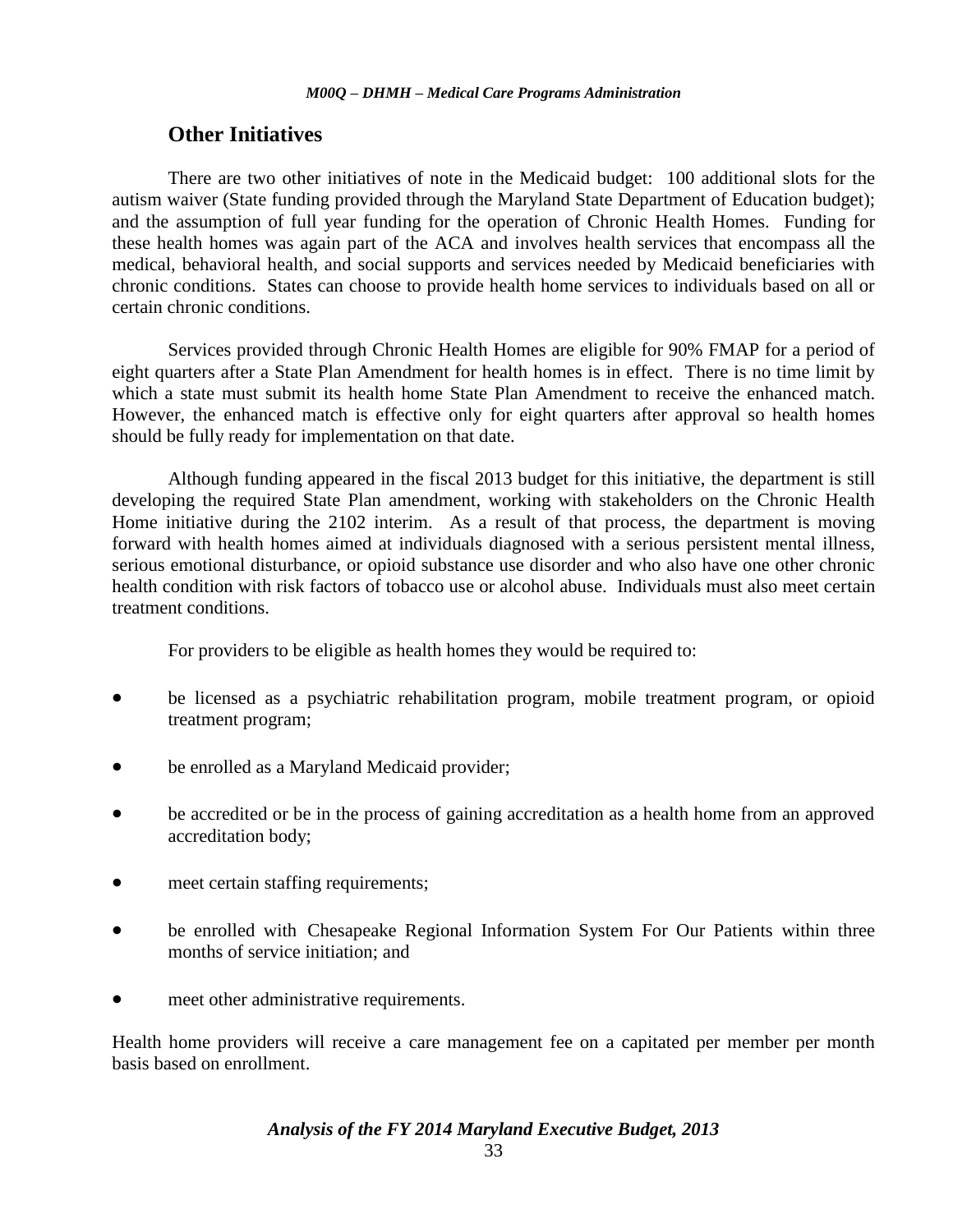## Other Initiatives

There are two other initiatives of note in the Medicaid budget: 100 additional slots for the autism waiver (State funding provided through the Maryland State Department of Education budget); and the assumption of full year funding for the operation of Chronic Health Homes. Funding for these health homes was again part of the ACA and involves health services that encompass all the medical, behavioral health, and social supports and services needed by Medicaid beneficiaries with chronic conditions. States can choose to provide health home services to individuals based on all or certain chronic conditions.

Services provided through Chronic Health Homes are eligible for 90% FMAP for a period of eight quarters after a State Plan Amendment for health homes is in effect. There is no time limit by which a state must submit its health home State Plan Amendment to receive the enhanced match. However, the enhanced match is effective only for eight quarters after approval so health homes should be fully ready for implementation on that date.

Although funding appeared in the fiscal 2013 budget for this initiative, the department is still developing the required State Plan amendment, working with stakeholders on the Chronic Health Home initiative during the 2102 interim. As a result of that process, the department is moving forward with health homes aimed at individuals diagnosed with a serious persistent mental illness, serious emotional disturbance, or opioid substance use disorder and who also have one other chronic health condition with risk factors of tobacco use or alcohol abuse. Individuals must also meet certain treatment conditions.

For providers to be eligible as health homes they would be required to:

- be licensed as a psychiatric rehabilitation program, mobile treatment program, or opioid treatment program;
- be enrolled as a Maryland Medicaid provider;
- be accredited or be in the process of gaining accreditation as a health home from an approved accreditation body;
- meet certain staffing requirements;
- be enrolled with Chesapeake Regional Information System For Our Patients within three months of service initiation; and
- meet other administrative requirements.

Health home providers will receive a care management fee on a capitated per member per month basis based on enrollment.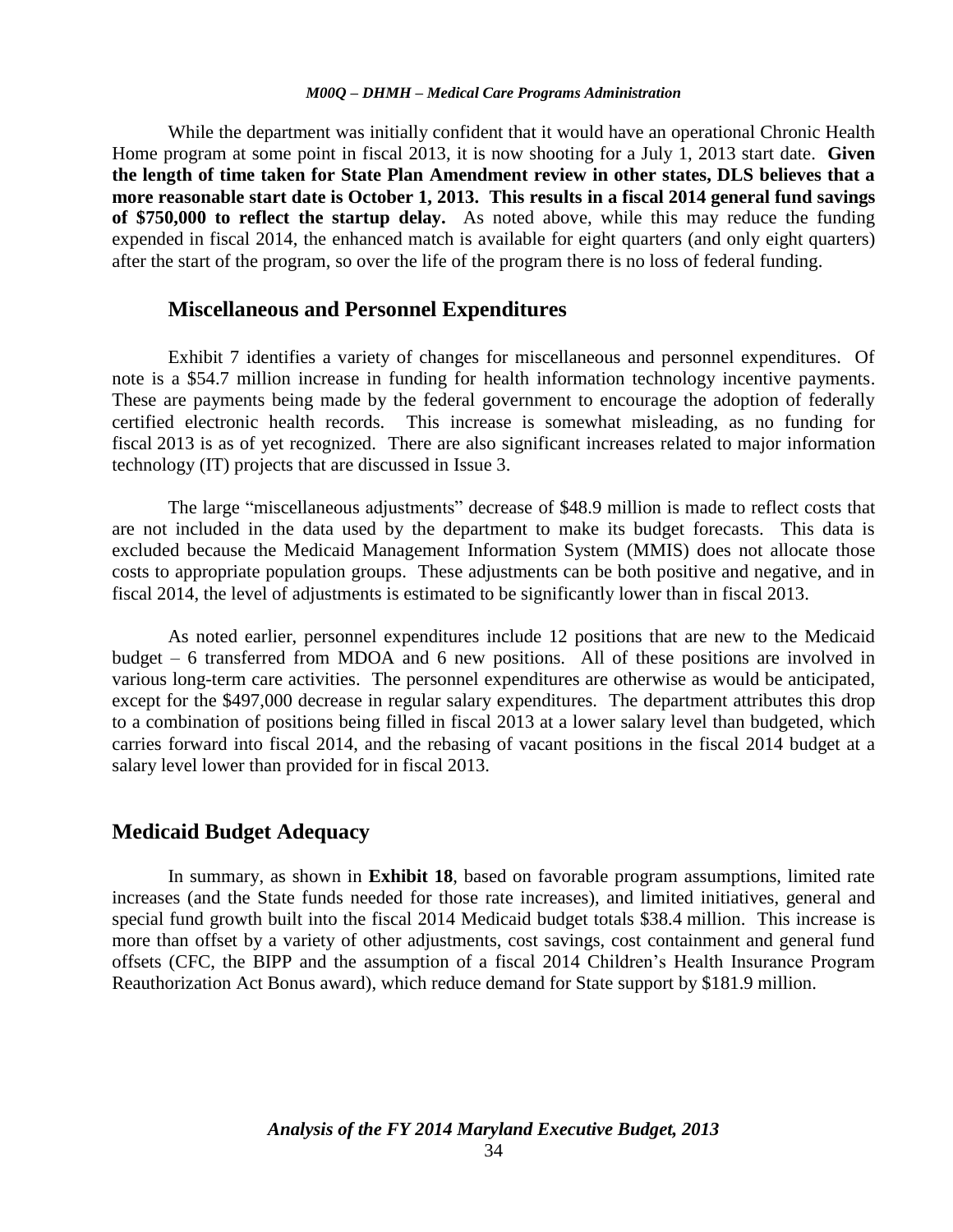While the department was initially confident that it would have an operational Chronic Health Home program at some point in fiscal 2013, it is now shooting for a July 1, 2013 start date. **Given the length of time taken for State Plan Amendment review in other states, DLS believes that a more reasonable start date is October 1, 2013. This results in a fiscal 2014 general fund savings of $750,000 to reflect the startup delay.** As noted above, while this may reduce the funding expended in fiscal 2014, the enhanced match is available for eight quarters (and only eight quarters) after the start of the program, so over the life of the program there is no loss of federal funding.

### Miscellaneous and Personnel Expenditures

Exhibit 7 identifies a variety of changes for miscellaneous and personnel expenditures. Of note is a $54.7 million increase in funding for health information technology incentive payments. These are payments being made by the federal government to encourage the adoption of federally certified electronic health records. This increase is somewhat misleading, as no funding for fiscal 2013 is as of yet recognized. There are also significant increases related to major information technology (IT) projects that are discussed in Issue 3.

The large "miscellaneous adjustments" decrease of $48.9 million is made to reflect costs that are not included in the data used by the department to make its budget forecasts. This data is excluded because the Medicaid Management Information System (MMIS) does not allocate those costs to appropriate population groups. These adjustments can be both positive and negative, and in fiscal 2014, the level of adjustments is estimated to be significantly lower than in fiscal 2013.

As noted earlier, personnel expenditures include 12 positions that are new to the Medicaid budget – 6 transferred from MDOA and 6 new positions. All of these positions are involved in various long-term care activities. The personnel expenditures are otherwise as would be anticipated, except for the $497,000 decrease in regular salary expenditures. The department attributes this drop to a combination of positions being filled in fiscal 2013 at a lower salary level than budgeted, which carries forward into fiscal 2014, and the rebasing of vacant positions in the fiscal 2014 budget at a salary level lower than provided for in fiscal 2013.

## Medicaid Budget Adequacy

In summary, as shown in **Exhibit 18**, based on favorable program assumptions, limited rate increases (and the State funds needed for those rate increases), and limited initiatives, general and special fund growth built into the fiscal 2014 Medicaid budget totals $38.4 million. This increase is more than offset by a variety of other adjustments, cost savings, cost containment and general fund offsets (CFC, the BIPP and the assumption of a fiscal 2014 Children's Health Insurance Program Reauthorization Act Bonus award), which reduce demand for State support by $181.9 million.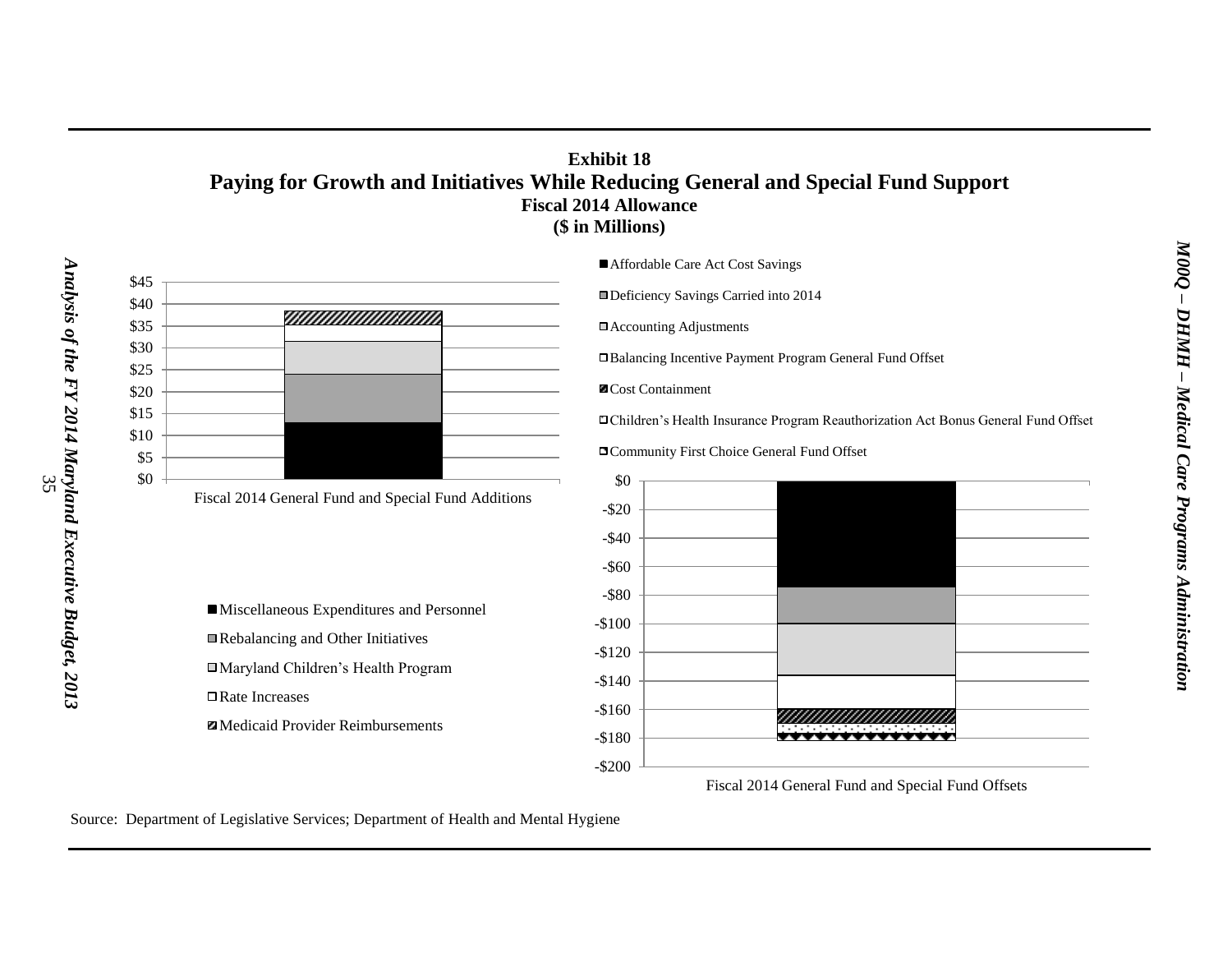**Exhibit 18**
**Paying for Growth and Initiatives While Reducing General and Special Fund Support**
**Fiscal 2014 Allowance**
**($ in Millions)**

Fiscal 2014 General Fund and Special Fund Additions

- Miscellaneous Expenditures and Personnel
- Rebalancing and Other Initiatives
- Maryland Children's Health Program
- Rate Increases
- Medicaid Provider Reimbursements

Fiscal 2014 General Fund and Special Fund Offsets

- Affordable Care Act Cost Savings
- Deficiency Savings Carried into 2014
- Accounting Adjustments
- Balancing Incentive Payment Program General Fund Offset
- Cost Containment
- Children's Health Insurance Program Reauthorization Act Bonus General Fund Offset
- Community First Choice General Fund Offset

Source: Department of Legislative Services; Department of Health and Mental Hygiene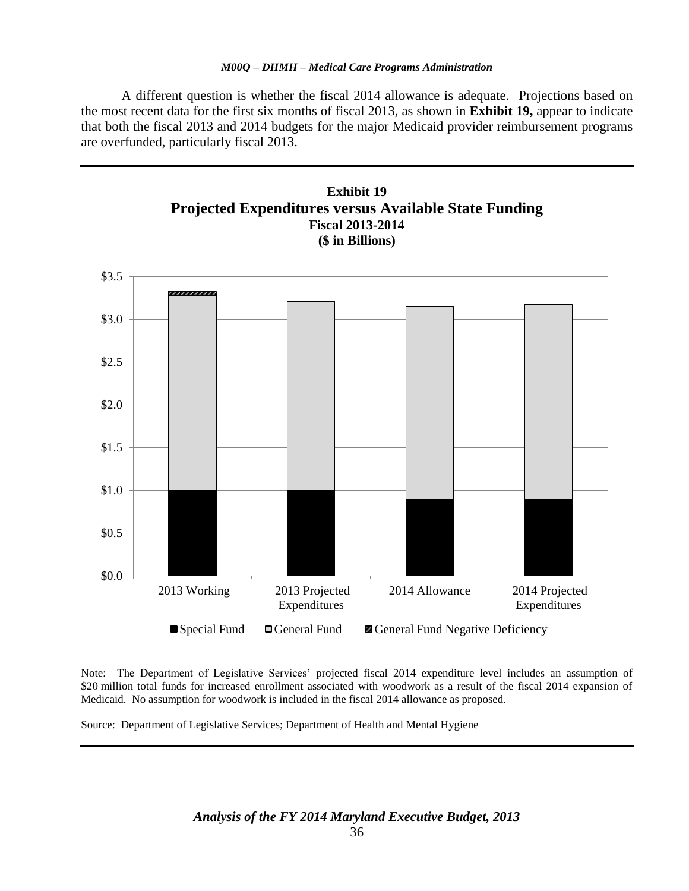A different question is whether the fiscal 2014 allowance is adequate. Projections based on the most recent data for the first six months of fiscal 2013, as shown in **Exhibit 19,** appear to indicate that both the fiscal 2013 and 2014 budgets for the major Medicaid provider reimbursement programs are overfunded, particularly fiscal 2013.

**Exhibit 19**
**Projected Expenditures versus Available State Funding**
**Fiscal 2013-2014**
**($ in Billions)**

Note: The Department of Legislative Services' projected fiscal 2014 expenditure level includes an assumption of $20 million total funds for increased enrollment associated with woodwork as a result of the fiscal 2014 expansion of Medicaid. No assumption for woodwork is included in the fiscal 2014 allowance as proposed.

Source: Department of Legislative Services; Department of Health and Mental Hygiene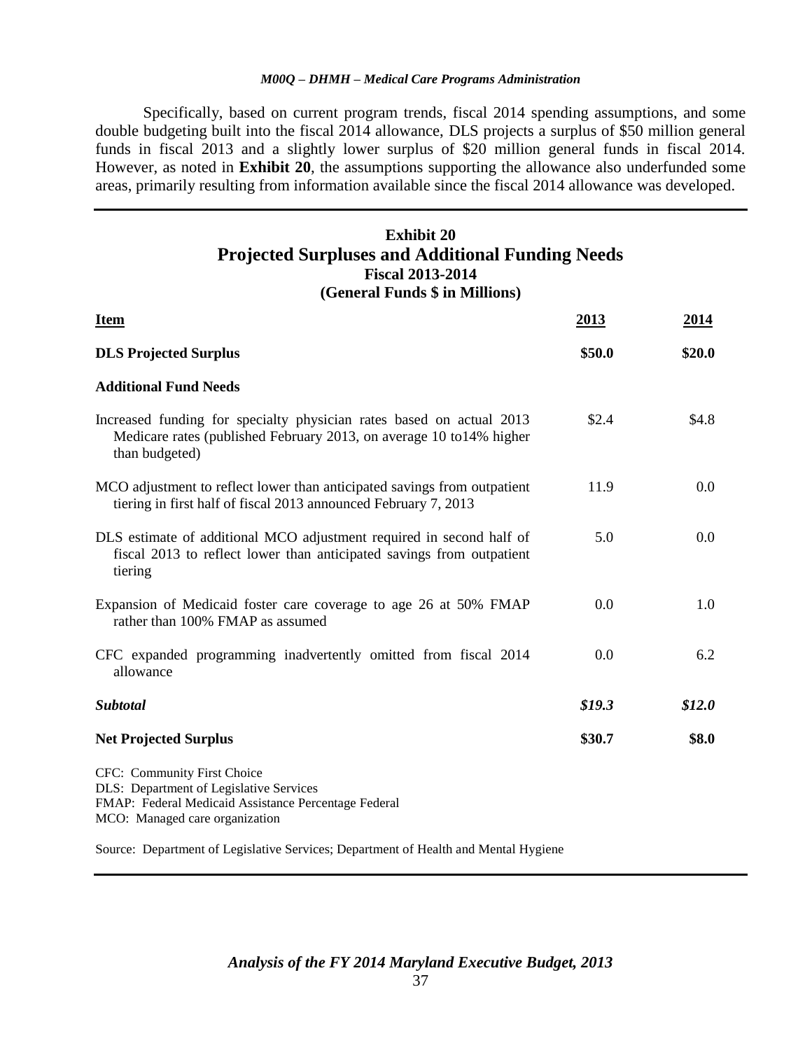Specifically, based on current program trends, fiscal 2014 spending assumptions, and some double budgeting built into the fiscal 2014 allowance, DLS projects a surplus of $50 million general funds in fiscal 2013 and a slightly lower surplus of $20 million general funds in fiscal 2014. However, as noted in **Exhibit 20**, the assumptions supporting the allowance also underfunded some areas, primarily resulting from information available since the fiscal 2014 allowance was developed.

**Exhibit 20**
**Projected Surpluses and Additional Funding Needs**
**Fiscal 2013-2014**
**(General Funds $ in Millions)**

| Item | 2013 | 2014 |
|---|---|---|
| **DLS Projected Surplus** | **$50.0** | **$20.0** |
| **Additional Fund Needs** | | |
| Increased funding for specialty physician rates based on actual 2013 Medicare rates (published February 2013, on average 10 to14% higher than budgeted) | $2.4 | $4.8 |
| MCO adjustment to reflect lower than anticipated savings from outpatient tiering in first half of fiscal 2013 announced February 7, 2013 | 11.9 | 0.0 |
| DLS estimate of additional MCO adjustment required in second half of fiscal 2013 to reflect lower than anticipated savings from outpatient tiering | 5.0 | 0.0 |
| Expansion of Medicaid foster care coverage to age 26 at 50% FMAP rather than 100% FMAP as assumed | 0.0 | 1.0 |
| CFC expanded programming inadvertently omitted from fiscal 2014 allowance | 0.0 | 6.2 |
| ***Subtotal*** | ***$19.3*** | ***$12.0*** |
| **Net Projected Surplus** | **$30.7** | **$8.0** |

CFC: Community First Choice
DLS: Department of Legislative Services
FMAP: Federal Medicaid Assistance Percentage Federal
MCO: Managed care organization

Source: Department of Legislative Services; Department of Health and Mental Hygiene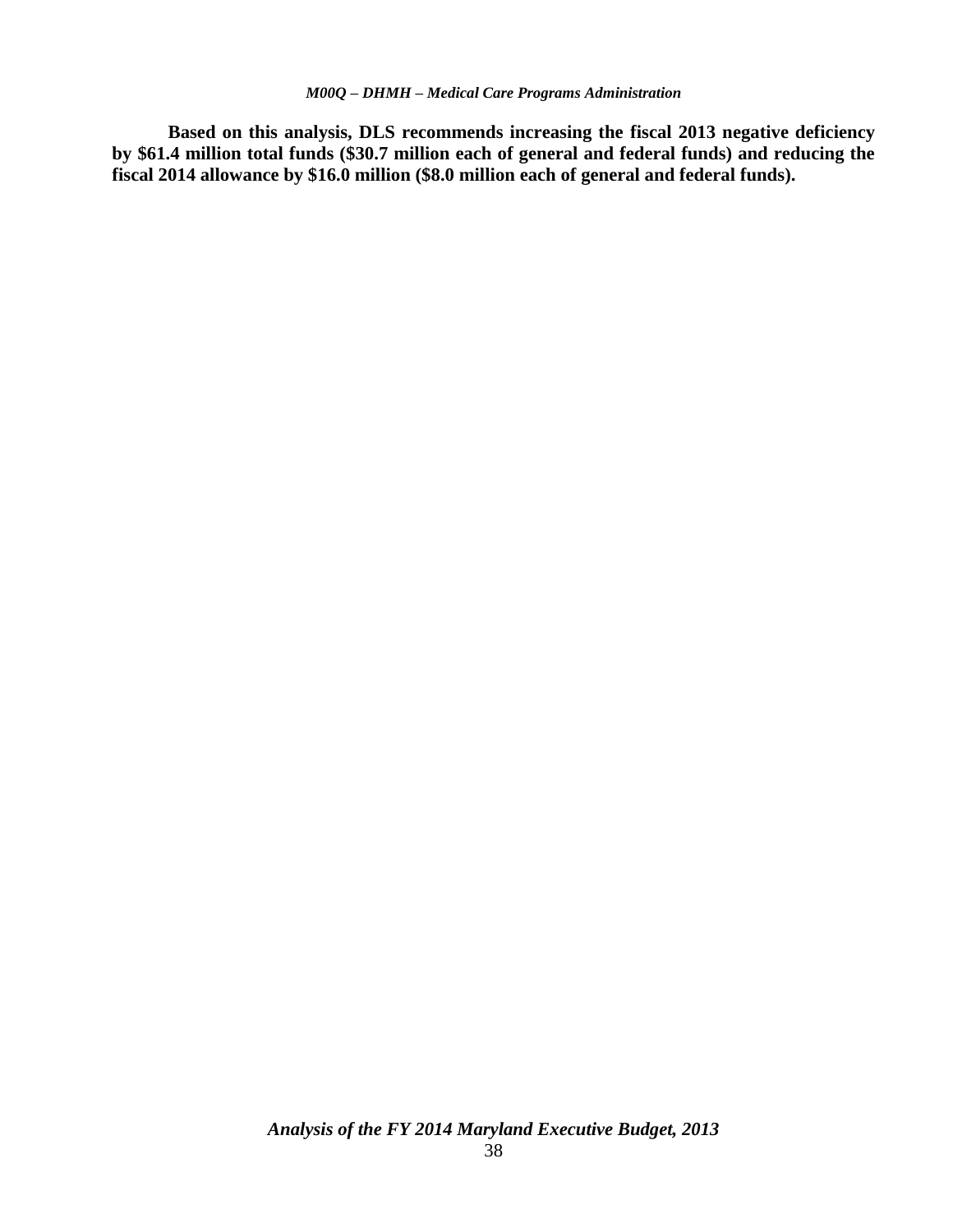**Based on this analysis, DLS recommends increasing the fiscal 2013 negative deficiency by $61.4 million total funds ($30.7 million each of general and federal funds) and reducing the fiscal 2014 allowance by $16.0 million ($8.0 million each of general and federal funds).**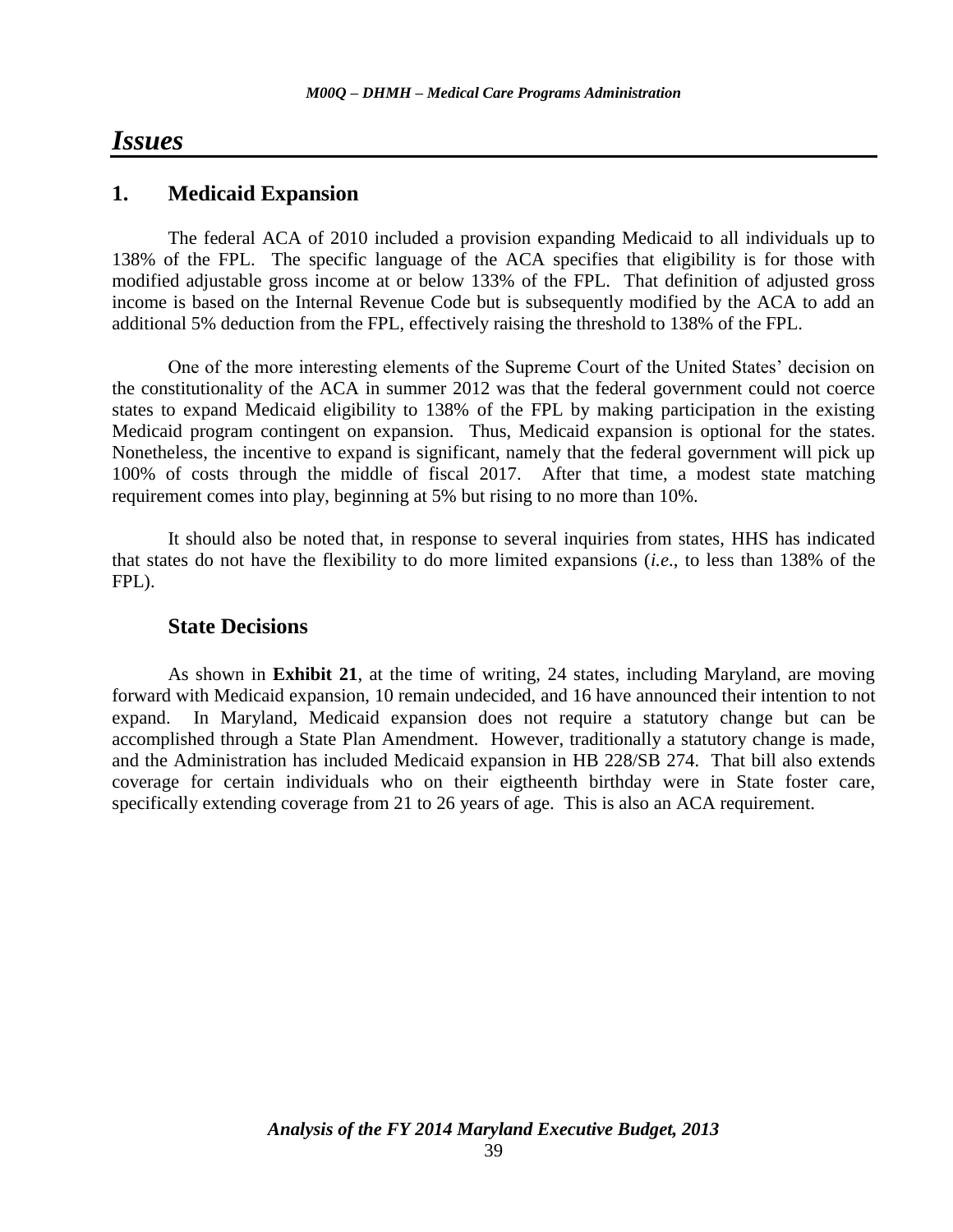# *Issues*

## 1. Medicaid Expansion

The federal ACA of 2010 included a provision expanding Medicaid to all individuals up to 138% of the FPL. The specific language of the ACA specifies that eligibility is for those with modified adjustable gross income at or below 133% of the FPL. That definition of adjusted gross income is based on the Internal Revenue Code but is subsequently modified by the ACA to add an additional 5% deduction from the FPL, effectively raising the threshold to 138% of the FPL.

One of the more interesting elements of the Supreme Court of the United States' decision on the constitutionality of the ACA in summer 2012 was that the federal government could not coerce states to expand Medicaid eligibility to 138% of the FPL by making participation in the existing Medicaid program contingent on expansion. Thus, Medicaid expansion is optional for the states. Nonetheless, the incentive to expand is significant, namely that the federal government will pick up 100% of costs through the middle of fiscal 2017. After that time, a modest state matching requirement comes into play, beginning at 5% but rising to no more than 10%.

It should also be noted that, in response to several inquiries from states, HHS has indicated that states do not have the flexibility to do more limited expansions (*i.e*., to less than 138% of the FPL).

### State Decisions

As shown in **Exhibit 21**, at the time of writing, 24 states, including Maryland, are moving forward with Medicaid expansion, 10 remain undecided, and 16 have announced their intention to not expand. In Maryland, Medicaid expansion does not require a statutory change but can be accomplished through a State Plan Amendment. However, traditionally a statutory change is made, and the Administration has included Medicaid expansion in HB 228/SB 274. That bill also extends coverage for certain individuals who on their eigtheenth birthday were in State foster care, specifically extending coverage from 21 to 26 years of age. This is also an ACA requirement.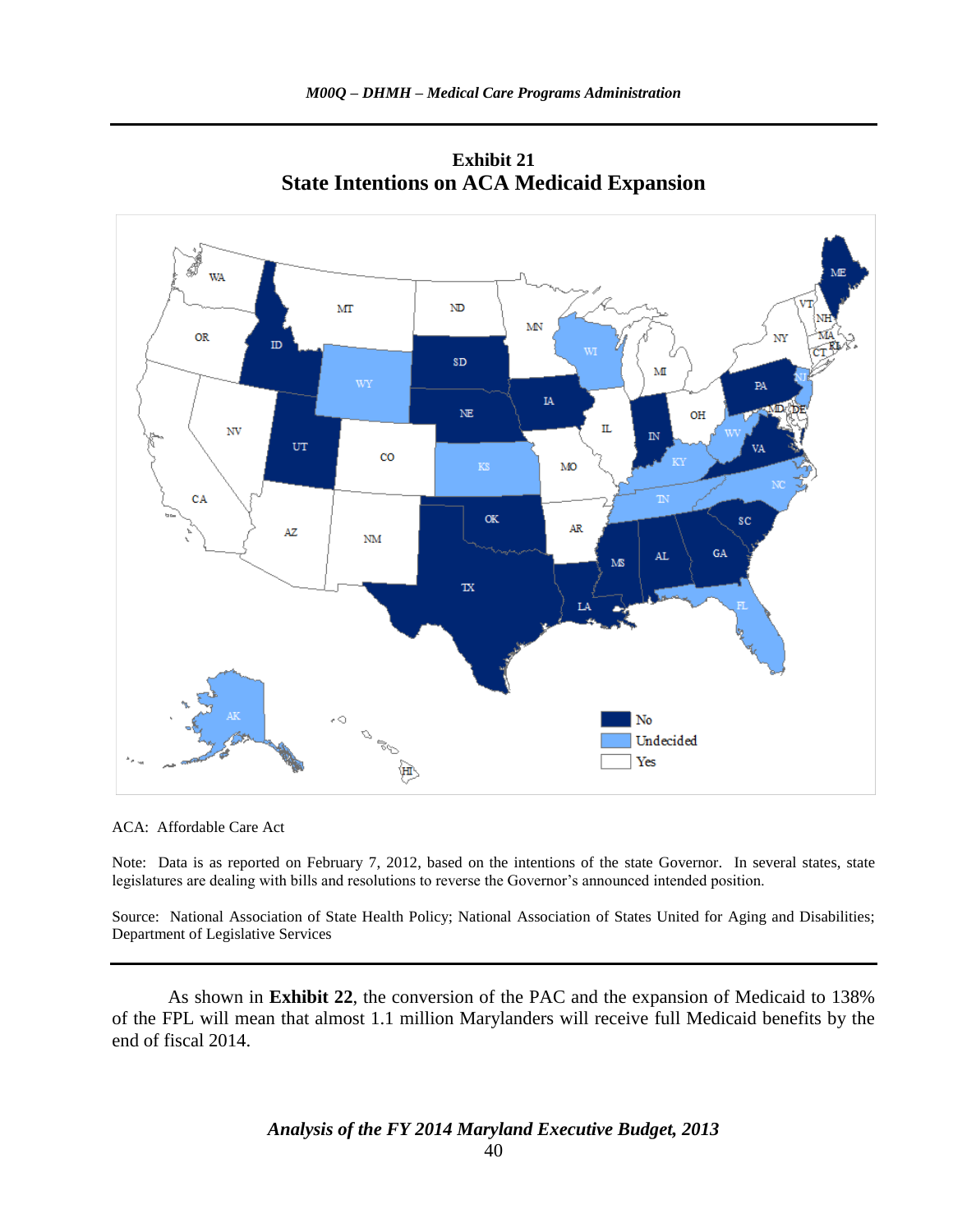**Exhibit 21**
**State Intentions on ACA Medicaid Expansion**

ACA: Affordable Care Act

Note: Data is as reported on February 7, 2012, based on the intentions of the state Governor. In several states, state legislatures are dealing with bills and resolutions to reverse the Governor's announced intended position.

Source: National Association of State Health Policy; National Association of States United for Aging and Disabilities; Department of Legislative Services

As shown in **Exhibit 22**, the conversion of the PAC and the expansion of Medicaid to 138% of the FPL will mean that almost 1.1 million Marylanders will receive full Medicaid benefits by the end of fiscal 2014.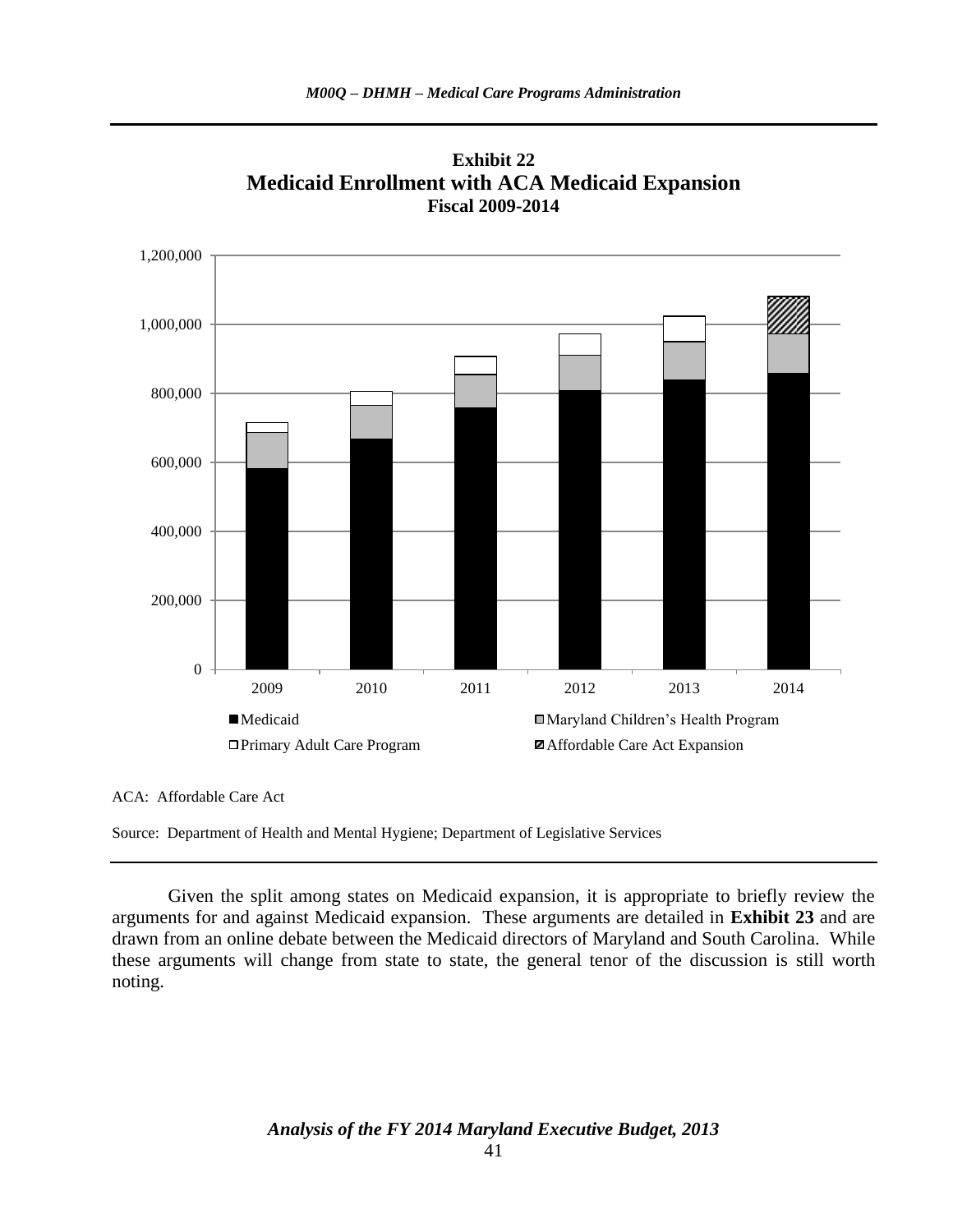**Exhibit 22**
**Medicaid Enrollment with ACA Medicaid Expansion**
**Fiscal 2009-2014**

ACA: Affordable Care Act

Source: Department of Health and Mental Hygiene; Department of Legislative Services

Given the split among states on Medicaid expansion, it is appropriate to briefly review the arguments for and against Medicaid expansion. These arguments are detailed in **Exhibit 23** and are drawn from an online debate between the Medicaid directors of Maryland and South Carolina. While these arguments will change from state to state, the general tenor of the discussion is still worth noting.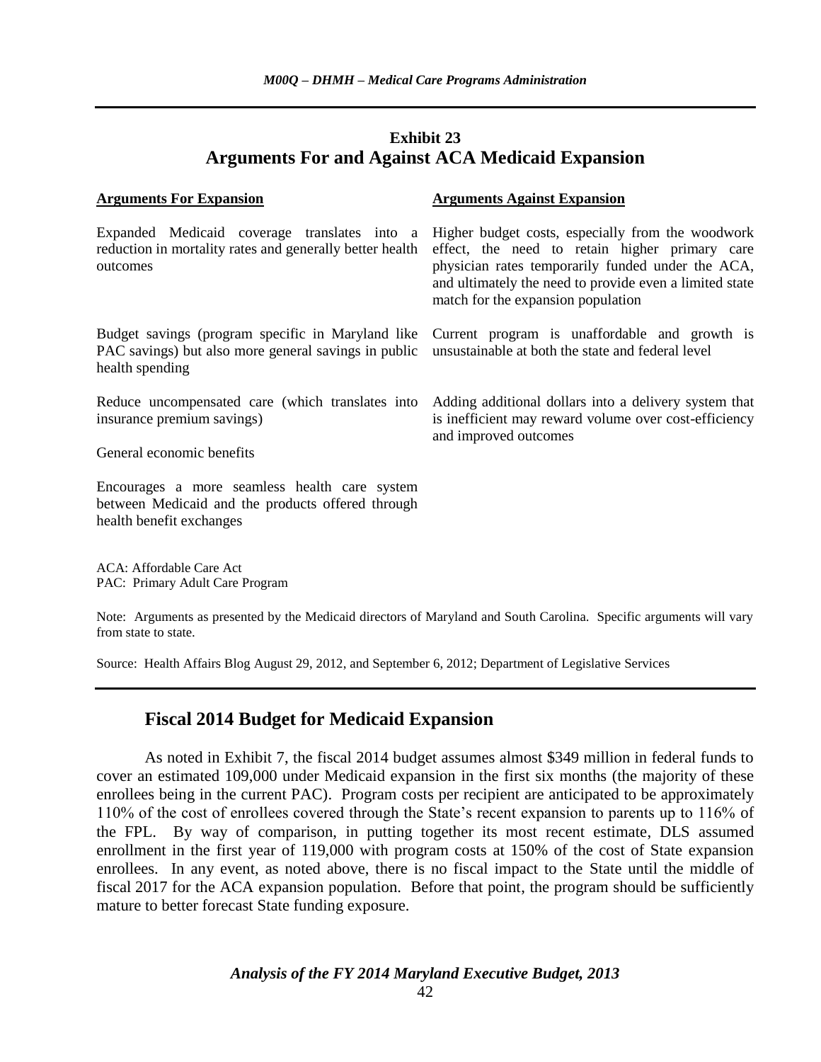### Exhibit 23
### Arguments For and Against ACA Medicaid Expansion

| Arguments For Expansion | Arguments Against Expansion |
|---|---|
| Expanded Medicaid coverage translates into a reduction in mortality rates and generally better health outcomes | Higher budget costs, especially from the woodwork effect, the need to retain higher primary care physician rates temporarily funded under the ACA, and ultimately the need to provide even a limited state match for the expansion population |
| Budget savings (program specific in Maryland like PAC savings) but also more general savings in public health spending | Current program is unaffordable and growth is unsustainable at both the state and federal level |
| Reduce uncompensated care (which translates into insurance premium savings) | Adding additional dollars into a delivery system that is inefficient may reward volume over cost-efficiency and improved outcomes |
| General economic benefits | |
| Encourages a more seamless health care system between Medicaid and the products offered through health benefit exchanges | |

ACA: Affordable Care Act
PAC: Primary Adult Care Program

Note: Arguments as presented by the Medicaid directors of Maryland and South Carolina. Specific arguments will vary from state to state.

Source: Health Affairs Blog August 29, 2012, and September 6, 2012; Department of Legislative Services

## Fiscal 2014 Budget for Medicaid Expansion

As noted in Exhibit 7, the fiscal 2014 budget assumes almost $349 million in federal funds to cover an estimated 109,000 under Medicaid expansion in the first six months (the majority of these enrollees being in the current PAC). Program costs per recipient are anticipated to be approximately 110% of the cost of enrollees covered through the State's recent expansion to parents up to 116% of the FPL. By way of comparison, in putting together its most recent estimate, DLS assumed enrollment in the first year of 119,000 with program costs at 150% of the cost of State expansion enrollees. In any event, as noted above, there is no fiscal impact to the State until the middle of fiscal 2017 for the ACA expansion population. Before that point, the program should be sufficiently mature to better forecast State funding exposure.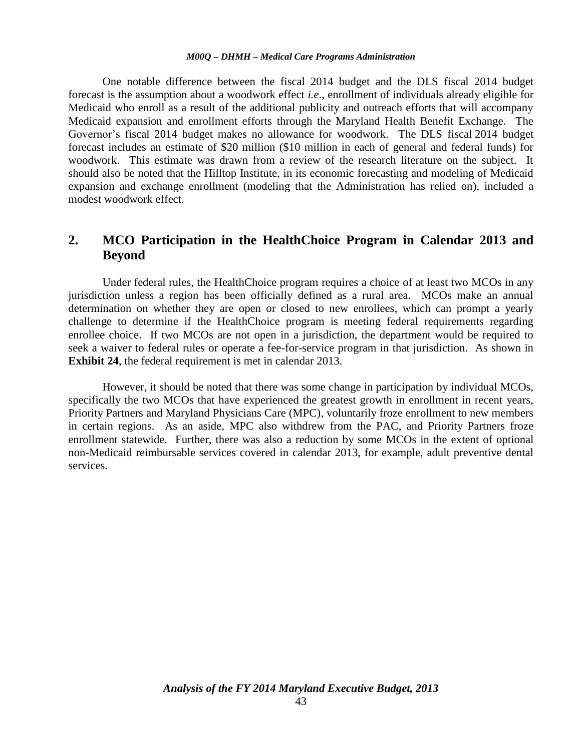One notable difference between the fiscal 2014 budget and the DLS fiscal 2014 budget forecast is the assumption about a woodwork effect *i.e.*, enrollment of individuals already eligible for Medicaid who enroll as a result of the additional publicity and outreach efforts that will accompany Medicaid expansion and enrollment efforts through the Maryland Health Benefit Exchange. The Governor's fiscal 2014 budget makes no allowance for woodwork. The DLS fiscal 2014 budget forecast includes an estimate of $20 million ($10 million in each of general and federal funds) for woodwork. This estimate was drawn from a review of the research literature on the subject. It should also be noted that the Hilltop Institute, in its economic forecasting and modeling of Medicaid expansion and exchange enrollment (modeling that the Administration has relied on), included a modest woodwork effect.

## 2. MCO Participation in the HealthChoice Program in Calendar 2013 and Beyond

Under federal rules, the HealthChoice program requires a choice of at least two MCOs in any jurisdiction unless a region has been officially defined as a rural area. MCOs make an annual determination on whether they are open or closed to new enrollees, which can prompt a yearly challenge to determine if the HealthChoice program is meeting federal requirements regarding enrollee choice. If two MCOs are not open in a jurisdiction, the department would be required to seek a waiver to federal rules or operate a fee-for-service program in that jurisdiction. As shown in **Exhibit 24**, the federal requirement is met in calendar 2013.

However, it should be noted that there was some change in participation by individual MCOs, specifically the two MCOs that have experienced the greatest growth in enrollment in recent years, Priority Partners and Maryland Physicians Care (MPC), voluntarily froze enrollment to new members in certain regions. As an aside, MPC also withdrew from the PAC, and Priority Partners froze enrollment statewide. Further, there was also a reduction by some MCOs in the extent of optional non-Medicaid reimbursable services covered in calendar 2013, for example, adult preventive dental services.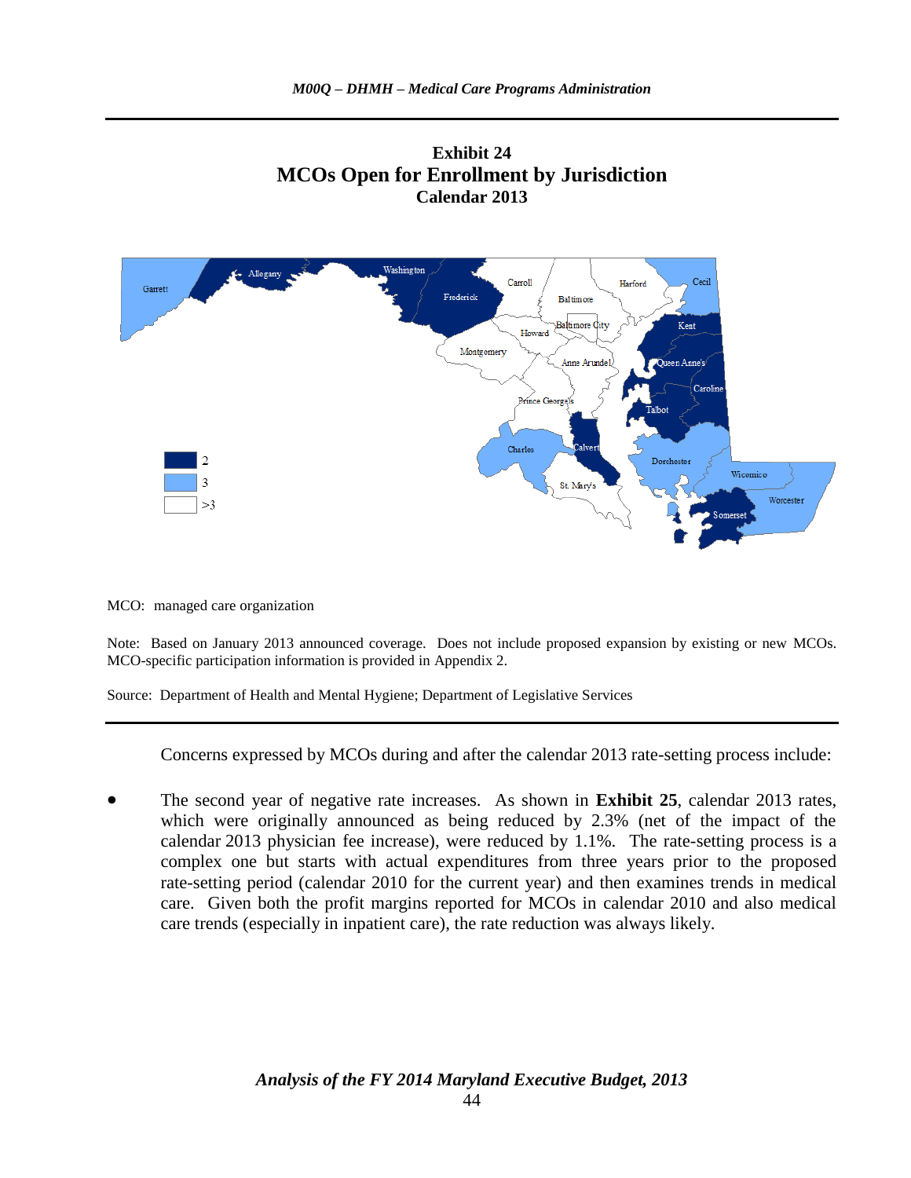**Exhibit 24**
**MCOs Open for Enrollment by Jurisdiction**
**Calendar 2013**

| Legend | |
|---|---|
| 2 | Allegany, Washington, Frederick, Kent, Queen Anne's, Caroline, Talbot, Calvert, Somerset |
| 3 | Garrett, Cecil, Charles, Dorchester, Wicomico, Worcester |
| >3 | Carroll, Baltimore, Harford, Baltimore City, Howard, Montgomery, Anne Arundel, Prince George's, St. Mary's |

MCO: managed care organization

Note: Based on January 2013 announced coverage. Does not include proposed expansion by existing or new MCOs. MCO-specific participation information is provided in Appendix 2.

Source: Department of Health and Mental Hygiene; Department of Legislative Services

Concerns expressed by MCOs during and after the calendar 2013 rate-setting process include:

- The second year of negative rate increases. As shown in **Exhibit 25**, calendar 2013 rates, which were originally announced as being reduced by 2.3% (net of the impact of the calendar 2013 physician fee increase), were reduced by 1.1%. The rate-setting process is a complex one but starts with actual expenditures from three years prior to the proposed rate-setting period (calendar 2010 for the current year) and then examines trends in medical care. Given both the profit margins reported for MCOs in calendar 2010 and also medical care trends (especially in inpatient care), the rate reduction was always likely.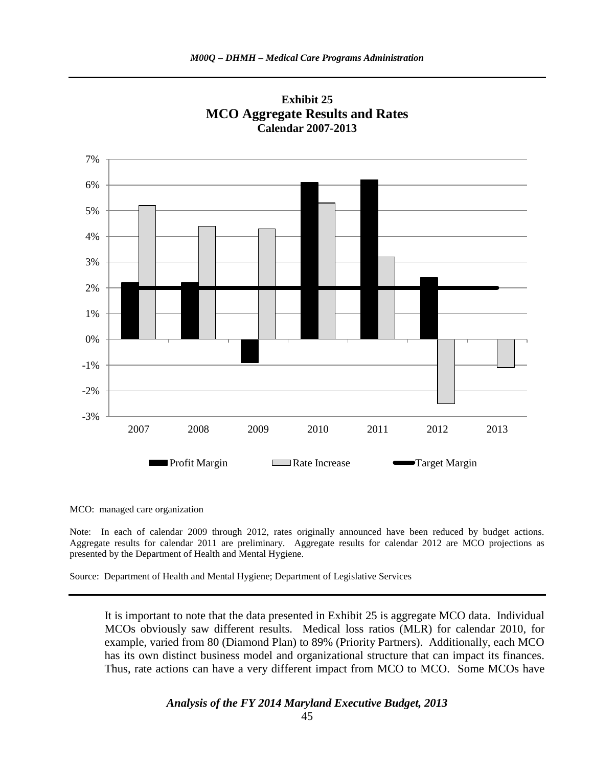**Exhibit 25**
**MCO Aggregate Results and Rates**
**Calendar 2007-2013**

MCO: managed care organization

Note: In each of calendar 2009 through 2012, rates originally announced have been reduced by budget actions. Aggregate results for calendar 2011 are preliminary. Aggregate results for calendar 2012 are MCO projections as presented by the Department of Health and Mental Hygiene.

Source: Department of Health and Mental Hygiene; Department of Legislative Services

It is important to note that the data presented in Exhibit 25 is aggregate MCO data. Individual MCOs obviously saw different results. Medical loss ratios (MLR) for calendar 2010, for example, varied from 80 (Diamond Plan) to 89% (Priority Partners). Additionally, each MCO has its own distinct business model and organizational structure that can impact its finances. Thus, rate actions can have a very different impact from MCO to MCO. Some MCOs have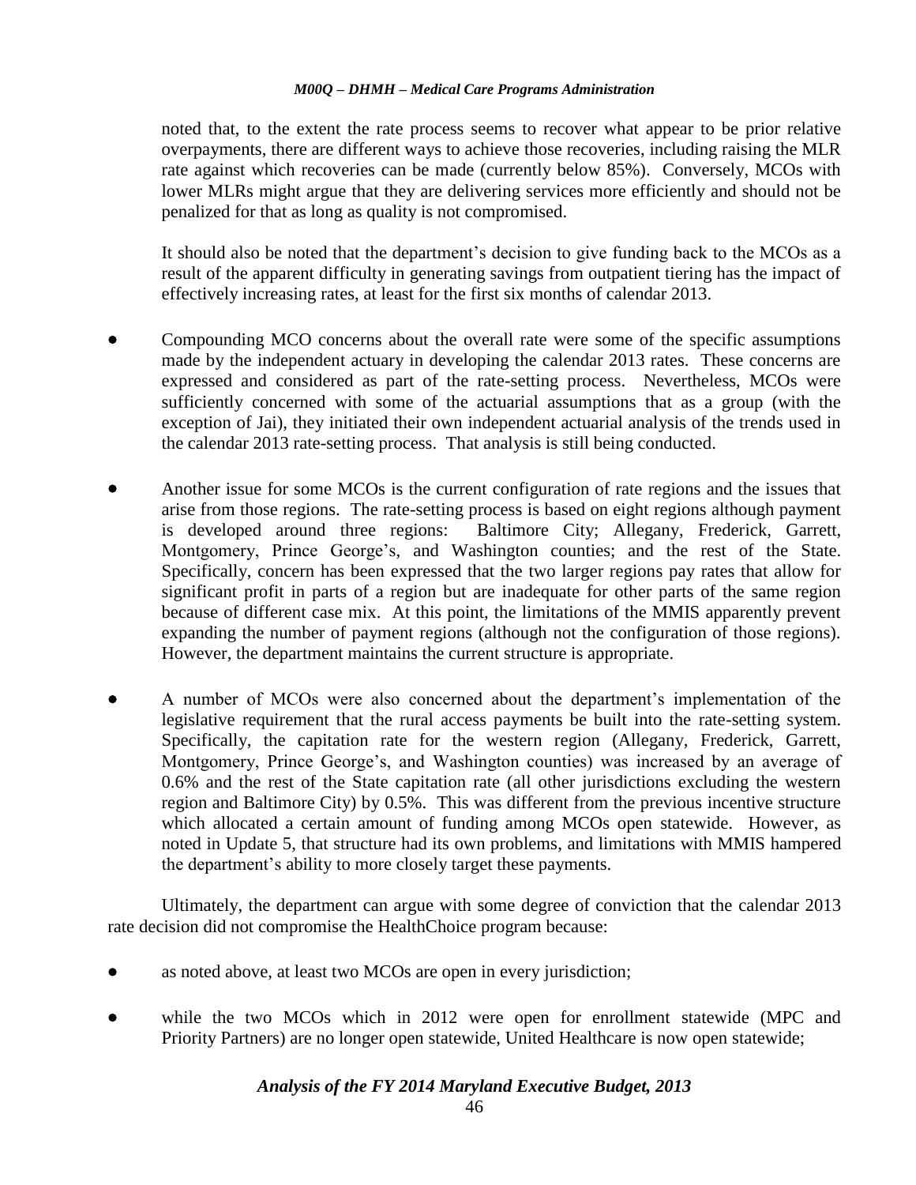noted that, to the extent the rate process seems to recover what appear to be prior relative overpayments, there are different ways to achieve those recoveries, including raising the MLR rate against which recoveries can be made (currently below 85%). Conversely, MCOs with lower MLRs might argue that they are delivering services more efficiently and should not be penalized for that as long as quality is not compromised.

It should also be noted that the department's decision to give funding back to the MCOs as a result of the apparent difficulty in generating savings from outpatient tiering has the impact of effectively increasing rates, at least for the first six months of calendar 2013.

- Compounding MCO concerns about the overall rate were some of the specific assumptions made by the independent actuary in developing the calendar 2013 rates. These concerns are expressed and considered as part of the rate-setting process. Nevertheless, MCOs were sufficiently concerned with some of the actuarial assumptions that as a group (with the exception of Jai), they initiated their own independent actuarial analysis of the trends used in the calendar 2013 rate-setting process. That analysis is still being conducted.

- Another issue for some MCOs is the current configuration of rate regions and the issues that arise from those regions. The rate-setting process is based on eight regions although payment is developed around three regions: Baltimore City; Allegany, Frederick, Garrett, Montgomery, Prince George's, and Washington counties; and the rest of the State. Specifically, concern has been expressed that the two larger regions pay rates that allow for significant profit in parts of a region but are inadequate for other parts of the same region because of different case mix. At this point, the limitations of the MMIS apparently prevent expanding the number of payment regions (although not the configuration of those regions). However, the department maintains the current structure is appropriate.

- A number of MCOs were also concerned about the department's implementation of the legislative requirement that the rural access payments be built into the rate-setting system. Specifically, the capitation rate for the western region (Allegany, Frederick, Garrett, Montgomery, Prince George's, and Washington counties) was increased by an average of 0.6% and the rest of the State capitation rate (all other jurisdictions excluding the western region and Baltimore City) by 0.5%. This was different from the previous incentive structure which allocated a certain amount of funding among MCOs open statewide. However, as noted in Update 5, that structure had its own problems, and limitations with MMIS hampered the department's ability to more closely target these payments.

Ultimately, the department can argue with some degree of conviction that the calendar 2013 rate decision did not compromise the HealthChoice program because:

- as noted above, at least two MCOs are open in every jurisdiction;

- while the two MCOs which in 2012 were open for enrollment statewide (MPC and Priority Partners) are no longer open statewide, United Healthcare is now open statewide;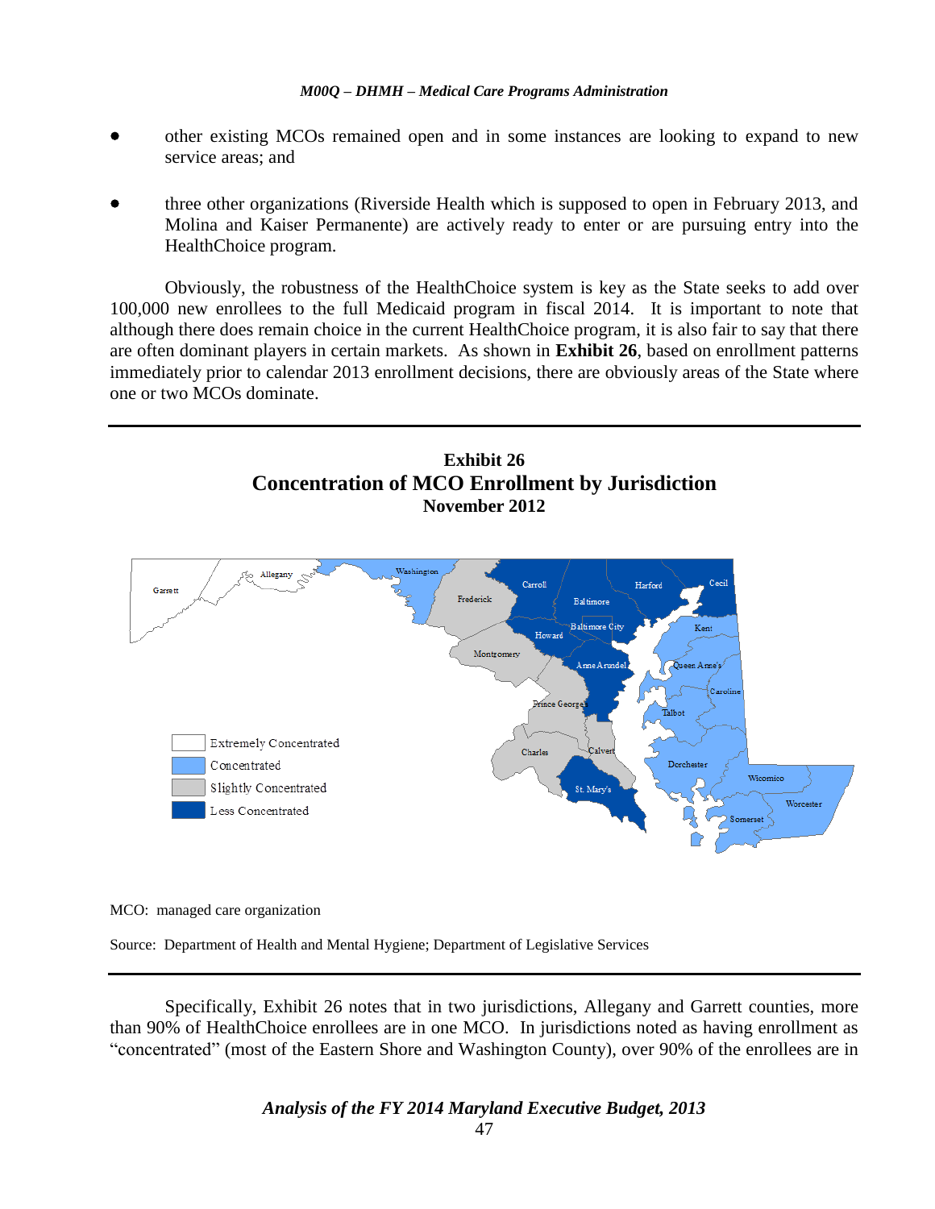- other existing MCOs remained open and in some instances are looking to expand to new service areas; and

- three other organizations (Riverside Health which is supposed to open in February 2013, and Molina and Kaiser Permanente) are actively ready to enter or are pursuing entry into the HealthChoice program.

Obviously, the robustness of the HealthChoice system is key as the State seeks to add over 100,000 new enrollees to the full Medicaid program in fiscal 2014. It is important to note that although there does remain choice in the current HealthChoice program, it is also fair to say that there are often dominant players in certain markets. As shown in **Exhibit 26**, based on enrollment patterns immediately prior to calendar 2013 enrollment decisions, there are obviously areas of the State where one or two MCOs dominate.

**Exhibit 26**
**Concentration of MCO Enrollment by Jurisdiction**
**November 2012**

MCO: managed care organization

Source: Department of Health and Mental Hygiene; Department of Legislative Services

Specifically, Exhibit 26 notes that in two jurisdictions, Allegany and Garrett counties, more than 90% of HealthChoice enrollees are in one MCO. In jurisdictions noted as having enrollment as "concentrated" (most of the Eastern Shore and Washington County), over 90% of the enrollees are in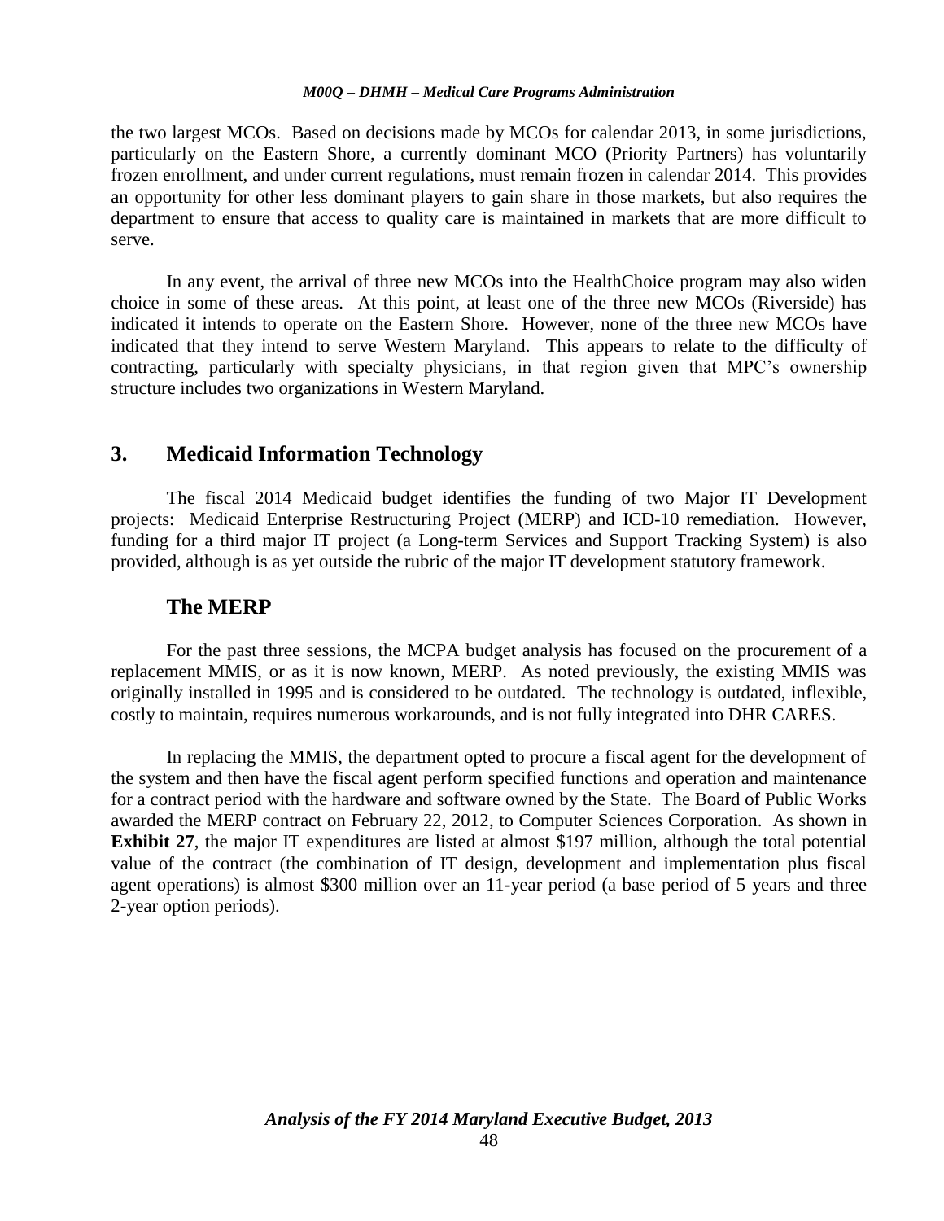the two largest MCOs. Based on decisions made by MCOs for calendar 2013, in some jurisdictions, particularly on the Eastern Shore, a currently dominant MCO (Priority Partners) has voluntarily frozen enrollment, and under current regulations, must remain frozen in calendar 2014. This provides an opportunity for other less dominant players to gain share in those markets, but also requires the department to ensure that access to quality care is maintained in markets that are more difficult to serve.

In any event, the arrival of three new MCOs into the HealthChoice program may also widen choice in some of these areas. At this point, at least one of the three new MCOs (Riverside) has indicated it intends to operate on the Eastern Shore. However, none of the three new MCOs have indicated that they intend to serve Western Maryland. This appears to relate to the difficulty of contracting, particularly with specialty physicians, in that region given that MPC's ownership structure includes two organizations in Western Maryland.

## 3. Medicaid Information Technology

The fiscal 2014 Medicaid budget identifies the funding of two Major IT Development projects: Medicaid Enterprise Restructuring Project (MERP) and ICD-10 remediation. However, funding for a third major IT project (a Long-term Services and Support Tracking System) is also provided, although is as yet outside the rubric of the major IT development statutory framework.

### The MERP

For the past three sessions, the MCPA budget analysis has focused on the procurement of a replacement MMIS, or as it is now known, MERP. As noted previously, the existing MMIS was originally installed in 1995 and is considered to be outdated. The technology is outdated, inflexible, costly to maintain, requires numerous workarounds, and is not fully integrated into DHR CARES.

In replacing the MMIS, the department opted to procure a fiscal agent for the development of the system and then have the fiscal agent perform specified functions and operation and maintenance for a contract period with the hardware and software owned by the State. The Board of Public Works awarded the MERP contract on February 22, 2012, to Computer Sciences Corporation. As shown in **Exhibit 27**, the major IT expenditures are listed at almost $197 million, although the total potential value of the contract (the combination of IT design, development and implementation plus fiscal agent operations) is almost $300 million over an 11-year period (a base period of 5 years and three 2-year option periods).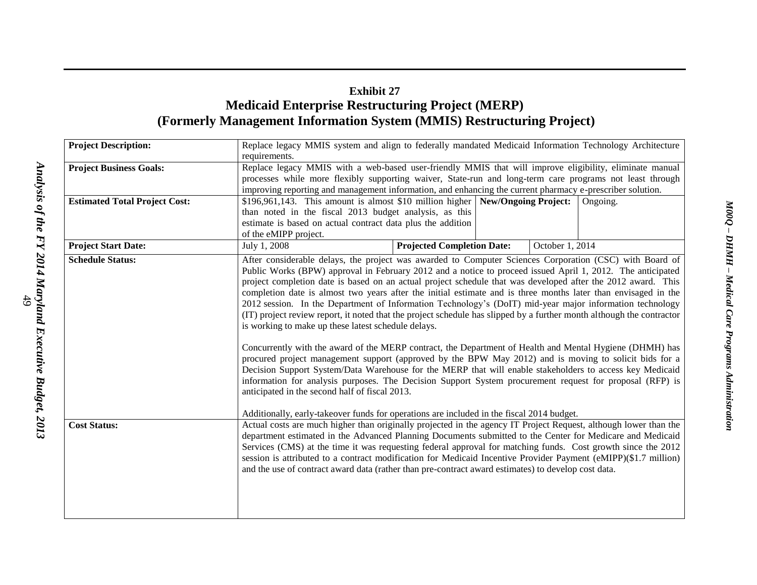**Exhibit 27**

**Medicaid Enterprise Restructuring Project (MERP)**

**(Formerly Management Information System (MMIS) Restructuring Project)**

| | | | | |
|---|---|---|---|---|
| **Project Description:** | Replace legacy MMIS system and align to federally mandated Medicaid Information Technology Architecture requirements. | | | |
| **Project Business Goals:** | Replace legacy MMIS with a web-based user-friendly MMIS that will improve eligibility, eliminate manual processes while more flexibly supporting waiver, State-run and long-term care programs not least through improving reporting and management information, and enhancing the current pharmacy e-prescriber solution. | | | |
| **Estimated Total Project Cost:** | $196,961,143. This amount is almost $10 million higher than noted in the fiscal 2013 budget analysis, as this estimate is based on actual contract data plus the addition of the eMIPP project. | | **New/Ongoing Project:** | Ongoing. |
| **Project Start Date:** | July 1, 2008 | **Projected Completion Date:** | | October 1, 2014 |
| **Schedule Status:** | After considerable delays, the project was awarded to Computer Sciences Corporation (CSC) with Board of Public Works (BPW) approval in February 2012 and a notice to proceed issued April 1, 2012. The anticipated project completion date is based on an actual project schedule that was developed after the 2012 award. This completion date is almost two years after the initial estimate and is three months later than envisaged in the 2012 session. In the Department of Information Technology's (DoIT) mid-year major information technology (IT) project review report, it noted that the project schedule has slipped by a further month although the contractor is working to make up these latest schedule delays.<br><br>Concurrently with the award of the MERP contract, the Department of Health and Mental Hygiene (DHMH) has procured project management support (approved by the BPW May 2012) and is moving to solicit bids for a Decision Support System/Data Warehouse for the MERP that will enable stakeholders to access key Medicaid information for analysis purposes. The Decision Support System procurement request for proposal (RFP) is anticipated in the second half of fiscal 2013.<br><br>Additionally, early-takeover funds for operations are included in the fiscal 2014 budget. | | | |
| **Cost Status:** | Actual costs are much higher than originally projected in the agency IT Project Request, although lower than the department estimated in the Advanced Planning Documents submitted to the Center for Medicare and Medicaid Services (CMS) at the time it was requesting federal approval for matching funds. Cost growth since the 2012 session is attributed to a contract modification for Medicaid Incentive Provider Payment (eMIPP)($1.7 million) and the use of contract award data (rather than pre-contract award estimates) to develop cost data. | | | |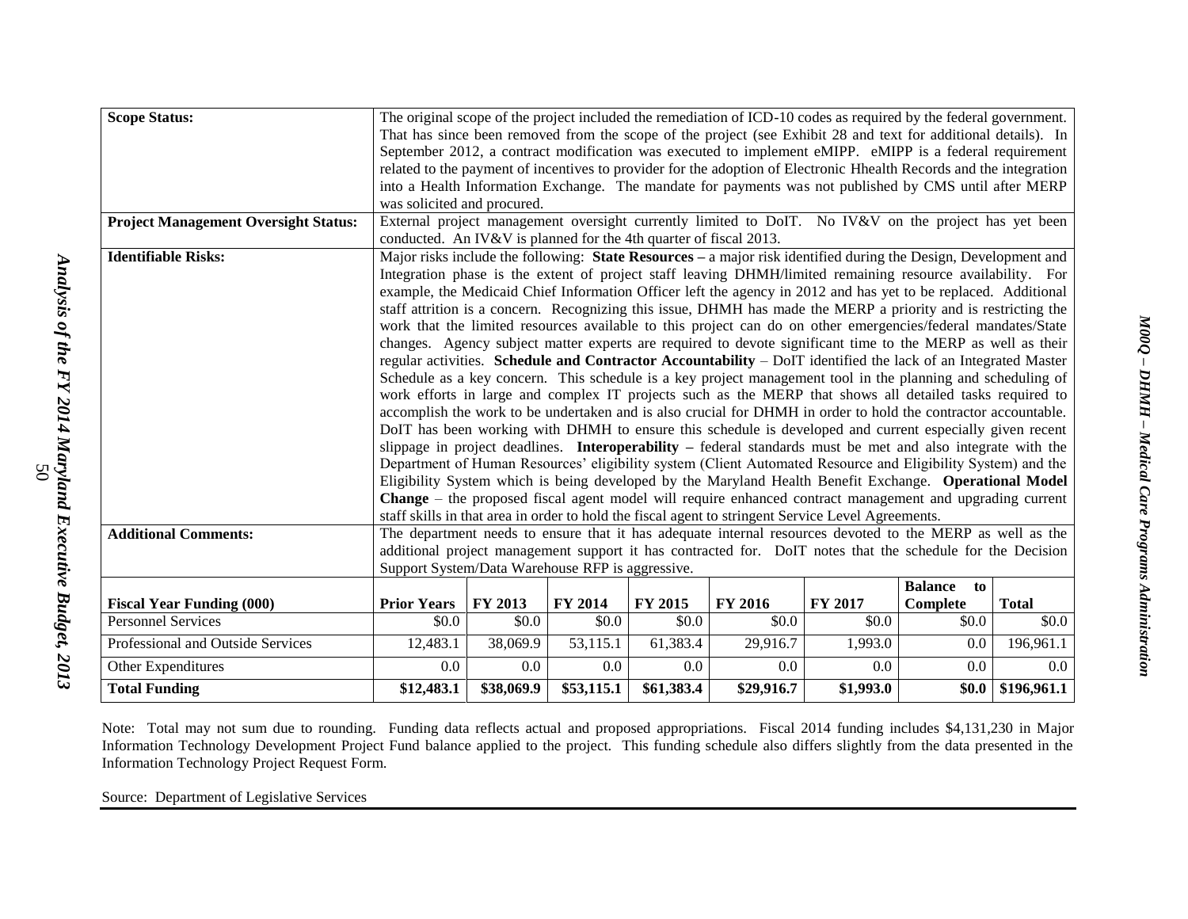| | |
|---|---|
| **Scope Status:** | The original scope of the project included the remediation of ICD-10 codes as required by the federal government. That has since been removed from the scope of the project (see Exhibit 28 and text for additional details). In September 2012, a contract modification was executed to implement eMIPP. eMIPP is a federal requirement related to the payment of incentives to provider for the adoption of Electronic Hhealth Records and the integration into a Health Information Exchange. The mandate for payments was not published by CMS until after MERP was solicited and procured. |
| **Project Management Oversight Status:** | External project management oversight currently limited to DoIT. No IV&V on the project has yet been conducted. An IV&V is planned for the 4th quarter of fiscal 2013. |
| **Identifiable Risks:** | Major risks include the following: **State Resources –** a major risk identified during the Design, Development and Integration phase is the extent of project staff leaving DHMH/limited remaining resource availability. For example, the Medicaid Chief Information Officer left the agency in 2012 and has yet to be replaced. Additional staff attrition is a concern. Recognizing this issue, DHMH has made the MERP a priority and is restricting the work that the limited resources available to this project can do on other emergencies/federal mandates/State changes. Agency subject matter experts are required to devote significant time to the MERP as well as their regular activities. **Schedule and Contractor Accountability** – DoIT identified the lack of an Integrated Master Schedule as a key concern. This schedule is a key project management tool in the planning and scheduling of work efforts in large and complex IT projects such as the MERP that shows all detailed tasks required to accomplish the work to be undertaken and is also crucial for DHMH in order to hold the contractor accountable. DoIT has been working with DHMH to ensure this schedule is developed and current especially given recent slippage in project deadlines. **Interoperability –** federal standards must be met and also integrate with the Department of Human Resources' eligibility system (Client Automated Resource and Eligibility System) and the Eligibility System which is being developed by the Maryland Health Benefit Exchange. **Operational Model Change** – the proposed fiscal agent model will require enhanced contract management and upgrading current staff skills in that area in order to hold the fiscal agent to stringent Service Level Agreements. |
| **Additional Comments:** | The department needs to ensure that it has adequate internal resources devoted to the MERP as well as the additional project management support it has contracted for. DoIT notes that the schedule for the Decision Support System/Data Warehouse RFP is aggressive. |

| **Fiscal Year Funding (000)** | **Prior Years** | **FY 2013** | **FY 2014** | **FY 2015** | **FY 2016** | **FY 2017** | **Balance to Complete** | **Total** |
|---|---|---|---|---|---|---|---|---|
| Personnel Services | $0.0 | $0.0 | $0.0 | $0.0 | $0.0 | $0.0 | $0.0 | $0.0 |
| Professional and Outside Services | 12,483.1 | 38,069.9 | 53,115.1 | 61,383.4 | 29,916.7 | 1,993.0 | 0.0 | 196,961.1 |
| Other Expenditures | 0.0 | 0.0 | 0.0 | 0.0 | 0.0 | 0.0 | 0.0 | 0.0 |
| **Total Funding** | **$12,483.1** | **$38,069.9** | **$53,115.1** | **$61,383.4** | **$29,916.7** | **$1,993.0** | **$0.0** | **$196,961.1** |

Note: Total may not sum due to rounding. Funding data reflects actual and proposed appropriations. Fiscal 2014 funding includes $4,131,230 in Major Information Technology Development Project Fund balance applied to the project. This funding schedule also differs slightly from the data presented in the Information Technology Project Request Form.

Source: Department of Legislative Services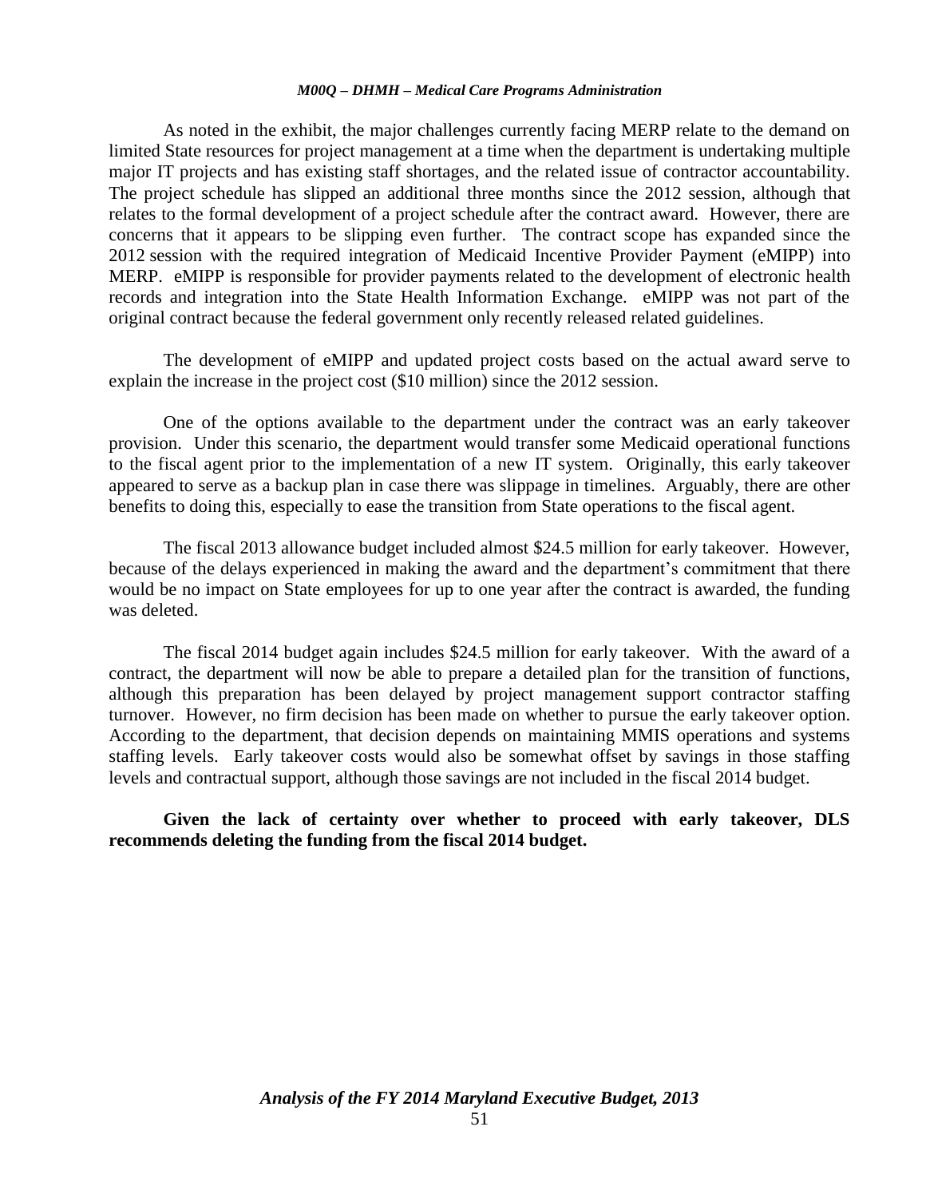As noted in the exhibit, the major challenges currently facing MERP relate to the demand on limited State resources for project management at a time when the department is undertaking multiple major IT projects and has existing staff shortages, and the related issue of contractor accountability. The project schedule has slipped an additional three months since the 2012 session, although that relates to the formal development of a project schedule after the contract award. However, there are concerns that it appears to be slipping even further. The contract scope has expanded since the 2012 session with the required integration of Medicaid Incentive Provider Payment (eMIPP) into MERP. eMIPP is responsible for provider payments related to the development of electronic health records and integration into the State Health Information Exchange. eMIPP was not part of the original contract because the federal government only recently released related guidelines.

The development of eMIPP and updated project costs based on the actual award serve to explain the increase in the project cost ($10 million) since the 2012 session.

One of the options available to the department under the contract was an early takeover provision. Under this scenario, the department would transfer some Medicaid operational functions to the fiscal agent prior to the implementation of a new IT system. Originally, this early takeover appeared to serve as a backup plan in case there was slippage in timelines. Arguably, there are other benefits to doing this, especially to ease the transition from State operations to the fiscal agent.

The fiscal 2013 allowance budget included almost $24.5 million for early takeover. However, because of the delays experienced in making the award and the department's commitment that there would be no impact on State employees for up to one year after the contract is awarded, the funding was deleted.

The fiscal 2014 budget again includes $24.5 million for early takeover. With the award of a contract, the department will now be able to prepare a detailed plan for the transition of functions, although this preparation has been delayed by project management support contractor staffing turnover. However, no firm decision has been made on whether to pursue the early takeover option. According to the department, that decision depends on maintaining MMIS operations and systems staffing levels. Early takeover costs would also be somewhat offset by savings in those staffing levels and contractual support, although those savings are not included in the fiscal 2014 budget.

**Given the lack of certainty over whether to proceed with early takeover, DLS recommends deleting the funding from the fiscal 2014 budget.**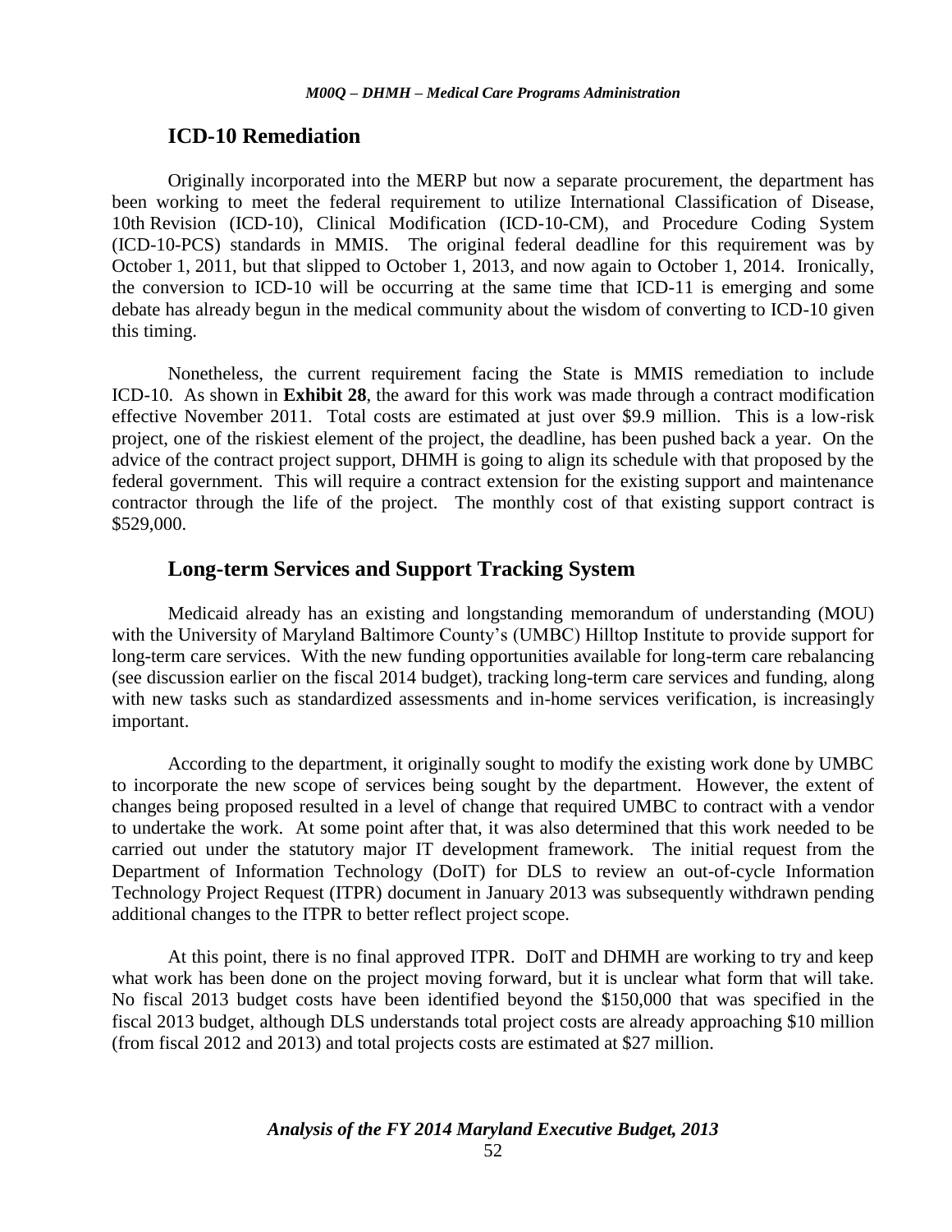## ICD-10 Remediation

Originally incorporated into the MERP but now a separate procurement, the department has been working to meet the federal requirement to utilize International Classification of Disease, 10th Revision (ICD-10), Clinical Modification (ICD-10-CM), and Procedure Coding System (ICD-10-PCS) standards in MMIS. The original federal deadline for this requirement was by October 1, 2011, but that slipped to October 1, 2013, and now again to October 1, 2014. Ironically, the conversion to ICD-10 will be occurring at the same time that ICD-11 is emerging and some debate has already begun in the medical community about the wisdom of converting to ICD-10 given this timing.

Nonetheless, the current requirement facing the State is MMIS remediation to include ICD-10. As shown in **Exhibit 28**, the award for this work was made through a contract modification effective November 2011. Total costs are estimated at just over $9.9 million. This is a low-risk project, one of the riskiest element of the project, the deadline, has been pushed back a year. On the advice of the contract project support, DHMH is going to align its schedule with that proposed by the federal government. This will require a contract extension for the existing support and maintenance contractor through the life of the project. The monthly cost of that existing support contract is $529,000.

## Long-term Services and Support Tracking System

Medicaid already has an existing and longstanding memorandum of understanding (MOU) with the University of Maryland Baltimore County's (UMBC) Hilltop Institute to provide support for long-term care services. With the new funding opportunities available for long-term care rebalancing (see discussion earlier on the fiscal 2014 budget), tracking long-term care services and funding, along with new tasks such as standardized assessments and in-home services verification, is increasingly important.

According to the department, it originally sought to modify the existing work done by UMBC to incorporate the new scope of services being sought by the department. However, the extent of changes being proposed resulted in a level of change that required UMBC to contract with a vendor to undertake the work. At some point after that, it was also determined that this work needed to be carried out under the statutory major IT development framework. The initial request from the Department of Information Technology (DoIT) for DLS to review an out-of-cycle Information Technology Project Request (ITPR) document in January 2013 was subsequently withdrawn pending additional changes to the ITPR to better reflect project scope.

At this point, there is no final approved ITPR. DoIT and DHMH are working to try and keep what work has been done on the project moving forward, but it is unclear what form that will take. No fiscal 2013 budget costs have been identified beyond the $150,000 that was specified in the fiscal 2013 budget, although DLS understands total project costs are already approaching $10 million (from fiscal 2012 and 2013) and total projects costs are estimated at $27 million.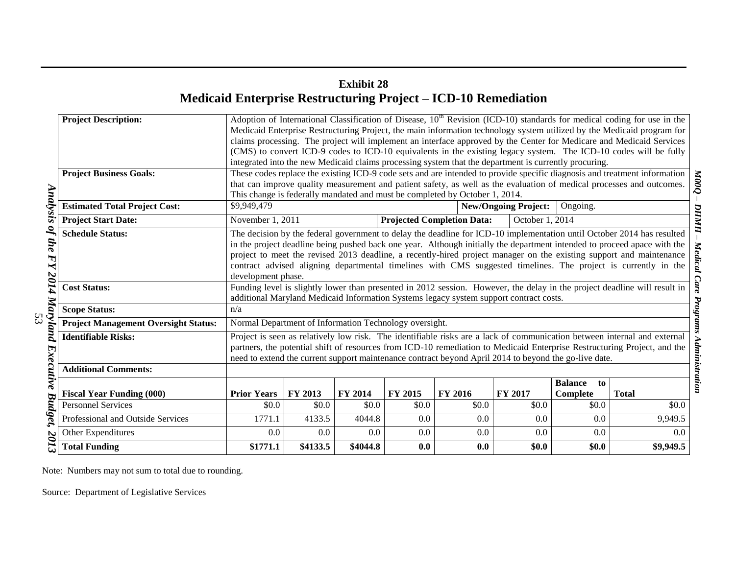## Exhibit 28
## Medicaid Enterprise Restructuring Project – ICD-10 Remediation

| | | | | | | | | |
|---|---|---|---|---|---|---|---|---|
| **Project Description:** | Adoption of International Classification of Disease, 10th Revision (ICD-10) standards for medical coding for use in the Medicaid Enterprise Restructuring Project, the main information technology system utilized by the Medicaid program for claims processing. The project will implement an interface approved by the Center for Medicare and Medicaid Services (CMS) to convert ICD-9 codes to ICD-10 equivalents in the existing legacy system. The ICD-10 codes will be fully integrated into the new Medicaid claims processing system that the department is currently procuring. | | | | | | | |
| **Project Business Goals:** | These codes replace the existing ICD-9 code sets and are intended to provide specific diagnosis and treatment information that can improve quality measurement and patient safety, as well as the evaluation of medical processes and outcomes. This change is federally mandated and must be completed by October 1, 2014. | | | | | | | |
| **Estimated Total Project Cost:** | \$9,949,479 | | | | **New/Ongoing Project:** | | Ongoing. | |
| **Project Start Date:** | November 1, 2011 | | | **Projected Completion Data:** | | October 1, 2014 | | |
| **Schedule Status:** | The decision by the federal government to delay the deadline for ICD-10 implementation until October 2014 has resulted in the project deadline being pushed back one year. Although initially the department intended to proceed apace with the project to meet the revised 2013 deadline, a recently-hired project manager on the existing support and maintenance contract advised aligning departmental timelines with CMS suggested timelines. The project is currently in the development phase. | | | | | | | |
| **Cost Status:** | Funding level is slightly lower than presented in 2012 session. However, the delay in the project deadline will result in additional Maryland Medicaid Information Systems legacy system support contract costs. | | | | | | | |
| **Scope Status:** | n/a | | | | | | | |
| **Project Management Oversight Status:** | Normal Department of Information Technology oversight. | | | | | | | |
| **Identifiable Risks:** | Project is seen as relatively low risk. The identifiable risks are a lack of communication between internal and external partners, the potential shift of resources from ICD-10 remediation to Medicaid Enterprise Restructuring Project, and the need to extend the current support maintenance contract beyond April 2014 to beyond the go-live date. | | | | | | | |
| **Additional Comments:** | | | | | | | | |
| **Fiscal Year Funding (000)** | **Prior Years** | **FY 2013** | **FY 2014** | **FY 2015** | **FY 2016** | **FY 2017** | **Balance to Complete** | **Total** |
| Personnel Services | \$0.0 | \$0.0 | \$0.0 | \$0.0 | \$0.0 | \$0.0 | \$0.0 | \$0.0 |
| Professional and Outside Services | 1771.1 | 4133.5 | 4044.8 | 0.0 | 0.0 | 0.0 | 0.0 | 9,949.5 |
| Other Expenditures | 0.0 | 0.0 | 0.0 | 0.0 | 0.0 | 0.0 | 0.0 | 0.0 |
| **Total Funding** | **\$1771.1** | **\$4133.5** | **\$4044.8** | **0.0** | **0.0** | **\$0.0** | **\$0.0** | **\$9,949.5** |

Note: Numbers may not sum to total due to rounding.

Source: Department of Legislative Services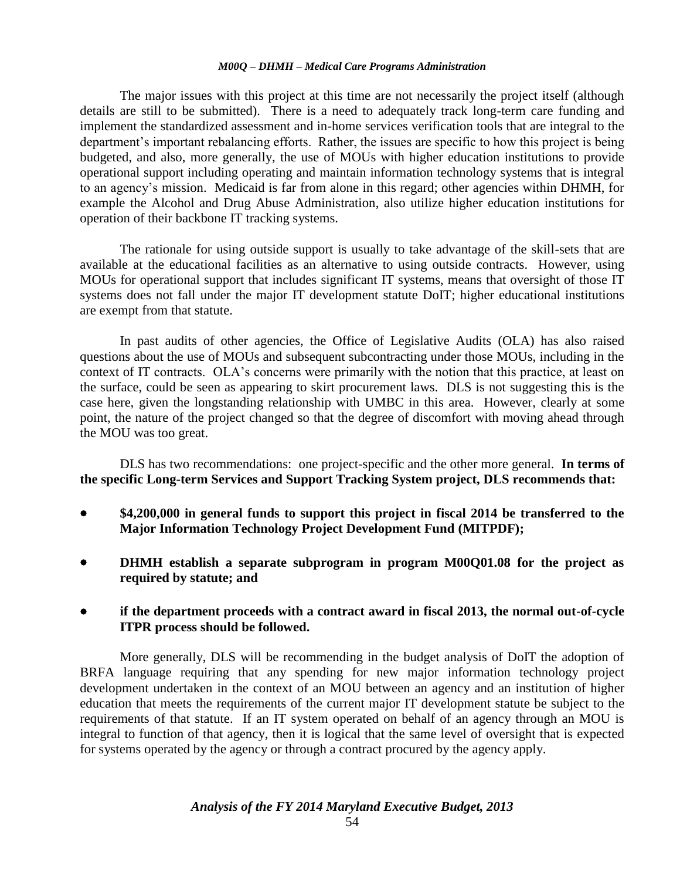The major issues with this project at this time are not necessarily the project itself (although details are still to be submitted). There is a need to adequately track long-term care funding and implement the standardized assessment and in-home services verification tools that are integral to the department's important rebalancing efforts. Rather, the issues are specific to how this project is being budgeted, and also, more generally, the use of MOUs with higher education institutions to provide operational support including operating and maintain information technology systems that is integral to an agency's mission. Medicaid is far from alone in this regard; other agencies within DHMH, for example the Alcohol and Drug Abuse Administration, also utilize higher education institutions for operation of their backbone IT tracking systems.

The rationale for using outside support is usually to take advantage of the skill-sets that are available at the educational facilities as an alternative to using outside contracts. However, using MOUs for operational support that includes significant IT systems, means that oversight of those IT systems does not fall under the major IT development statute DoIT; higher educational institutions are exempt from that statute.

In past audits of other agencies, the Office of Legislative Audits (OLA) has also raised questions about the use of MOUs and subsequent subcontracting under those MOUs, including in the context of IT contracts. OLA's concerns were primarily with the notion that this practice, at least on the surface, could be seen as appearing to skirt procurement laws. DLS is not suggesting this is the case here, given the longstanding relationship with UMBC in this area. However, clearly at some point, the nature of the project changed so that the degree of discomfort with moving ahead through the MOU was too great.

DLS has two recommendations: one project-specific and the other more general. **In terms of the specific Long-term Services and Support Tracking System project, DLS recommends that:**

- **$4,200,000 in general funds to support this project in fiscal 2014 be transferred to the Major Information Technology Project Development Fund (MITPDF);**
- **DHMH establish a separate subprogram in program M00Q01.08 for the project as required by statute; and**
- **if the department proceeds with a contract award in fiscal 2013, the normal out-of-cycle ITPR process should be followed.**

More generally, DLS will be recommending in the budget analysis of DoIT the adoption of BRFA language requiring that any spending for new major information technology project development undertaken in the context of an MOU between an agency and an institution of higher education that meets the requirements of the current major IT development statute be subject to the requirements of that statute. If an IT system operated on behalf of an agency through an MOU is integral to function of that agency, then it is logical that the same level of oversight that is expected for systems operated by the agency or through a contract procured by the agency apply.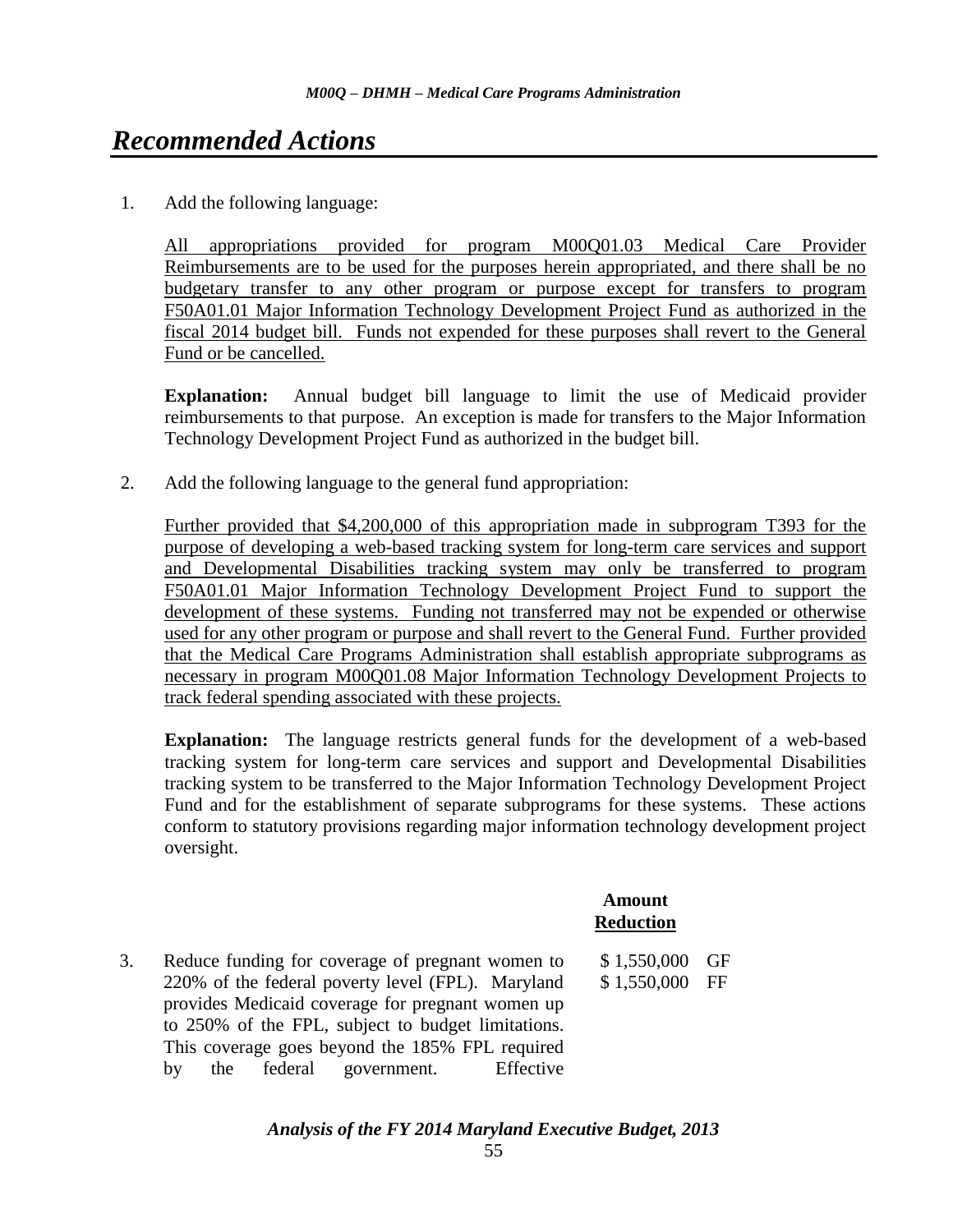# Recommended Actions

1. Add the following language:

   <u>All appropriations provided for program M00Q01.03 Medical Care Provider Reimbursements are to be used for the purposes herein appropriated, and there shall be no budgetary transfer to any other program or purpose except for transfers to program F50A01.01 Major Information Technology Development Project Fund as authorized in the fiscal 2014 budget bill. Funds not expended for these purposes shall revert to the General Fund or be cancelled.</u>

   **Explanation:** Annual budget bill language to limit the use of Medicaid provider reimbursements to that purpose. An exception is made for transfers to the Major Information Technology Development Project Fund as authorized in the budget bill.

2. Add the following language to the general fund appropriation:

   <u>Further provided that $4,200,000 of this appropriation made in subprogram T393 for the purpose of developing a web-based tracking system for long-term care services and support and Developmental Disabilities tracking system may only be transferred to program F50A01.01 Major Information Technology Development Project Fund to support the development of these systems. Funding not transferred may not be expended or otherwise used for any other program or purpose and shall revert to the General Fund. Further provided that the Medical Care Programs Administration shall establish appropriate subprograms as necessary in program M00Q01.08 Major Information Technology Development Projects to track federal spending associated with these projects.</u>

   **Explanation:** The language restricts general funds for the development of a web-based tracking system for long-term care services and support and Developmental Disabilities tracking system to be transferred to the Major Information Technology Development Project Fund and for the establishment of separate subprograms for these systems. These actions conform to statutory provisions regarding major information technology development project oversight.

| | Amount <u>Reduction</u> | |
|---|---|---|
| 3. Reduce funding for coverage of pregnant women to 220% of the federal poverty level (FPL). Maryland provides Medicaid coverage for pregnant women up to 250% of the FPL, subject to budget limitations. This coverage goes beyond the 185% FPL required by the federal government. Effective | $ 1,550,000 | GF |
| | $ 1,550,000 | FF |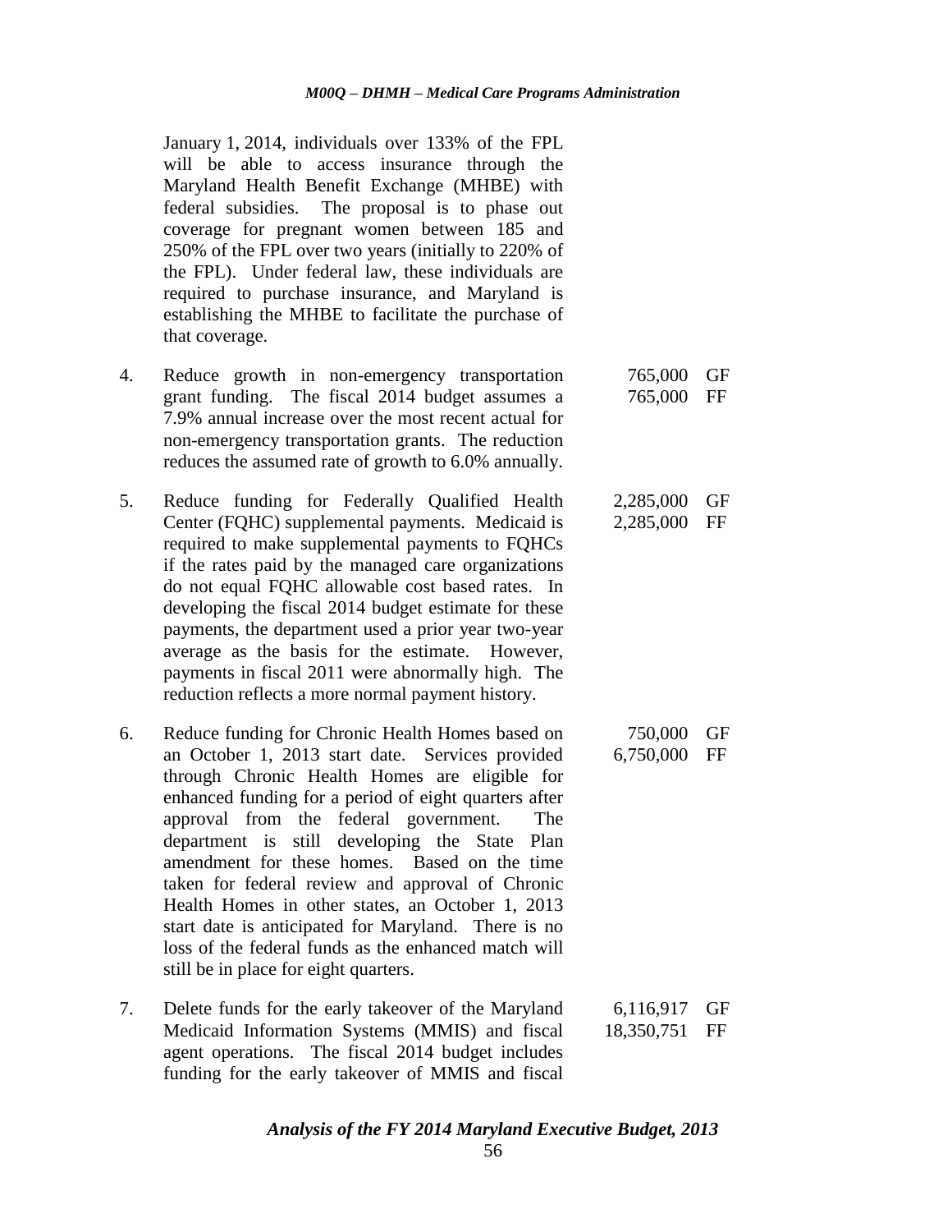January 1, 2014, individuals over 133% of the FPL will be able to access insurance through the Maryland Health Benefit Exchange (MHBE) with federal subsidies. The proposal is to phase out coverage for pregnant women between 185 and 250% of the FPL over two years (initially to 220% of the FPL). Under federal law, these individuals are required to purchase insurance, and Maryland is establishing the MHBE to facilitate the purchase of that coverage.

| | | | |
|---|---|---|---|
| 4. | Reduce growth in non-emergency transportation grant funding. The fiscal 2014 budget assumes a 7.9% annual increase over the most recent actual for non-emergency transportation grants. The reduction reduces the assumed rate of growth to 6.0% annually. | 765,000<br>765,000 | GF<br>FF |
| 5. | Reduce funding for Federally Qualified Health Center (FQHC) supplemental payments. Medicaid is required to make supplemental payments to FQHCs if the rates paid by the managed care organizations do not equal FQHC allowable cost based rates. In developing the fiscal 2014 budget estimate for these payments, the department used a prior year two-year average as the basis for the estimate. However, payments in fiscal 2011 were abnormally high. The reduction reflects a more normal payment history. | 2,285,000<br>2,285,000 | GF<br>FF |
| 6. | Reduce funding for Chronic Health Homes based on an October 1, 2013 start date. Services provided through Chronic Health Homes are eligible for enhanced funding for a period of eight quarters after approval from the federal government. The department is still developing the State Plan amendment for these homes. Based on the time taken for federal review and approval of Chronic Health Homes in other states, an October 1, 2013 start date is anticipated for Maryland. There is no loss of the federal funds as the enhanced match will still be in place for eight quarters. | 750,000<br>6,750,000 | GF<br>FF |
| 7. | Delete funds for the early takeover of the Maryland Medicaid Information Systems (MMIS) and fiscal agent operations. The fiscal 2014 budget includes funding for the early takeover of MMIS and fiscal | 6,116,917<br>18,350,751 | GF<br>FF |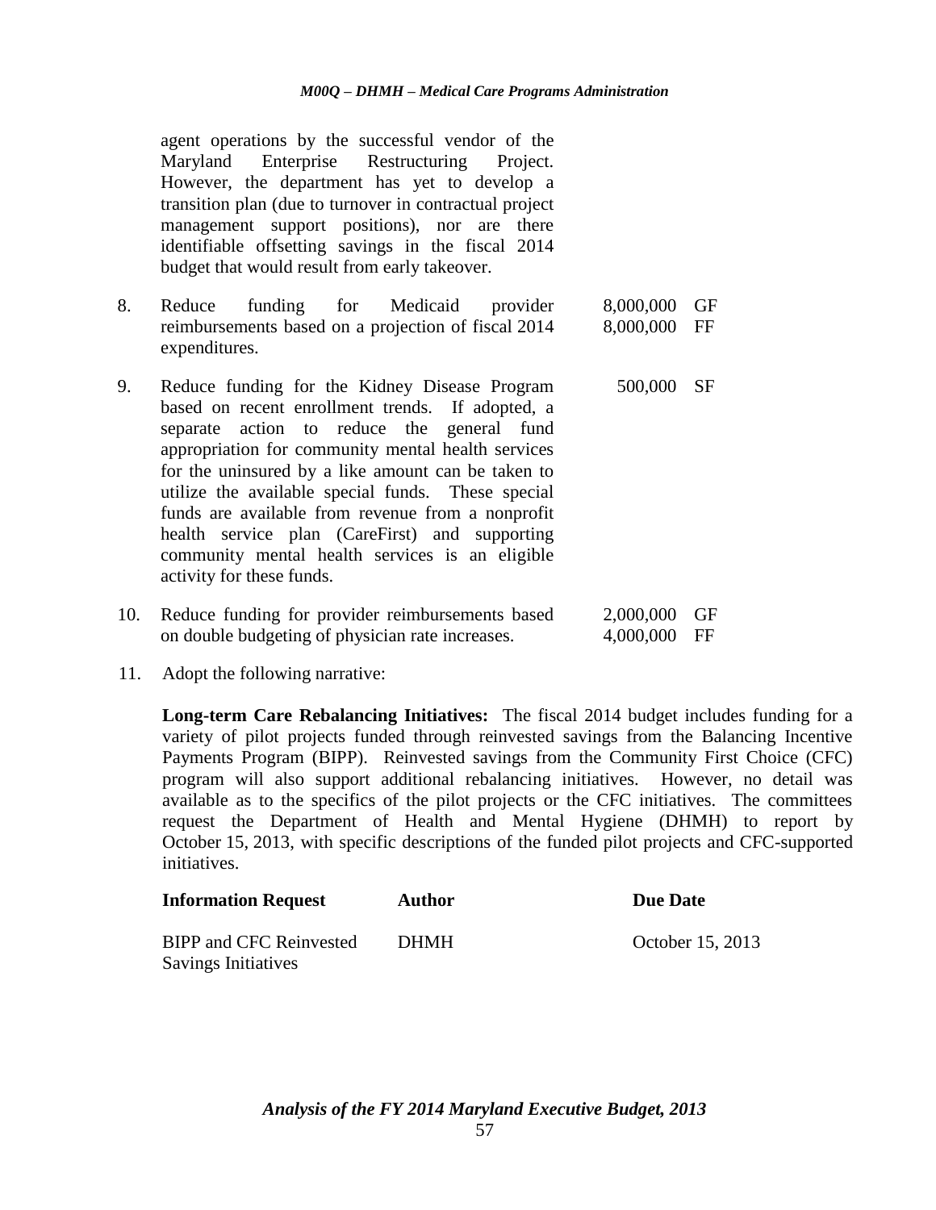agent operations by the successful vendor of the Maryland Enterprise Restructuring Project. However, the department has yet to develop a transition plan (due to turnover in contractual project management support positions), nor are there identifiable offsetting savings in the fiscal 2014 budget that would result from early takeover.

| | | | |
|---|---|---|---|
| 8. | Reduce funding for Medicaid provider reimbursements based on a projection of fiscal 2014 expenditures. | 8,000,000<br>8,000,000 | GF<br>FF |
| 9. | Reduce funding for the Kidney Disease Program based on recent enrollment trends. If adopted, a separate action to reduce the general fund appropriation for community mental health services for the uninsured by a like amount can be taken to utilize the available special funds. These special funds are available from revenue from a nonprofit health service plan (CareFirst) and supporting community mental health services is an eligible activity for these funds. | 500,000 | SF |
| 10. | Reduce funding for provider reimbursements based on double budgeting of physician rate increases. | 2,000,000<br>4,000,000 | GF<br>FF |

11. Adopt the following narrative:

**Long-term Care Rebalancing Initiatives:** The fiscal 2014 budget includes funding for a variety of pilot projects funded through reinvested savings from the Balancing Incentive Payments Program (BIPP). Reinvested savings from the Community First Choice (CFC) program will also support additional rebalancing initiatives. However, no detail was available as to the specifics of the pilot projects or the CFC initiatives. The committees request the Department of Health and Mental Hygiene (DHMH) to report by October 15, 2013, with specific descriptions of the funded pilot projects and CFC-supported initiatives.

| **Information Request** | **Author** | **Due Date** |
|---|---|---|
| BIPP and CFC Reinvested Savings Initiatives | DHMH | October 15, 2013 |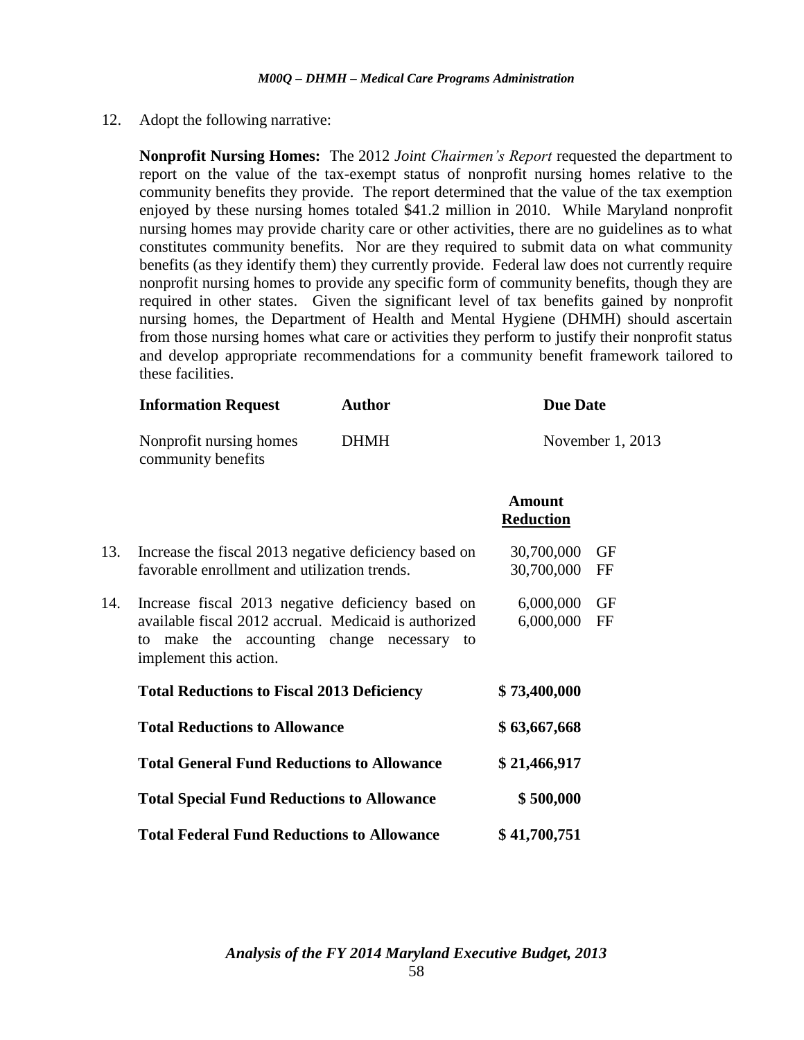12. Adopt the following narrative:

**Nonprofit Nursing Homes:** The 2012 *Joint Chairmen's Report* requested the department to report on the value of the tax-exempt status of nonprofit nursing homes relative to the community benefits they provide. The report determined that the value of the tax exemption enjoyed by these nursing homes totaled $41.2 million in 2010. While Maryland nonprofit nursing homes may provide charity care or other activities, there are no guidelines as to what constitutes community benefits. Nor are they required to submit data on what community benefits (as they identify them) they currently provide. Federal law does not currently require nonprofit nursing homes to provide any specific form of community benefits, though they are required in other states. Given the significant level of tax benefits gained by nonprofit nursing homes, the Department of Health and Mental Hygiene (DHMH) should ascertain from those nursing homes what care or activities they perform to justify their nonprofit status and develop appropriate recommendations for a community benefit framework tailored to these facilities.

| Information Request | Author | Due Date |
|---|---|---|
| Nonprofit nursing homes community benefits | DHMH | November 1, 2013 |

| | | Amount Reduction | |
|---|---|---|---|
| 13. | Increase the fiscal 2013 negative deficiency based on favorable enrollment and utilization trends. | 30,700,000<br>30,700,000 | GF<br>FF |
| 14. | Increase fiscal 2013 negative deficiency based on available fiscal 2012 accrual. Medicaid is authorized to make the accounting change necessary to implement this action. | 6,000,000<br>6,000,000 | GF<br>FF |
| | **Total Reductions to Fiscal 2013 Deficiency** | **$ 73,400,000** | |
| | **Total Reductions to Allowance** | **$ 63,667,668** | |
| | **Total General Fund Reductions to Allowance** | **$ 21,466,917** | |
| | **Total Special Fund Reductions to Allowance** | **$ 500,000** | |
| | **Total Federal Fund Reductions to Allowance** | **$ 41,700,751** | |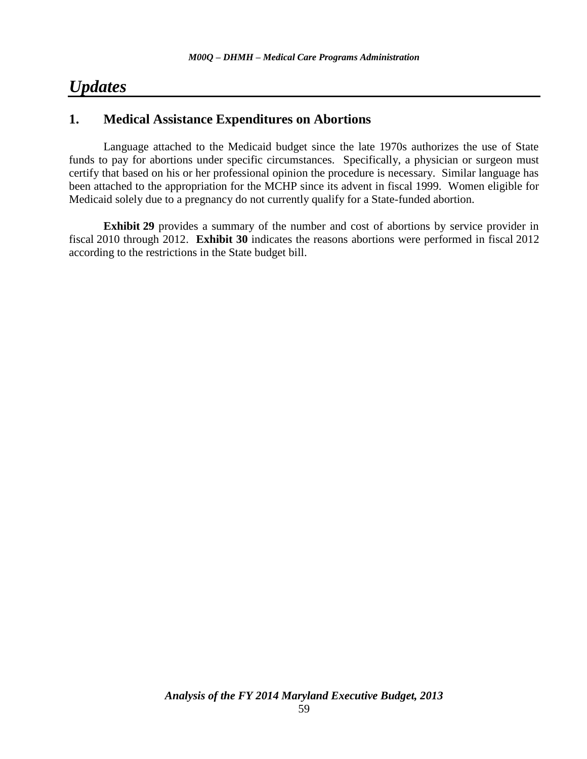## *Updates*

### 1. Medical Assistance Expenditures on Abortions

Language attached to the Medicaid budget since the late 1970s authorizes the use of State funds to pay for abortions under specific circumstances. Specifically, a physician or surgeon must certify that based on his or her professional opinion the procedure is necessary. Similar language has been attached to the appropriation for the MCHP since its advent in fiscal 1999. Women eligible for Medicaid solely due to a pregnancy do not currently qualify for a State-funded abortion.

**Exhibit 29** provides a summary of the number and cost of abortions by service provider in fiscal 2010 through 2012. **Exhibit 30** indicates the reasons abortions were performed in fiscal 2012 according to the restrictions in the State budget bill.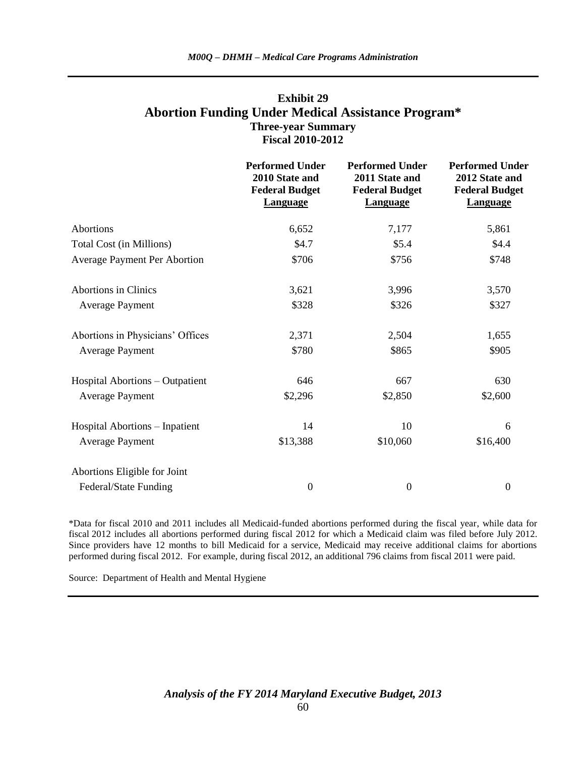## Exhibit 29
## Abortion Funding Under Medical Assistance Program*
### Three-year Summary
### Fiscal 2010-2012

| | Performed Under 2010 State and Federal Budget Language | Performed Under 2011 State and Federal Budget Language | Performed Under 2012 State and Federal Budget Language |
|---|---|---|---|
| Abortions | 6,652 | 7,177 | 5,861 |
| Total Cost (in Millions) | $4.7 | $5.4 | $4.4 |
| Average Payment Per Abortion | $706 | $756 | $748 |
| Abortions in Clinics | 3,621 | 3,996 | 3,570 |
| Average Payment | $328 | $326 | $327 |
| Abortions in Physicians' Offices | 2,371 | 2,504 | 1,655 |
| Average Payment | $780 | $865 | $905 |
| Hospital Abortions – Outpatient | 646 | 667 | 630 |
| Average Payment | $2,296 | $2,850 | $2,600 |
| Hospital Abortions – Inpatient | 14 | 10 | 6 |
| Average Payment | $13,388 | $10,060 | $16,400 |
| Abortions Eligible for Joint Federal/State Funding | 0 | 0 | 0 |

*Data for fiscal 2010 and 2011 includes all Medicaid-funded abortions performed during the fiscal year, while data for fiscal 2012 includes all abortions performed during fiscal 2012 for which a Medicaid claim was filed before July 2012. Since providers have 12 months to bill Medicaid for a service, Medicaid may receive additional claims for abortions performed during fiscal 2012. For example, during fiscal 2012, an additional 796 claims from fiscal 2011 were paid.

Source: Department of Health and Mental Hygiene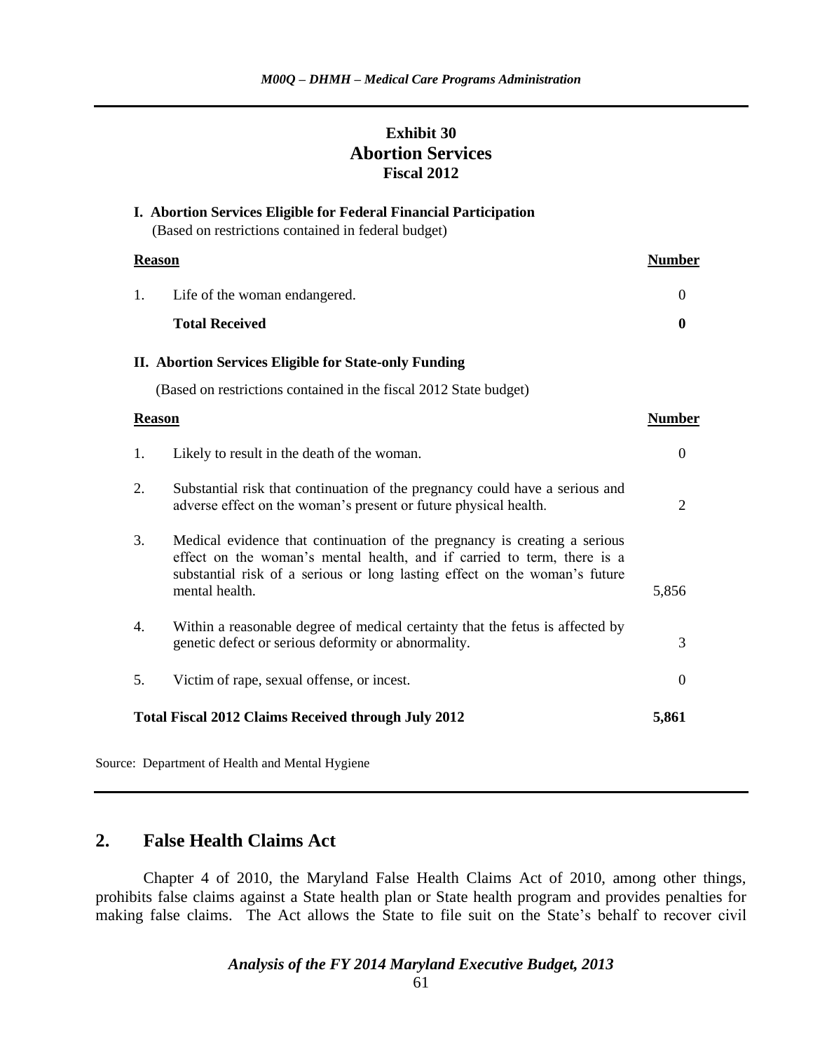**Exhibit 30**
**Abortion Services**
**Fiscal 2012**

**I. Abortion Services Eligible for Federal Financial Participation**
(Based on restrictions contained in federal budget)

| **Reason** | | **Number** |
|---|---|---|
| 1. | Life of the woman endangered. | 0 |
| | **Total Received** | **0** |

**II. Abortion Services Eligible for State-only Funding**

(Based on restrictions contained in the fiscal 2012 State budget)

| **Reason** | | **Number** |
|---|---|---|
| 1. | Likely to result in the death of the woman. | 0 |
| 2. | Substantial risk that continuation of the pregnancy could have a serious and adverse effect on the woman's present or future physical health. | 2 |
| 3. | Medical evidence that continuation of the pregnancy is creating a serious effect on the woman's mental health, and if carried to term, there is a substantial risk of a serious or long lasting effect on the woman's future mental health. | 5,856 |
| 4. | Within a reasonable degree of medical certainty that the fetus is affected by genetic defect or serious deformity or abnormality. | 3 |
| 5. | Victim of rape, sexual offense, or incest. | 0 |
| **Total Fiscal 2012 Claims Received through July 2012** | | **5,861** |

Source: Department of Health and Mental Hygiene

## 2. False Health Claims Act

Chapter 4 of 2010, the Maryland False Health Claims Act of 2010, among other things, prohibits false claims against a State health plan or State health program and provides penalties for making false claims. The Act allows the State to file suit on the State's behalf to recover civil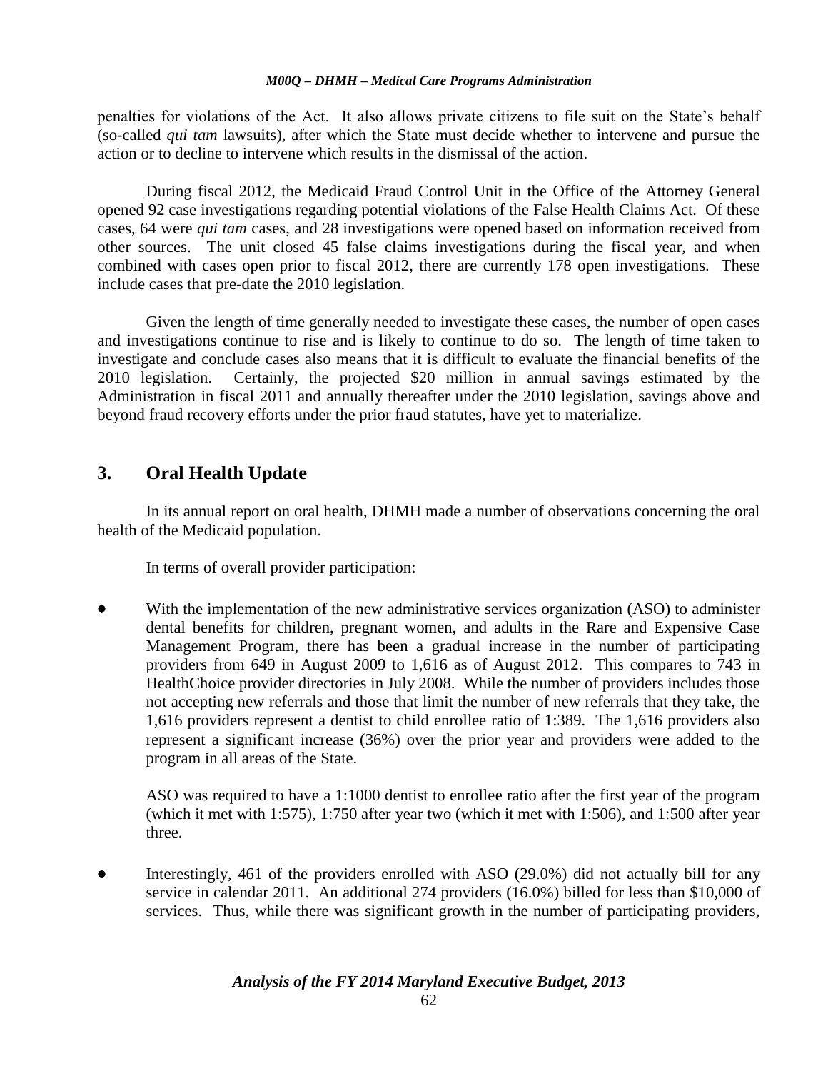penalties for violations of the Act. It also allows private citizens to file suit on the State's behalf (so-called *qui tam* lawsuits), after which the State must decide whether to intervene and pursue the action or to decline to intervene which results in the dismissal of the action.

During fiscal 2012, the Medicaid Fraud Control Unit in the Office of the Attorney General opened 92 case investigations regarding potential violations of the False Health Claims Act. Of these cases, 64 were *qui tam* cases, and 28 investigations were opened based on information received from other sources. The unit closed 45 false claims investigations during the fiscal year, and when combined with cases open prior to fiscal 2012, there are currently 178 open investigations. These include cases that pre-date the 2010 legislation.

Given the length of time generally needed to investigate these cases, the number of open cases and investigations continue to rise and is likely to continue to do so. The length of time taken to investigate and conclude cases also means that it is difficult to evaluate the financial benefits of the 2010 legislation. Certainly, the projected $20 million in annual savings estimated by the Administration in fiscal 2011 and annually thereafter under the 2010 legislation, savings above and beyond fraud recovery efforts under the prior fraud statutes, have yet to materialize.

## 3. Oral Health Update

In its annual report on oral health, DHMH made a number of observations concerning the oral health of the Medicaid population.

In terms of overall provider participation:

- With the implementation of the new administrative services organization (ASO) to administer dental benefits for children, pregnant women, and adults in the Rare and Expensive Case Management Program, there has been a gradual increase in the number of participating providers from 649 in August 2009 to 1,616 as of August 2012. This compares to 743 in HealthChoice provider directories in July 2008. While the number of providers includes those not accepting new referrals and those that limit the number of new referrals that they take, the 1,616 providers represent a dentist to child enrollee ratio of 1:389. The 1,616 providers also represent a significant increase (36%) over the prior year and providers were added to the program in all areas of the State.

  ASO was required to have a 1:1000 dentist to enrollee ratio after the first year of the program (which it met with 1:575), 1:750 after year two (which it met with 1:506), and 1:500 after year three.

- Interestingly, 461 of the providers enrolled with ASO (29.0%) did not actually bill for any service in calendar 2011. An additional 274 providers (16.0%) billed for less than $10,000 of services. Thus, while there was significant growth in the number of participating providers,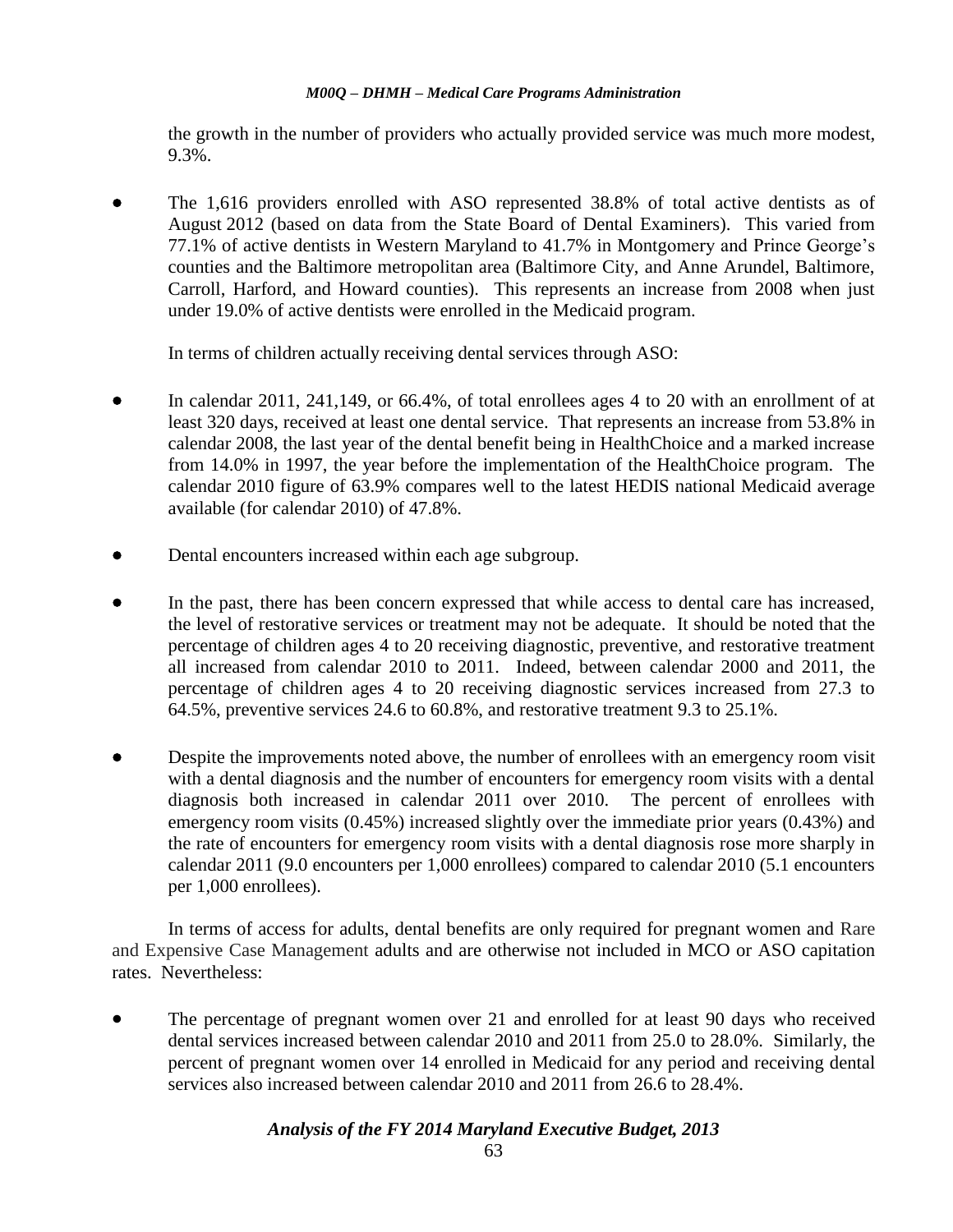the growth in the number of providers who actually provided service was much more modest, 9.3%.

- The 1,616 providers enrolled with ASO represented 38.8% of total active dentists as of August 2012 (based on data from the State Board of Dental Examiners). This varied from 77.1% of active dentists in Western Maryland to 41.7% in Montgomery and Prince George's counties and the Baltimore metropolitan area (Baltimore City, and Anne Arundel, Baltimore, Carroll, Harford, and Howard counties). This represents an increase from 2008 when just under 19.0% of active dentists were enrolled in the Medicaid program.

In terms of children actually receiving dental services through ASO:

- In calendar 2011, 241,149, or 66.4%, of total enrollees ages 4 to 20 with an enrollment of at least 320 days, received at least one dental service. That represents an increase from 53.8% in calendar 2008, the last year of the dental benefit being in HealthChoice and a marked increase from 14.0% in 1997, the year before the implementation of the HealthChoice program. The calendar 2010 figure of 63.9% compares well to the latest HEDIS national Medicaid average available (for calendar 2010) of 47.8%.

- Dental encounters increased within each age subgroup.

- In the past, there has been concern expressed that while access to dental care has increased, the level of restorative services or treatment may not be adequate. It should be noted that the percentage of children ages 4 to 20 receiving diagnostic, preventive, and restorative treatment all increased from calendar 2010 to 2011. Indeed, between calendar 2000 and 2011, the percentage of children ages 4 to 20 receiving diagnostic services increased from 27.3 to 64.5%, preventive services 24.6 to 60.8%, and restorative treatment 9.3 to 25.1%.

- Despite the improvements noted above, the number of enrollees with an emergency room visit with a dental diagnosis and the number of encounters for emergency room visits with a dental diagnosis both increased in calendar 2011 over 2010. The percent of enrollees with emergency room visits (0.45%) increased slightly over the immediate prior years (0.43%) and the rate of encounters for emergency room visits with a dental diagnosis rose more sharply in calendar 2011 (9.0 encounters per 1,000 enrollees) compared to calendar 2010 (5.1 encounters per 1,000 enrollees).

In terms of access for adults, dental benefits are only required for pregnant women and Rare and Expensive Case Management adults and are otherwise not included in MCO or ASO capitation rates. Nevertheless:

- The percentage of pregnant women over 21 and enrolled for at least 90 days who received dental services increased between calendar 2010 and 2011 from 25.0 to 28.0%. Similarly, the percent of pregnant women over 14 enrolled in Medicaid for any period and receiving dental services also increased between calendar 2010 and 2011 from 26.6 to 28.4%.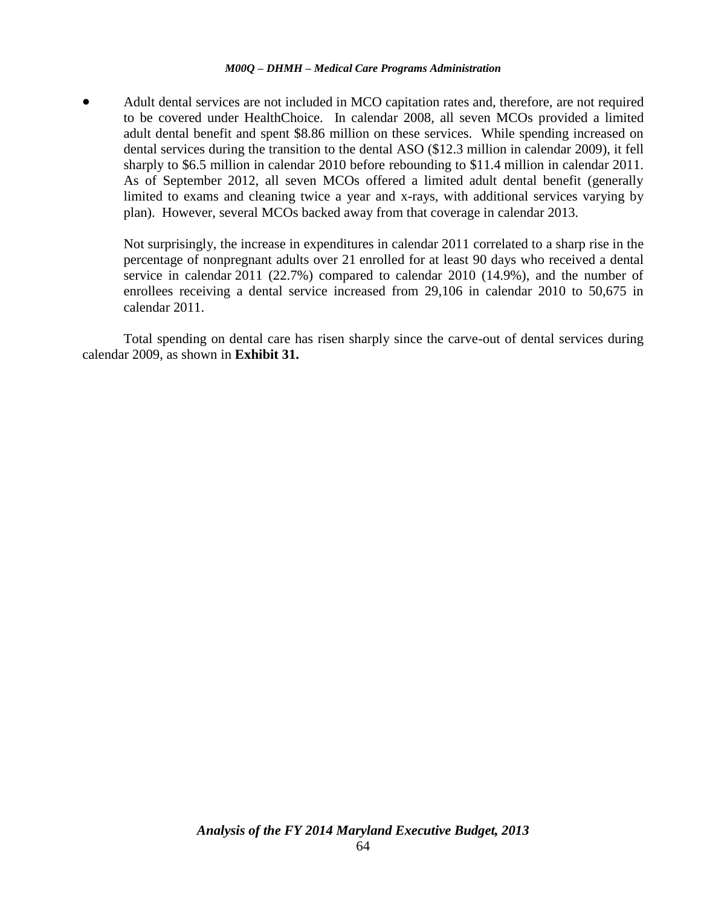- Adult dental services are not included in MCO capitation rates and, therefore, are not required to be covered under HealthChoice. In calendar 2008, all seven MCOs provided a limited adult dental benefit and spent \$8.86 million on these services. While spending increased on dental services during the transition to the dental ASO (\$12.3 million in calendar 2009), it fell sharply to \$6.5 million in calendar 2010 before rebounding to \$11.4 million in calendar 2011. As of September 2012, all seven MCOs offered a limited adult dental benefit (generally limited to exams and cleaning twice a year and x-rays, with additional services varying by plan). However, several MCOs backed away from that coverage in calendar 2013.

  Not surprisingly, the increase in expenditures in calendar 2011 correlated to a sharp rise in the percentage of nonpregnant adults over 21 enrolled for at least 90 days who received a dental service in calendar 2011 (22.7%) compared to calendar 2010 (14.9%), and the number of enrollees receiving a dental service increased from 29,106 in calendar 2010 to 50,675 in calendar 2011.

Total spending on dental care has risen sharply since the carve-out of dental services during calendar 2009, as shown in **Exhibit 31.**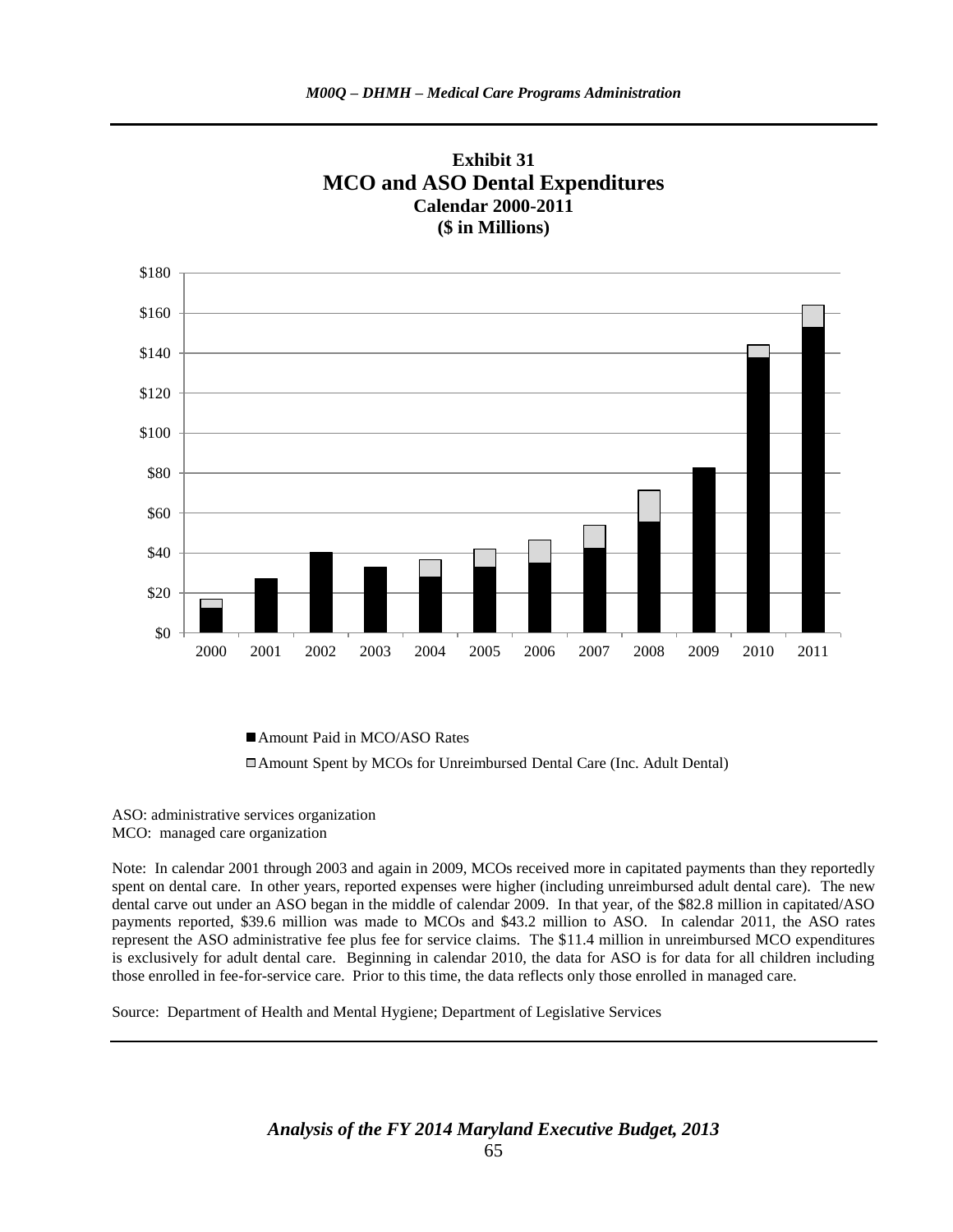**Exhibit 31**
**MCO and ASO Dental Expenditures**
**Calendar 2000-2011**
**($ in Millions)**

■ Amount Paid in MCO/ASO Rates

□ Amount Spent by MCOs for Unreimbursed Dental Care (Inc. Adult Dental)

ASO: administrative services organization
MCO: managed care organization

Note: In calendar 2001 through 2003 and again in 2009, MCOs received more in capitated payments than they reportedly spent on dental care. In other years, reported expenses were higher (including unreimbursed adult dental care). The new dental carve out under an ASO began in the middle of calendar 2009. In that year, of the $82.8 million in capitated/ASO payments reported, $39.6 million was made to MCOs and $43.2 million to ASO. In calendar 2011, the ASO rates represent the ASO administrative fee plus fee for service claims. The $11.4 million in unreimbursed MCO expenditures is exclusively for adult dental care. Beginning in calendar 2010, the data for ASO is for data for all children including those enrolled in fee-for-service care. Prior to this time, the data reflects only those enrolled in managed care.

Source: Department of Health and Mental Hygiene; Department of Legislative Services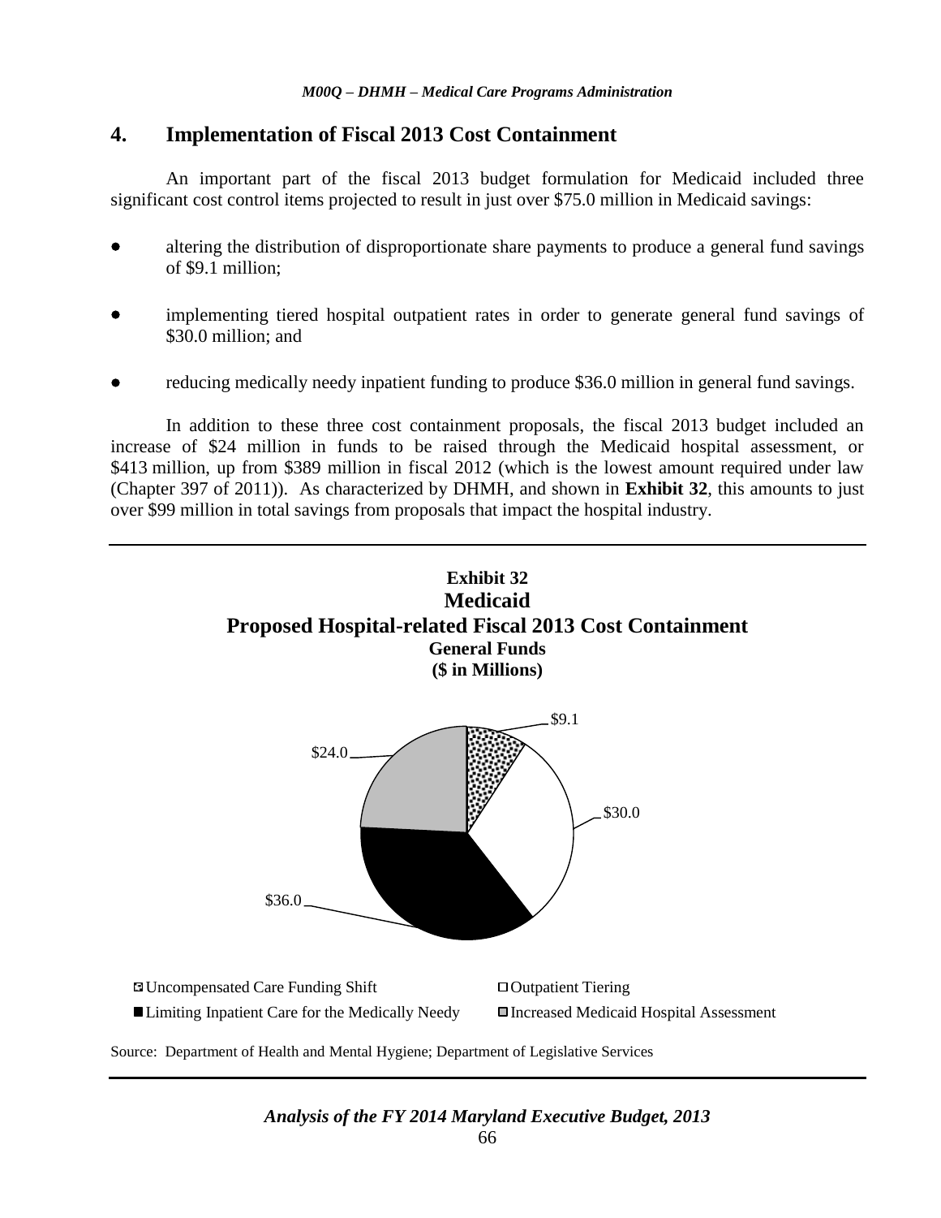## 4. Implementation of Fiscal 2013 Cost Containment

An important part of the fiscal 2013 budget formulation for Medicaid included three significant cost control items projected to result in just over $75.0 million in Medicaid savings:

- altering the distribution of disproportionate share payments to produce a general fund savings of $9.1 million;
- implementing tiered hospital outpatient rates in order to generate general fund savings of $30.0 million; and
- reducing medically needy inpatient funding to produce $36.0 million in general fund savings.

In addition to these three cost containment proposals, the fiscal 2013 budget included an increase of $24 million in funds to be raised through the Medicaid hospital assessment, or $413 million, up from $389 million in fiscal 2012 (which is the lowest amount required under law (Chapter 397 of 2011)). As characterized by DHMH, and shown in **Exhibit 32**, this amounts to just over $99 million in total savings from proposals that impact the hospital industry.

**Exhibit 32**
**Medicaid**
**Proposed Hospital-related Fiscal 2013 Cost Containment**
**General Funds**
**($ in Millions)**

| Category | Amount |
|---|---|
| Uncompensated Care Funding Shift | $9.1 |
| Outpatient Tiering | $30.0 |
| Limiting Inpatient Care for the Medically Needy | $36.0 |
| Increased Medicaid Hospital Assessment | $24.0 |

Source: Department of Health and Mental Hygiene; Department of Legislative Services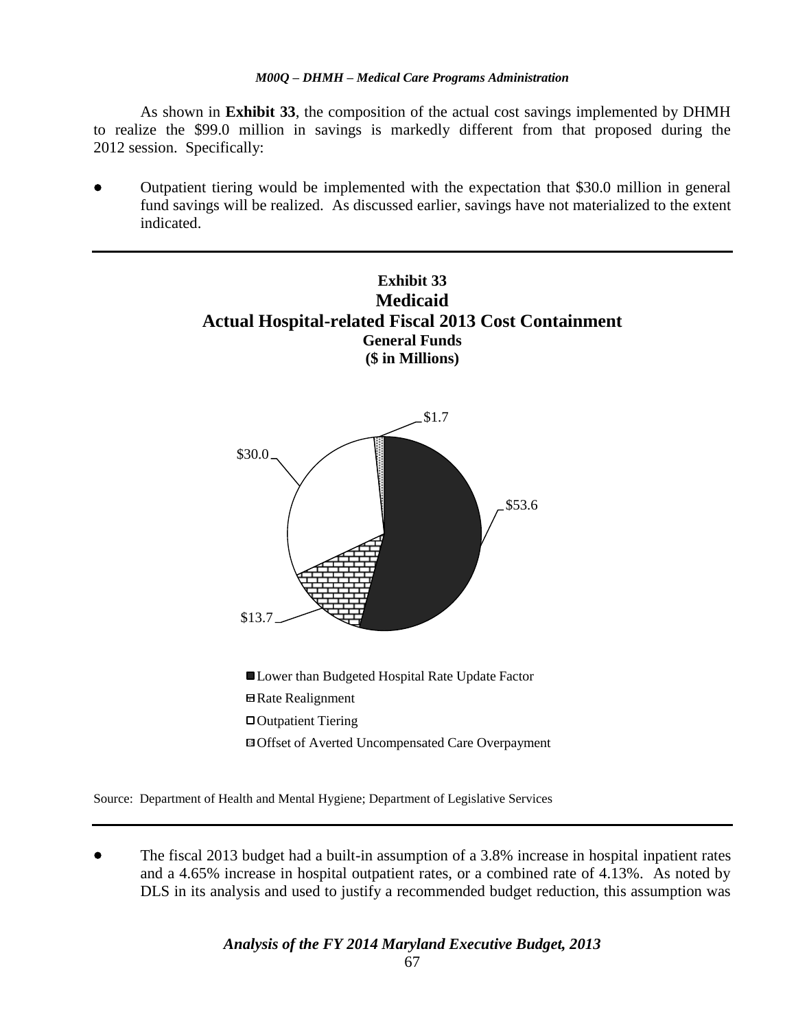As shown in **Exhibit 33**, the composition of the actual cost savings implemented by DHMH to realize the $99.0 million in savings is markedly different from that proposed during the 2012 session. Specifically:

- Outpatient tiering would be implemented with the expectation that $30.0 million in general fund savings will be realized. As discussed earlier, savings have not materialized to the extent indicated.

**Exhibit 33**
**Medicaid**
**Actual Hospital-related Fiscal 2013 Cost Containment**
**General Funds**
**($ in Millions)**

| Category | Amount |
|---|---|
| Lower than Budgeted Hospital Rate Update Factor | $53.6 |
| Rate Realignment | $13.7 |
| Outpatient Tiering | $30.0 |
| Offset of Averted Uncompensated Care Overpayment | $1.7 |

Source: Department of Health and Mental Hygiene; Department of Legislative Services

- The fiscal 2013 budget had a built-in assumption of a 3.8% increase in hospital inpatient rates and a 4.65% increase in hospital outpatient rates, or a combined rate of 4.13%. As noted by DLS in its analysis and used to justify a recommended budget reduction, this assumption was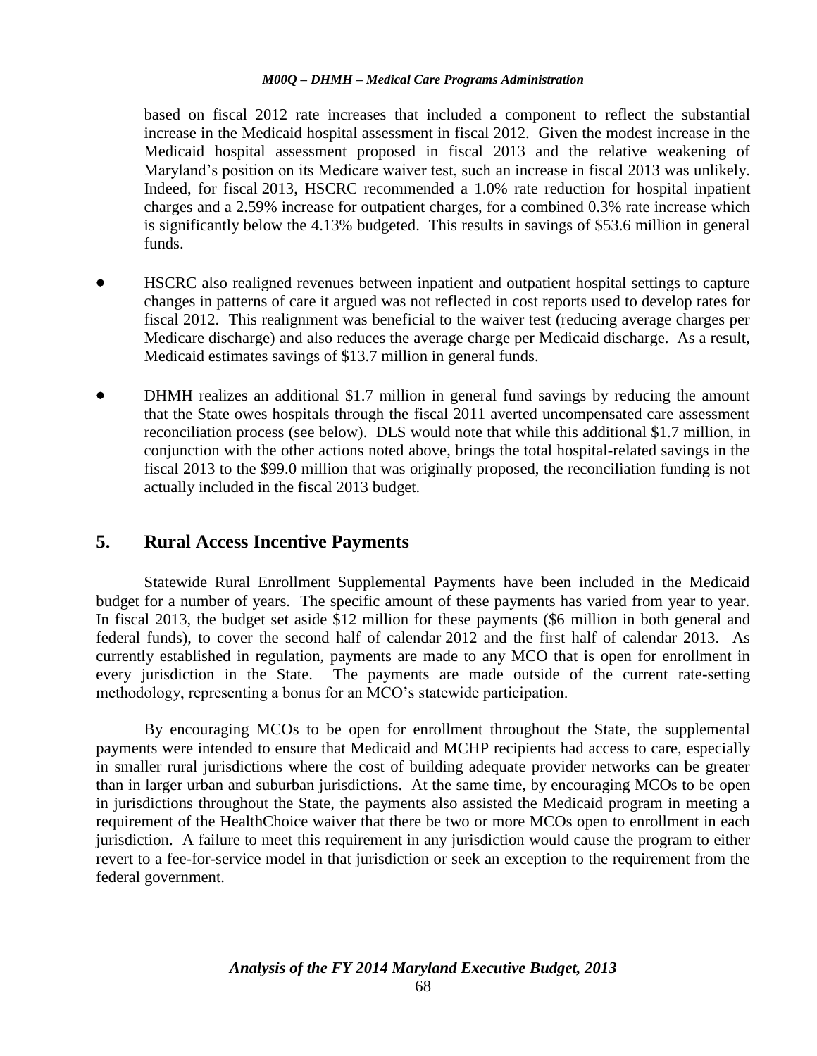based on fiscal 2012 rate increases that included a component to reflect the substantial increase in the Medicaid hospital assessment in fiscal 2012. Given the modest increase in the Medicaid hospital assessment proposed in fiscal 2013 and the relative weakening of Maryland's position on its Medicare waiver test, such an increase in fiscal 2013 was unlikely. Indeed, for fiscal 2013, HSCRC recommended a 1.0% rate reduction for hospital inpatient charges and a 2.59% increase for outpatient charges, for a combined 0.3% rate increase which is significantly below the 4.13% budgeted. This results in savings of $53.6 million in general funds.

- HSCRC also realigned revenues between inpatient and outpatient hospital settings to capture changes in patterns of care it argued was not reflected in cost reports used to develop rates for fiscal 2012. This realignment was beneficial to the waiver test (reducing average charges per Medicare discharge) and also reduces the average charge per Medicaid discharge. As a result, Medicaid estimates savings of $13.7 million in general funds.

- DHMH realizes an additional $1.7 million in general fund savings by reducing the amount that the State owes hospitals through the fiscal 2011 averted uncompensated care assessment reconciliation process (see below). DLS would note that while this additional $1.7 million, in conjunction with the other actions noted above, brings the total hospital-related savings in the fiscal 2013 to the $99.0 million that was originally proposed, the reconciliation funding is not actually included in the fiscal 2013 budget.

## 5. Rural Access Incentive Payments

Statewide Rural Enrollment Supplemental Payments have been included in the Medicaid budget for a number of years. The specific amount of these payments has varied from year to year. In fiscal 2013, the budget set aside $12 million for these payments ($6 million in both general and federal funds), to cover the second half of calendar 2012 and the first half of calendar 2013. As currently established in regulation, payments are made to any MCO that is open for enrollment in every jurisdiction in the State. The payments are made outside of the current rate-setting methodology, representing a bonus for an MCO's statewide participation.

By encouraging MCOs to be open for enrollment throughout the State, the supplemental payments were intended to ensure that Medicaid and MCHP recipients had access to care, especially in smaller rural jurisdictions where the cost of building adequate provider networks can be greater than in larger urban and suburban jurisdictions. At the same time, by encouraging MCOs to be open in jurisdictions throughout the State, the payments also assisted the Medicaid program in meeting a requirement of the HealthChoice waiver that there be two or more MCOs open to enrollment in each jurisdiction. A failure to meet this requirement in any jurisdiction would cause the program to either revert to a fee-for-service model in that jurisdiction or seek an exception to the requirement from the federal government.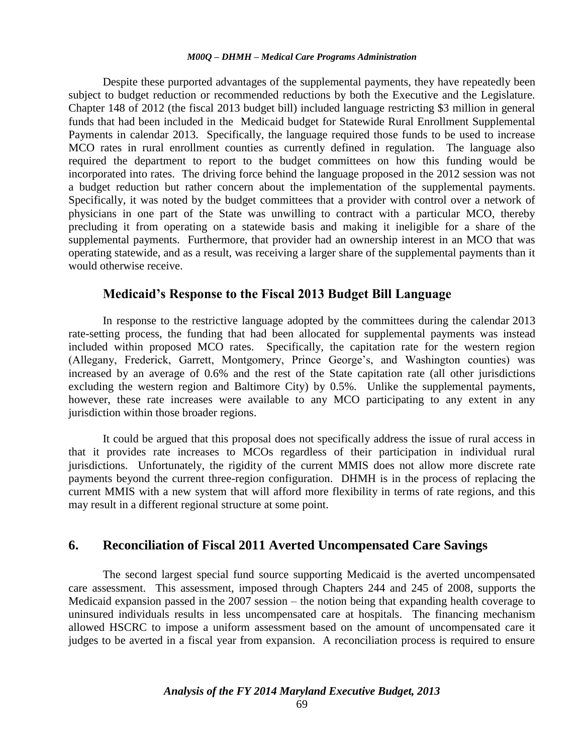Despite these purported advantages of the supplemental payments, they have repeatedly been subject to budget reduction or recommended reductions by both the Executive and the Legislature. Chapter 148 of 2012 (the fiscal 2013 budget bill) included language restricting $3 million in general funds that had been included in the Medicaid budget for Statewide Rural Enrollment Supplemental Payments in calendar 2013. Specifically, the language required those funds to be used to increase MCO rates in rural enrollment counties as currently defined in regulation. The language also required the department to report to the budget committees on how this funding would be incorporated into rates. The driving force behind the language proposed in the 2012 session was not a budget reduction but rather concern about the implementation of the supplemental payments. Specifically, it was noted by the budget committees that a provider with control over a network of physicians in one part of the State was unwilling to contract with a particular MCO, thereby precluding it from operating on a statewide basis and making it ineligible for a share of the supplemental payments. Furthermore, that provider had an ownership interest in an MCO that was operating statewide, and as a result, was receiving a larger share of the supplemental payments than it would otherwise receive.

### Medicaid's Response to the Fiscal 2013 Budget Bill Language

In response to the restrictive language adopted by the committees during the calendar 2013 rate-setting process, the funding that had been allocated for supplemental payments was instead included within proposed MCO rates. Specifically, the capitation rate for the western region (Allegany, Frederick, Garrett, Montgomery, Prince George's, and Washington counties) was increased by an average of 0.6% and the rest of the State capitation rate (all other jurisdictions excluding the western region and Baltimore City) by 0.5%. Unlike the supplemental payments, however, these rate increases were available to any MCO participating to any extent in any jurisdiction within those broader regions.

It could be argued that this proposal does not specifically address the issue of rural access in that it provides rate increases to MCOs regardless of their participation in individual rural jurisdictions. Unfortunately, the rigidity of the current MMIS does not allow more discrete rate payments beyond the current three-region configuration. DHMH is in the process of replacing the current MMIS with a new system that will afford more flexibility in terms of rate regions, and this may result in a different regional structure at some point.

## 6. Reconciliation of Fiscal 2011 Averted Uncompensated Care Savings

The second largest special fund source supporting Medicaid is the averted uncompensated care assessment. This assessment, imposed through Chapters 244 and 245 of 2008, supports the Medicaid expansion passed in the 2007 session – the notion being that expanding health coverage to uninsured individuals results in less uncompensated care at hospitals. The financing mechanism allowed HSCRC to impose a uniform assessment based on the amount of uncompensated care it judges to be averted in a fiscal year from expansion. A reconciliation process is required to ensure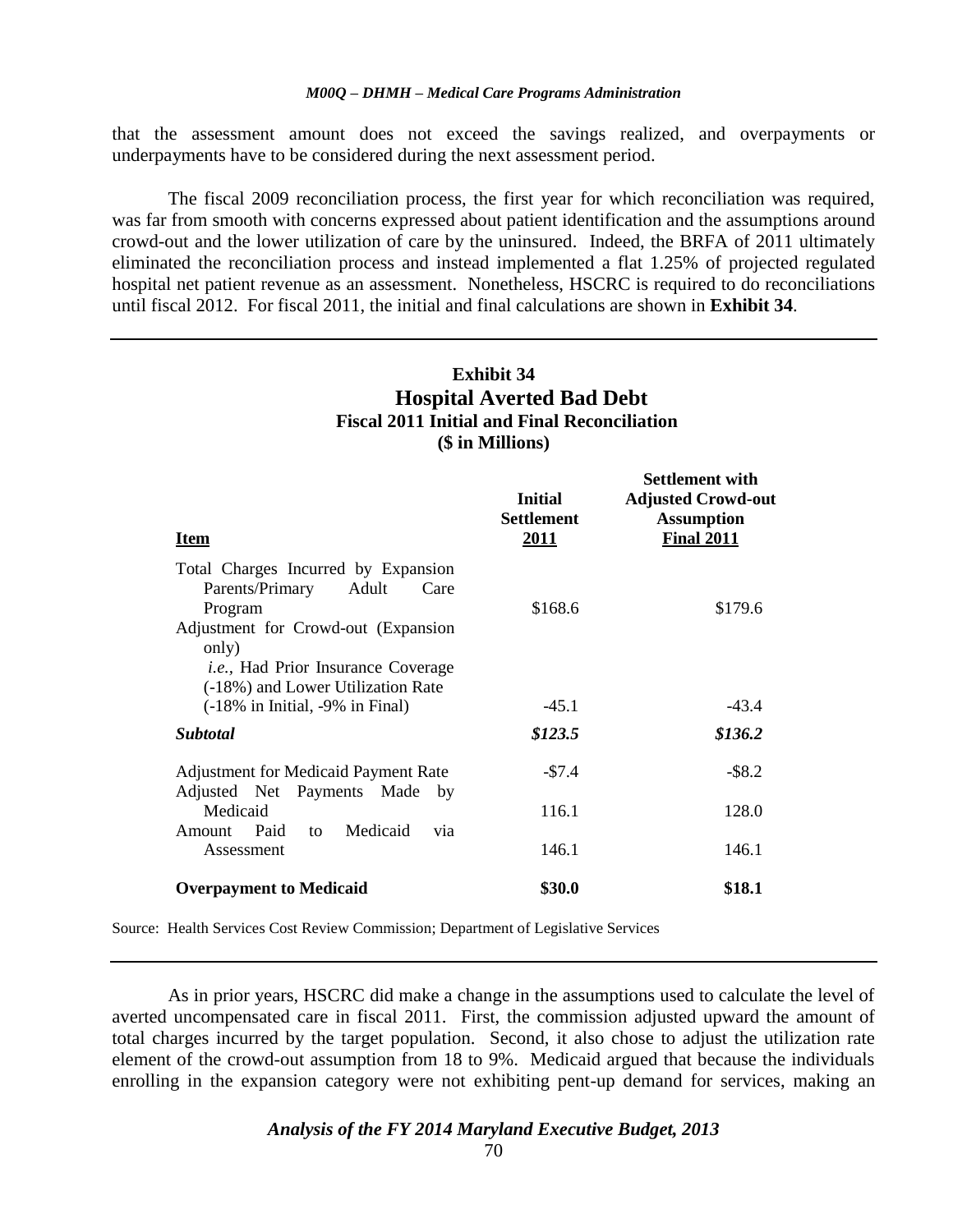that the assessment amount does not exceed the savings realized, and overpayments or underpayments have to be considered during the next assessment period.

The fiscal 2009 reconciliation process, the first year for which reconciliation was required, was far from smooth with concerns expressed about patient identification and the assumptions around crowd-out and the lower utilization of care by the uninsured. Indeed, the BRFA of 2011 ultimately eliminated the reconciliation process and instead implemented a flat 1.25% of projected regulated hospital net patient revenue as an assessment. Nonetheless, HSCRC is required to do reconciliations until fiscal 2012. For fiscal 2011, the initial and final calculations are shown in **Exhibit 34**.

**Exhibit 34**
**Hospital Averted Bad Debt**
**Fiscal 2011 Initial and Final Reconciliation**
**($ in Millions)**

| Item | Initial Settlement 2011 | Settlement with Adjusted Crowd-out Assumption Final 2011 |
|---|---|---|
| Total Charges Incurred by Expansion Parents/Primary Adult Care Program | $168.6 | $179.6 |
| Adjustment for Crowd-out (Expansion only) *i.e.*, Had Prior Insurance Coverage (-18%) and Lower Utilization Rate (-18% in Initial, -9% in Final) | -45.1 | -43.4 |
| ***Subtotal*** | ***$123.5*** | ***$136.2*** |
| Adjustment for Medicaid Payment Rate | -$7.4 | -$8.2 |
| Adjusted Net Payments Made by Medicaid | 116.1 | 128.0 |
| Amount Paid to Medicaid via Assessment | 146.1 | 146.1 |
| **Overpayment to Medicaid** | **$30.0** | **$18.1** |

Source: Health Services Cost Review Commission; Department of Legislative Services

As in prior years, HSCRC did make a change in the assumptions used to calculate the level of averted uncompensated care in fiscal 2011. First, the commission adjusted upward the amount of total charges incurred by the target population. Second, it also chose to adjust the utilization rate element of the crowd-out assumption from 18 to 9%. Medicaid argued that because the individuals enrolling in the expansion category were not exhibiting pent-up demand for services, making an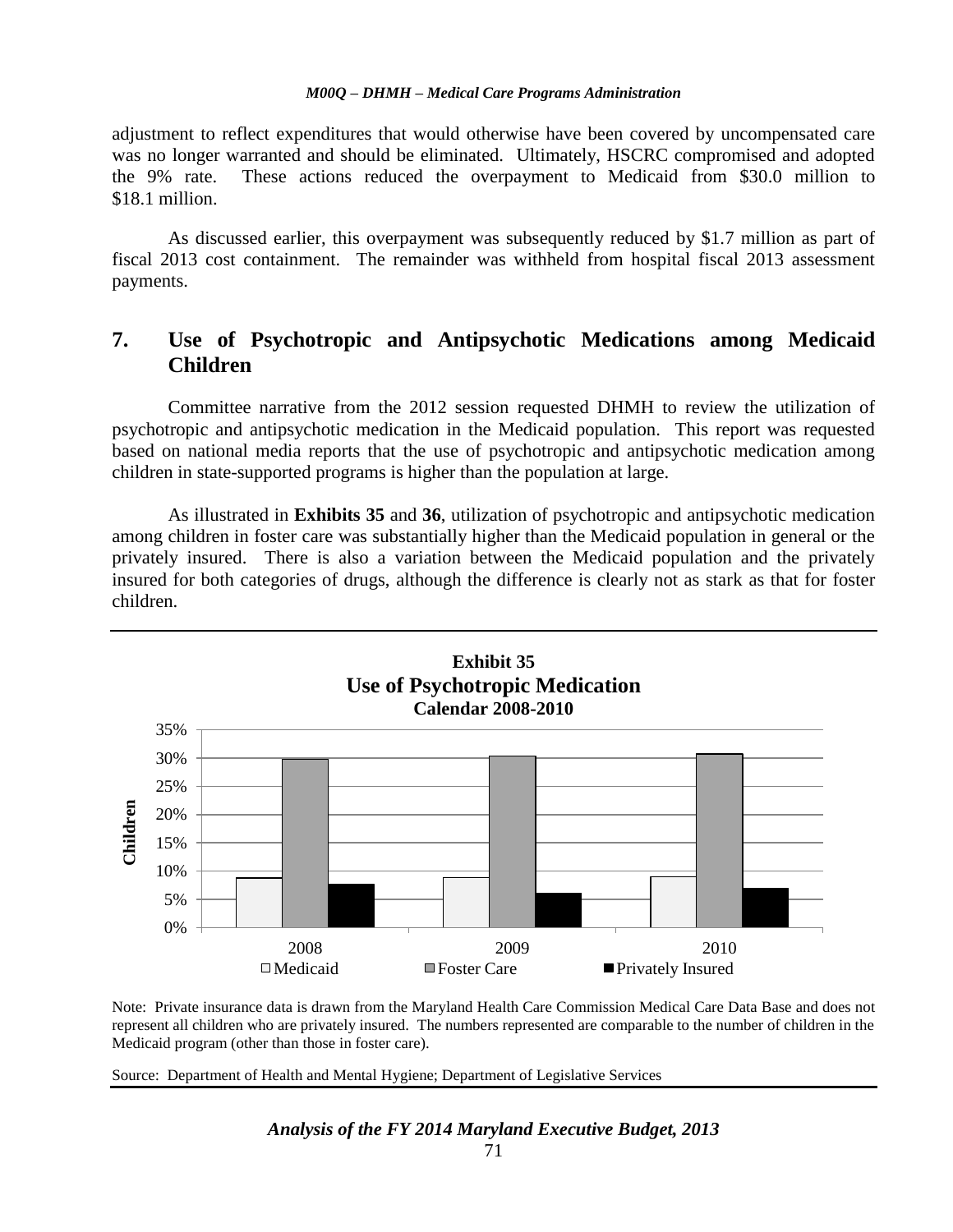adjustment to reflect expenditures that would otherwise have been covered by uncompensated care was no longer warranted and should be eliminated. Ultimately, HSCRC compromised and adopted the 9% rate. These actions reduced the overpayment to Medicaid from \$30.0 million to \$18.1 million.

As discussed earlier, this overpayment was subsequently reduced by \$1.7 million as part of fiscal 2013 cost containment. The remainder was withheld from hospital fiscal 2013 assessment payments.

## 7. Use of Psychotropic and Antipsychotic Medications among Medicaid Children

Committee narrative from the 2012 session requested DHMH to review the utilization of psychotropic and antipsychotic medication in the Medicaid population. This report was requested based on national media reports that the use of psychotropic and antipsychotic medication among children in state-supported programs is higher than the population at large.

As illustrated in **Exhibits 35** and **36**, utilization of psychotropic and antipsychotic medication among children in foster care was substantially higher than the Medicaid population in general or the privately insured. There is also a variation between the Medicaid population and the privately insured for both categories of drugs, although the difference is clearly not as stark as that for foster children.

**Exhibit 35**
**Use of Psychotropic Medication**
**Calendar 2008-2010**

Note: Private insurance data is drawn from the Maryland Health Care Commission Medical Care Data Base and does not represent all children who are privately insured. The numbers represented are comparable to the number of children in the Medicaid program (other than those in foster care).

Source: Department of Health and Mental Hygiene; Department of Legislative Services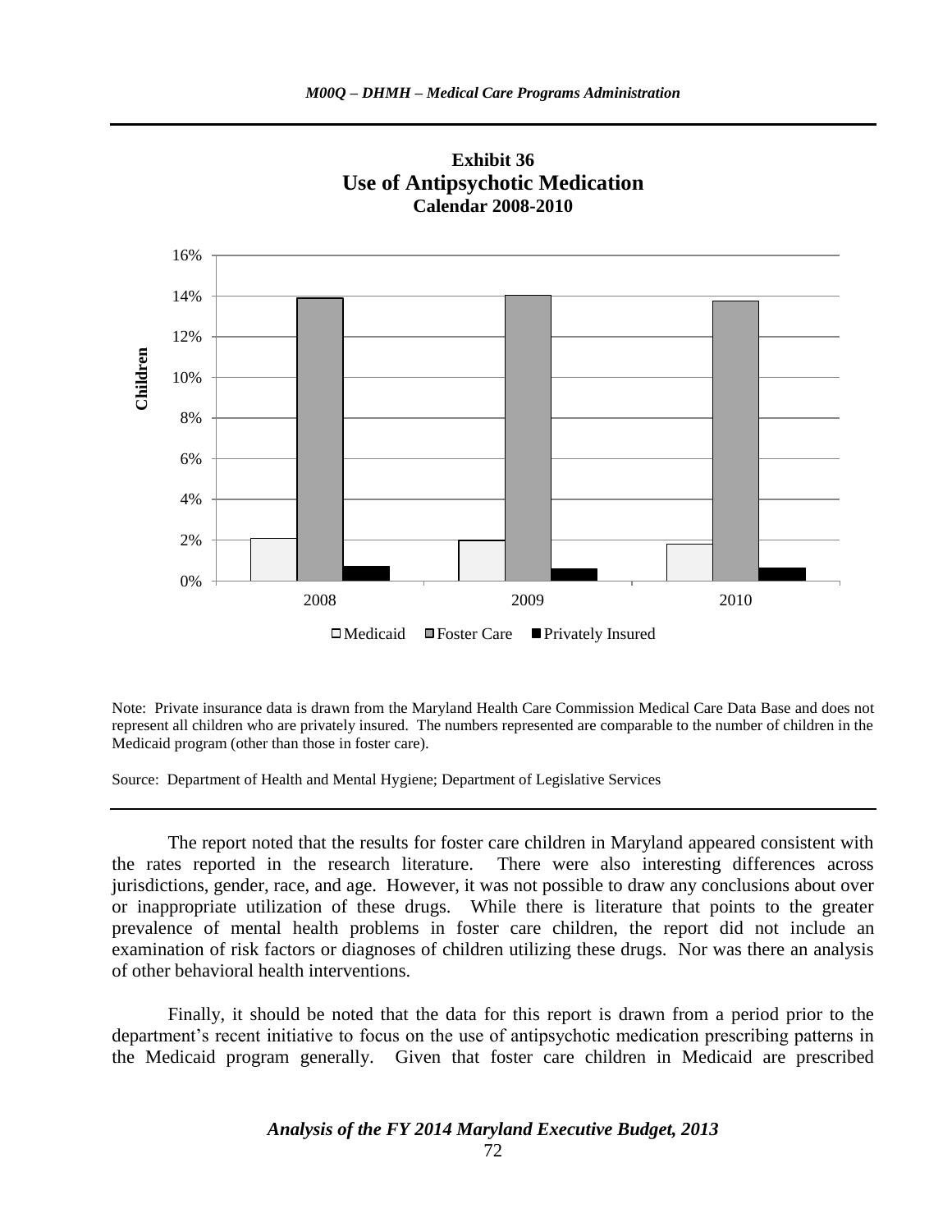**Exhibit 36**
**Use of Antipsychotic Medication**
**Calendar 2008-2010**

Note: Private insurance data is drawn from the Maryland Health Care Commission Medical Care Data Base and does not represent all children who are privately insured. The numbers represented are comparable to the number of children in the Medicaid program (other than those in foster care).

Source: Department of Health and Mental Hygiene; Department of Legislative Services

The report noted that the results for foster care children in Maryland appeared consistent with the rates reported in the research literature. There were also interesting differences across jurisdictions, gender, race, and age. However, it was not possible to draw any conclusions about over or inappropriate utilization of these drugs. While there is literature that points to the greater prevalence of mental health problems in foster care children, the report did not include an examination of risk factors or diagnoses of children utilizing these drugs. Nor was there an analysis of other behavioral health interventions.

Finally, it should be noted that the data for this report is drawn from a period prior to the department's recent initiative to focus on the use of antipsychotic medication prescribing patterns in the Medicaid program generally. Given that foster care children in Medicaid are prescribed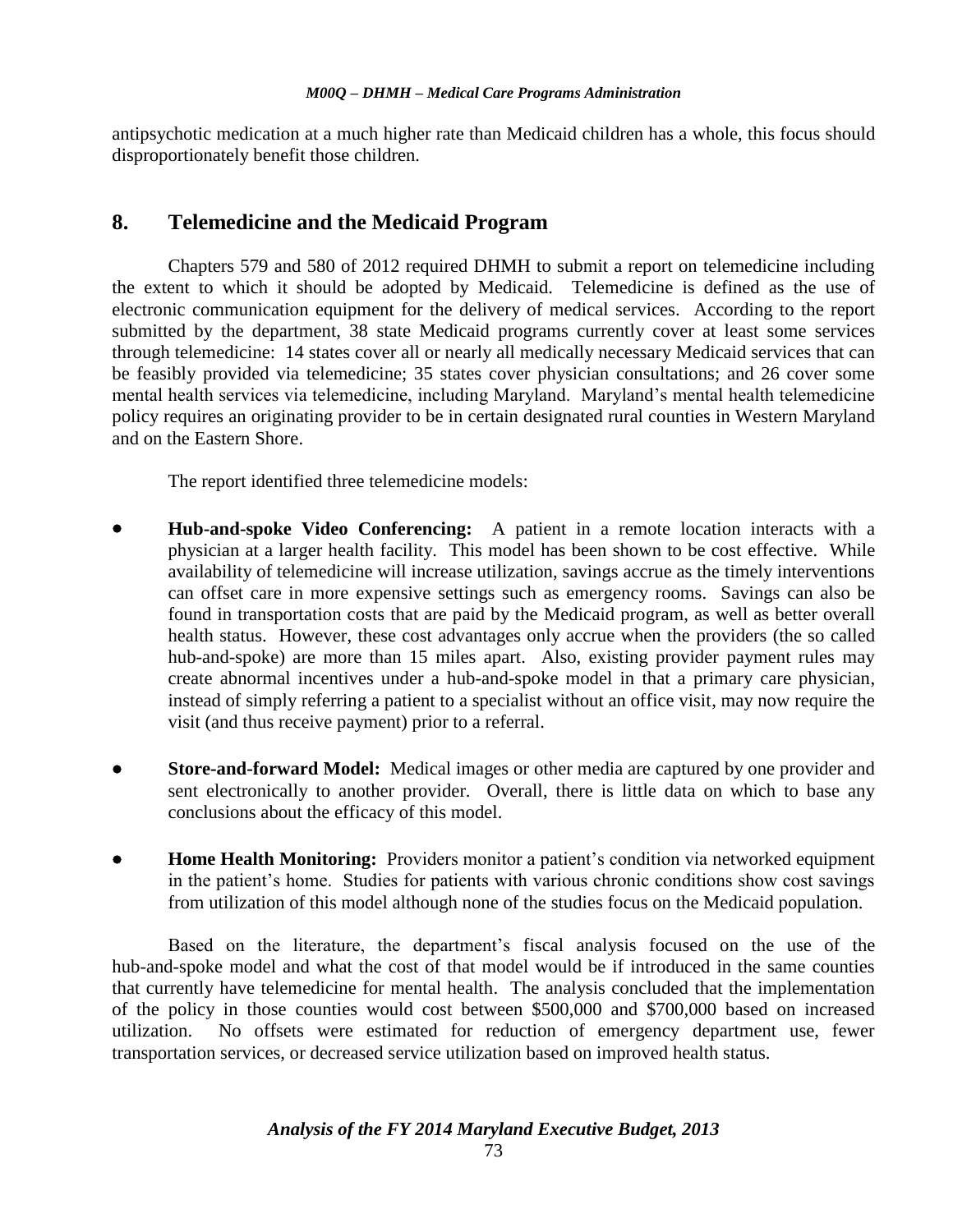antipsychotic medication at a much higher rate than Medicaid children has a whole, this focus should disproportionately benefit those children.

## 8. Telemedicine and the Medicaid Program

Chapters 579 and 580 of 2012 required DHMH to submit a report on telemedicine including the extent to which it should be adopted by Medicaid. Telemedicine is defined as the use of electronic communication equipment for the delivery of medical services. According to the report submitted by the department, 38 state Medicaid programs currently cover at least some services through telemedicine: 14 states cover all or nearly all medically necessary Medicaid services that can be feasibly provided via telemedicine; 35 states cover physician consultations; and 26 cover some mental health services via telemedicine, including Maryland. Maryland's mental health telemedicine policy requires an originating provider to be in certain designated rural counties in Western Maryland and on the Eastern Shore.

The report identified three telemedicine models:

- **Hub-and-spoke Video Conferencing:** A patient in a remote location interacts with a physician at a larger health facility. This model has been shown to be cost effective. While availability of telemedicine will increase utilization, savings accrue as the timely interventions can offset care in more expensive settings such as emergency rooms. Savings can also be found in transportation costs that are paid by the Medicaid program, as well as better overall health status. However, these cost advantages only accrue when the providers (the so called hub-and-spoke) are more than 15 miles apart. Also, existing provider payment rules may create abnormal incentives under a hub-and-spoke model in that a primary care physician, instead of simply referring a patient to a specialist without an office visit, may now require the visit (and thus receive payment) prior to a referral.

- **Store-and-forward Model:** Medical images or other media are captured by one provider and sent electronically to another provider. Overall, there is little data on which to base any conclusions about the efficacy of this model.

- **Home Health Monitoring:** Providers monitor a patient's condition via networked equipment in the patient's home. Studies for patients with various chronic conditions show cost savings from utilization of this model although none of the studies focus on the Medicaid population.

Based on the literature, the department's fiscal analysis focused on the use of the hub-and-spoke model and what the cost of that model would be if introduced in the same counties that currently have telemedicine for mental health. The analysis concluded that the implementation of the policy in those counties would cost between $500,000 and $700,000 based on increased utilization. No offsets were estimated for reduction of emergency department use, fewer transportation services, or decreased service utilization based on improved health status.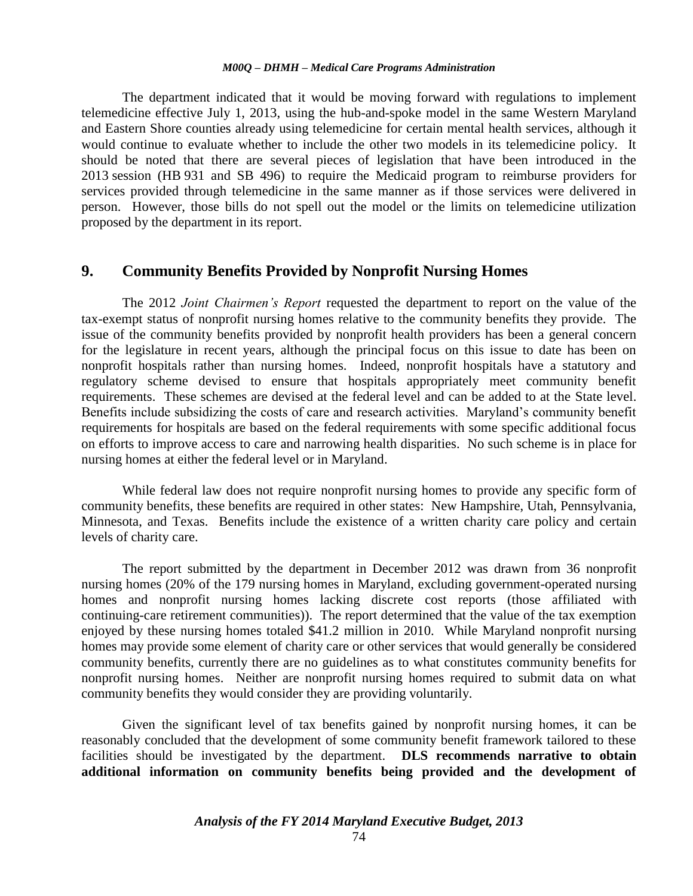The department indicated that it would be moving forward with regulations to implement telemedicine effective July 1, 2013, using the hub-and-spoke model in the same Western Maryland and Eastern Shore counties already using telemedicine for certain mental health services, although it would continue to evaluate whether to include the other two models in its telemedicine policy. It should be noted that there are several pieces of legislation that have been introduced in the 2013 session (HB 931 and SB 496) to require the Medicaid program to reimburse providers for services provided through telemedicine in the same manner as if those services were delivered in person. However, those bills do not spell out the model or the limits on telemedicine utilization proposed by the department in its report.

## 9. Community Benefits Provided by Nonprofit Nursing Homes

The 2012 *Joint Chairmen's Report* requested the department to report on the value of the tax-exempt status of nonprofit nursing homes relative to the community benefits they provide. The issue of the community benefits provided by nonprofit health providers has been a general concern for the legislature in recent years, although the principal focus on this issue to date has been on nonprofit hospitals rather than nursing homes. Indeed, nonprofit hospitals have a statutory and regulatory scheme devised to ensure that hospitals appropriately meet community benefit requirements. These schemes are devised at the federal level and can be added to at the State level. Benefits include subsidizing the costs of care and research activities. Maryland's community benefit requirements for hospitals are based on the federal requirements with some specific additional focus on efforts to improve access to care and narrowing health disparities. No such scheme is in place for nursing homes at either the federal level or in Maryland.

While federal law does not require nonprofit nursing homes to provide any specific form of community benefits, these benefits are required in other states: New Hampshire, Utah, Pennsylvania, Minnesota, and Texas. Benefits include the existence of a written charity care policy and certain levels of charity care.

The report submitted by the department in December 2012 was drawn from 36 nonprofit nursing homes (20% of the 179 nursing homes in Maryland, excluding government-operated nursing homes and nonprofit nursing homes lacking discrete cost reports (those affiliated with continuing-care retirement communities)). The report determined that the value of the tax exemption enjoyed by these nursing homes totaled $41.2 million in 2010. While Maryland nonprofit nursing homes may provide some element of charity care or other services that would generally be considered community benefits, currently there are no guidelines as to what constitutes community benefits for nonprofit nursing homes. Neither are nonprofit nursing homes required to submit data on what community benefits they would consider they are providing voluntarily.

Given the significant level of tax benefits gained by nonprofit nursing homes, it can be reasonably concluded that the development of some community benefit framework tailored to these facilities should be investigated by the department. **DLS recommends narrative to obtain additional information on community benefits being provided and the development of**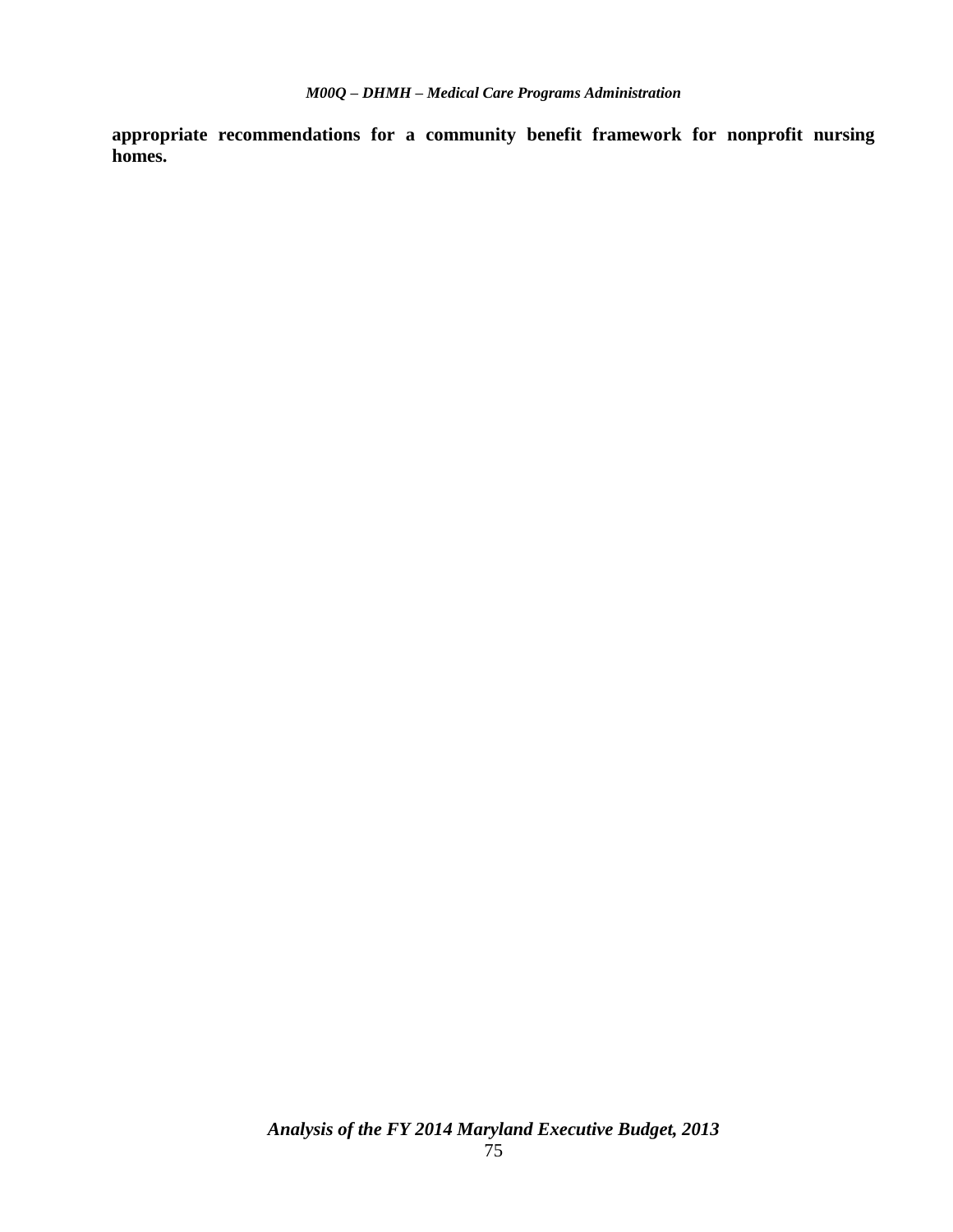**appropriate recommendations for a community benefit framework for nonprofit nursing homes.**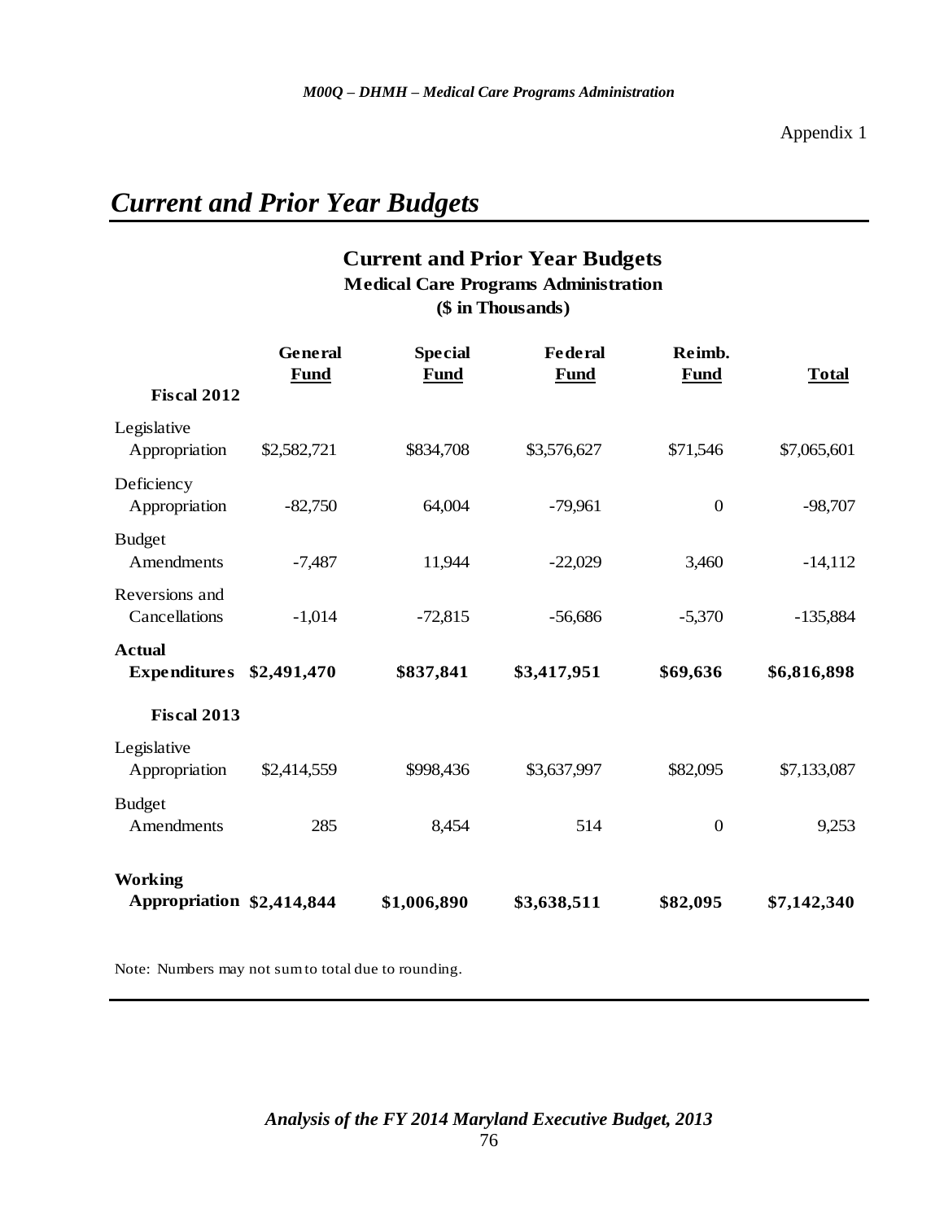Appendix 1

# *Current and Prior Year Budgets*

## Current and Prior Year Budgets
### Medical Care Programs Administration
### ($ in Thousands)

| | General Fund | Special Fund | Federal Fund | Reimb. Fund | Total |
|---|---|---|---|---|---|
| **Fiscal 2012** | | | | | |
| Legislative Appropriation | $2,582,721 | $834,708 | $3,576,627 | $71,546 | $7,065,601 |
| Deficiency Appropriation | -82,750 | 64,004 | -79,961 | 0 | -98,707 |
| Budget Amendments | -7,487 | 11,944 | -22,029 | 3,460 | -14,112 |
| Reversions and Cancellations | -1,014 | -72,815 | -56,686 | -5,370 | -135,884 |
| **Actual Expenditures** | **$2,491,470** | **$837,841** | **$3,417,951** | **$69,636** | **$6,816,898** |
| **Fiscal 2013** | | | | | |
| Legislative Appropriation | $2,414,559 | $998,436 | $3,637,997 | $82,095 | $7,133,087 |
| Budget Amendments | 285 | 8,454 | 514 | 0 | 9,253 |
| **Working Appropriation** | **$2,414,844** | **$1,006,890** | **$3,638,511** | **$82,095** | **$7,142,340** |

Note: Numbers may not sum to total due to rounding.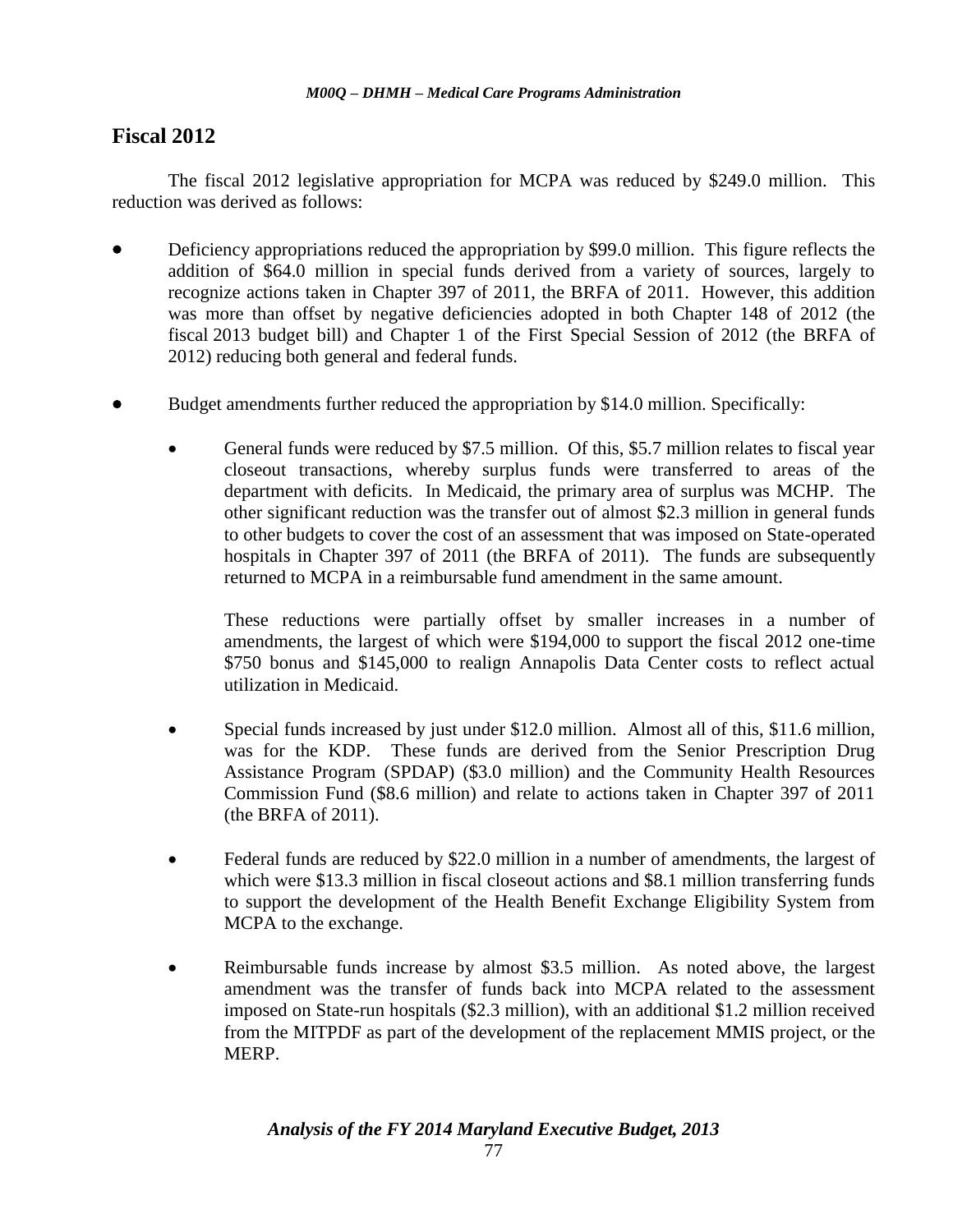## Fiscal 2012

The fiscal 2012 legislative appropriation for MCPA was reduced by $249.0 million. This reduction was derived as follows:

- Deficiency appropriations reduced the appropriation by $99.0 million. This figure reflects the addition of $64.0 million in special funds derived from a variety of sources, largely to recognize actions taken in Chapter 397 of 2011, the BRFA of 2011. However, this addition was more than offset by negative deficiencies adopted in both Chapter 148 of 2012 (the fiscal 2013 budget bill) and Chapter 1 of the First Special Session of 2012 (the BRFA of 2012) reducing both general and federal funds.

- Budget amendments further reduced the appropriation by $14.0 million. Specifically:

  - General funds were reduced by $7.5 million. Of this, $5.7 million relates to fiscal year closeout transactions, whereby surplus funds were transferred to areas of the department with deficits. In Medicaid, the primary area of surplus was MCHP. The other significant reduction was the transfer out of almost $2.3 million in general funds to other budgets to cover the cost of an assessment that was imposed on State-operated hospitals in Chapter 397 of 2011 (the BRFA of 2011). The funds are subsequently returned to MCPA in a reimbursable fund amendment in the same amount.

    These reductions were partially offset by smaller increases in a number of amendments, the largest of which were $194,000 to support the fiscal 2012 one-time $750 bonus and $145,000 to realign Annapolis Data Center costs to reflect actual utilization in Medicaid.

  - Special funds increased by just under $12.0 million. Almost all of this, $11.6 million, was for the KDP. These funds are derived from the Senior Prescription Drug Assistance Program (SPDAP) ($3.0 million) and the Community Health Resources Commission Fund ($8.6 million) and relate to actions taken in Chapter 397 of 2011 (the BRFA of 2011).

  - Federal funds are reduced by $22.0 million in a number of amendments, the largest of which were $13.3 million in fiscal closeout actions and $8.1 million transferring funds to support the development of the Health Benefit Exchange Eligibility System from MCPA to the exchange.

  - Reimbursable funds increase by almost $3.5 million. As noted above, the largest amendment was the transfer of funds back into MCPA related to the assessment imposed on State-run hospitals ($2.3 million), with an additional $1.2 million received from the MITPDF as part of the development of the replacement MMIS project, or the MERP.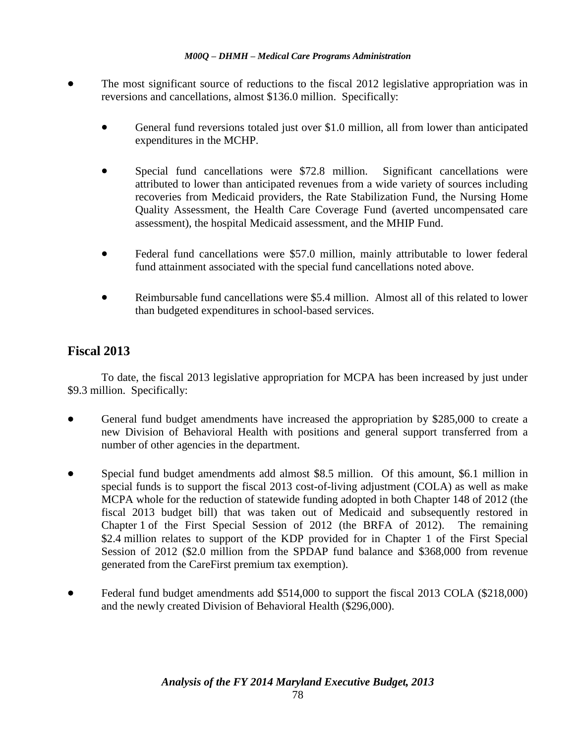- The most significant source of reductions to the fiscal 2012 legislative appropriation was in reversions and cancellations, almost $136.0 million. Specifically:

  - General fund reversions totaled just over $1.0 million, all from lower than anticipated expenditures in the MCHP.

  - Special fund cancellations were $72.8 million. Significant cancellations were attributed to lower than anticipated revenues from a wide variety of sources including recoveries from Medicaid providers, the Rate Stabilization Fund, the Nursing Home Quality Assessment, the Health Care Coverage Fund (averted uncompensated care assessment), the hospital Medicaid assessment, and the MHIP Fund.

  - Federal fund cancellations were $57.0 million, mainly attributable to lower federal fund attainment associated with the special fund cancellations noted above.

  - Reimbursable fund cancellations were $5.4 million. Almost all of this related to lower than budgeted expenditures in school-based services.

## Fiscal 2013

To date, the fiscal 2013 legislative appropriation for MCPA has been increased by just under $9.3 million. Specifically:

- General fund budget amendments have increased the appropriation by $285,000 to create a new Division of Behavioral Health with positions and general support transferred from a number of other agencies in the department.

- Special fund budget amendments add almost $8.5 million. Of this amount, $6.1 million in special funds is to support the fiscal 2013 cost-of-living adjustment (COLA) as well as make MCPA whole for the reduction of statewide funding adopted in both Chapter 148 of 2012 (the fiscal 2013 budget bill) that was taken out of Medicaid and subsequently restored in Chapter 1 of the First Special Session of 2012 (the BRFA of 2012). The remaining $2.4 million relates to support of the KDP provided for in Chapter 1 of the First Special Session of 2012 ($2.0 million from the SPDAP fund balance and $368,000 from revenue generated from the CareFirst premium tax exemption).

- Federal fund budget amendments add $514,000 to support the fiscal 2013 COLA ($218,000) and the newly created Division of Behavioral Health ($296,000).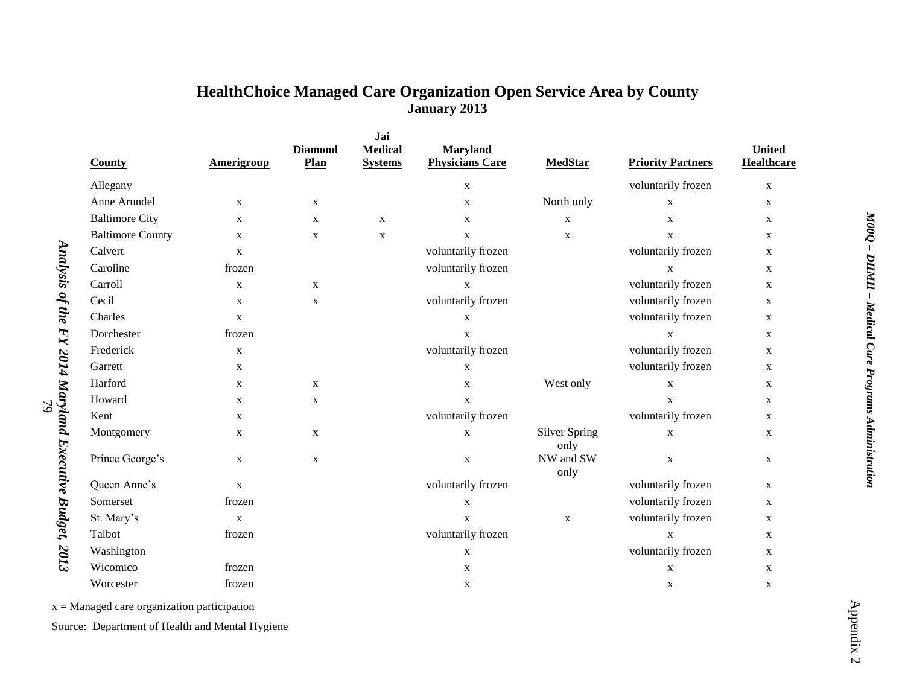## HealthChoice Managed Care Organization Open Service Area by County
**January 2013**

| County | Amerigroup | Diamond Plan | Jai Medical Systems | Maryland Physicians Care | MedStar | Priority Partners | United Healthcare |
|---|---|---|---|---|---|---|---|
| Allegany | | | | x | | voluntarily frozen | x |
| Anne Arundel | x | x | | x | North only | x | x |
| Baltimore City | x | x | x | x | x | x | x |
| Baltimore County | x | x | x | x | x | x | x |
| Calvert | x | | | voluntarily frozen | | voluntarily frozen | x |
| Caroline | frozen | | | voluntarily frozen | | x | x |
| Carroll | x | x | | x | | voluntarily frozen | x |
| Cecil | x | x | | voluntarily frozen | | voluntarily frozen | x |
| Charles | x | | | x | | voluntarily frozen | x |
| Dorchester | frozen | | | x | | x | x |
| Frederick | x | | | voluntarily frozen | | voluntarily frozen | x |
| Garrett | x | | | x | | voluntarily frozen | x |
| Harford | x | x | | x | West only | x | x |
| Howard | x | x | | x | | x | x |
| Kent | x | | | voluntarily frozen | | voluntarily frozen | x |
| Montgomery | x | x | | x | Silver Spring only | x | x |
| Prince George's | x | x | | x | NW and SW only | x | x |
| Queen Anne's | x | | | voluntarily frozen | | voluntarily frozen | x |
| Somerset | frozen | | | x | | voluntarily frozen | x |
| St. Mary's | x | | | x | x | voluntarily frozen | x |
| Talbot | frozen | | | voluntarily frozen | | x | x |
| Washington | | | | x | | voluntarily frozen | x |
| Wicomico | frozen | | | x | | x | x |
| Worcester | frozen | | | x | | x | x |

x = Managed care organization participation

Source: Department of Health and Mental Hygiene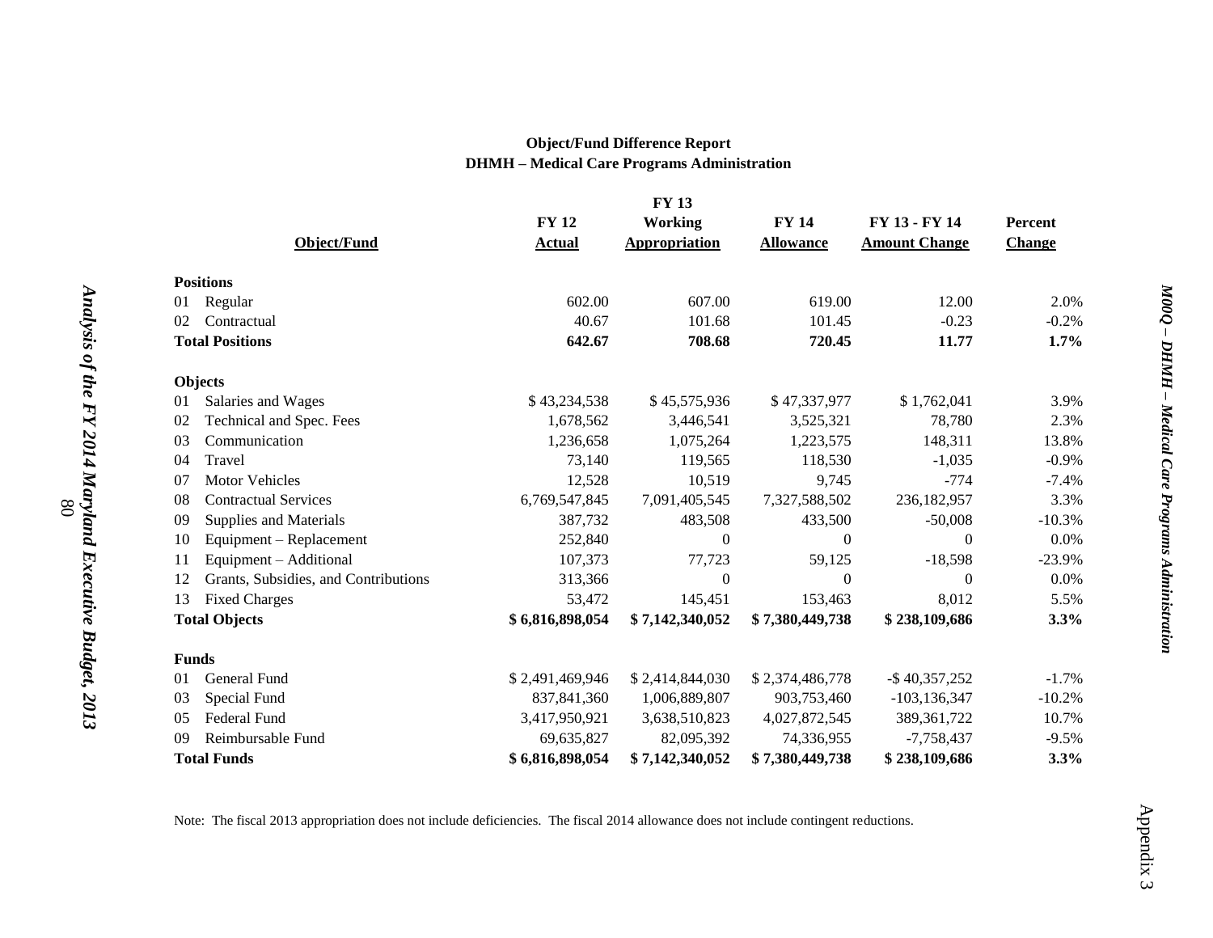**Object/Fund Difference Report**
**DHMH – Medical Care Programs Administration**

| Object/Fund | FY 12 Actual | FY 13 Working Appropriation | FY 14 Allowance | FY 13 - FY 14 Amount Change | Percent Change |
|---|---|---|---|---|---|
| **Positions** | | | | | |
| 01 Regular | 602.00 | 607.00 | 619.00 | 12.00 | 2.0% |
| 02 Contractual | 40.67 | 101.68 | 101.45 | -0.23 | -0.2% |
| **Total Positions** | **642.67** | **708.68** | **720.45** | **11.77** | **1.7%** |
| **Objects** | | | | | |
| 01 Salaries and Wages | $ 43,234,538 | $ 45,575,936 | $ 47,337,977 | $ 1,762,041 | 3.9% |
| 02 Technical and Spec. Fees | 1,678,562 | 3,446,541 | 3,525,321 | 78,780 | 2.3% |
| 03 Communication | 1,236,658 | 1,075,264 | 1,223,575 | 148,311 | 13.8% |
| 04 Travel | 73,140 | 119,565 | 118,530 | -1,035 | -0.9% |
| 07 Motor Vehicles | 12,528 | 10,519 | 9,745 | -774 | -7.4% |
| 08 Contractual Services | 6,769,547,845 | 7,091,405,545 | 7,327,588,502 | 236,182,957 | 3.3% |
| 09 Supplies and Materials | 387,732 | 483,508 | 433,500 | -50,008 | -10.3% |
| 10 Equipment – Replacement | 252,840 | 0 | 0 | 0 | 0.0% |
| 11 Equipment – Additional | 107,373 | 77,723 | 59,125 | -18,598 | -23.9% |
| 12 Grants, Subsidies, and Contributions | 313,366 | 0 | 0 | 0 | 0.0% |
| 13 Fixed Charges | 53,472 | 145,451 | 153,463 | 8,012 | 5.5% |
| **Total Objects** | **$ 6,816,898,054** | **$ 7,142,340,052** | **$ 7,380,449,738** | **$ 238,109,686** | **3.3%** |
| **Funds** | | | | | |
| 01 General Fund | $ 2,491,469,946 | $ 2,414,844,030 | $ 2,374,486,778 | -$ 40,357,252 | -1.7% |
| 03 Special Fund | 837,841,360 | 1,006,889,807 | 903,753,460 | -103,136,347 | -10.2% |
| 05 Federal Fund | 3,417,950,921 | 3,638,510,823 | 4,027,872,545 | 389,361,722 | 10.7% |
| 09 Reimbursable Fund | 69,635,827 | 82,095,392 | 74,336,955 | -7,758,437 | -9.5% |
| **Total Funds** | **$ 6,816,898,054** | **$ 7,142,340,052** | **$ 7,380,449,738** | **$ 238,109,686** | **3.3%** |

Note: The fiscal 2013 appropriation does not include deficiencies. The fiscal 2014 allowance does not include contingent reductions.

Appendix 3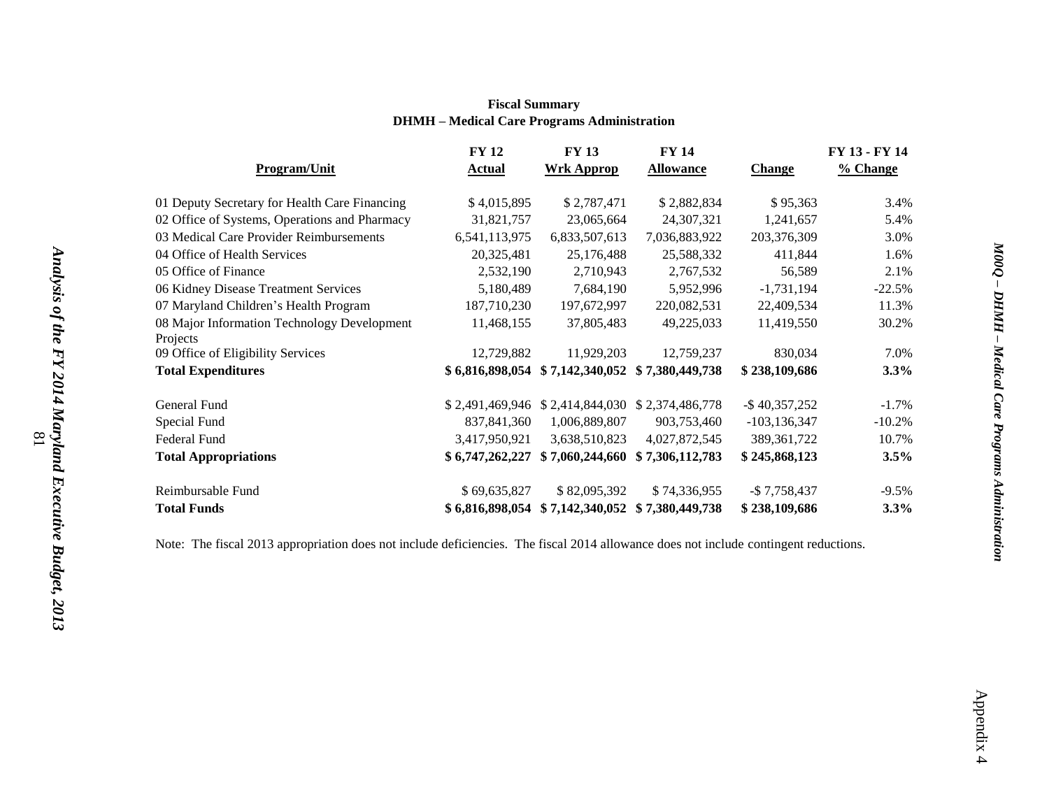**Fiscal Summary**
**DHMH – Medical Care Programs Administration**

| Program/Unit | FY 12 Actual | FY 13 Wrk Approp | FY 14 Allowance | Change | FY 13 - FY 14 % Change |
|---|---|---|---|---|---|
| 01 Deputy Secretary for Health Care Financing | $ 4,015,895 | $ 2,787,471 | $ 2,882,834 | $ 95,363 | 3.4% |
| 02 Office of Systems, Operations and Pharmacy | 31,821,757 | 23,065,664 | 24,307,321 | 1,241,657 | 5.4% |
| 03 Medical Care Provider Reimbursements | 6,541,113,975 | 6,833,507,613 | 7,036,883,922 | 203,376,309 | 3.0% |
| 04 Office of Health Services | 20,325,481 | 25,176,488 | 25,588,332 | 411,844 | 1.6% |
| 05 Office of Finance | 2,532,190 | 2,710,943 | 2,767,532 | 56,589 | 2.1% |
| 06 Kidney Disease Treatment Services | 5,180,489 | 7,684,190 | 5,952,996 | -1,731,194 | -22.5% |
| 07 Maryland Children's Health Program | 187,710,230 | 197,672,997 | 220,082,531 | 22,409,534 | 11.3% |
| 08 Major Information Technology Development Projects | 11,468,155 | 37,805,483 | 49,225,033 | 11,419,550 | 30.2% |
| 09 Office of Eligibility Services | 12,729,882 | 11,929,203 | 12,759,237 | 830,034 | 7.0% |
| **Total Expenditures** | **$ 6,816,898,054** | **$ 7,142,340,052** | **$ 7,380,449,738** | **$ 238,109,686** | **3.3%** |
| | | | | | |
| General Fund | $ 2,491,469,946 | $ 2,414,844,030 | $ 2,374,486,778 | -$ 40,357,252 | -1.7% |
| Special Fund | 837,841,360 | 1,006,889,807 | 903,753,460 | -103,136,347 | -10.2% |
| Federal Fund | 3,417,950,921 | 3,638,510,823 | 4,027,872,545 | 389,361,722 | 10.7% |
| **Total Appropriations** | **$ 6,747,262,227** | **$ 7,060,244,660** | **$ 7,306,112,783** | **$ 245,868,123** | **3.5%** |
| | | | | | |
| Reimbursable Fund | $ 69,635,827 | $ 82,095,392 | $ 74,336,955 | -$ 7,758,437 | -9.5% |
| **Total Funds** | **$ 6,816,898,054** | **$ 7,142,340,052** | **$ 7,380,449,738** | **$ 238,109,686** | **3.3%** |

Note: The fiscal 2013 appropriation does not include deficiencies. The fiscal 2014 allowance does not include contingent reductions.

Appendix 4